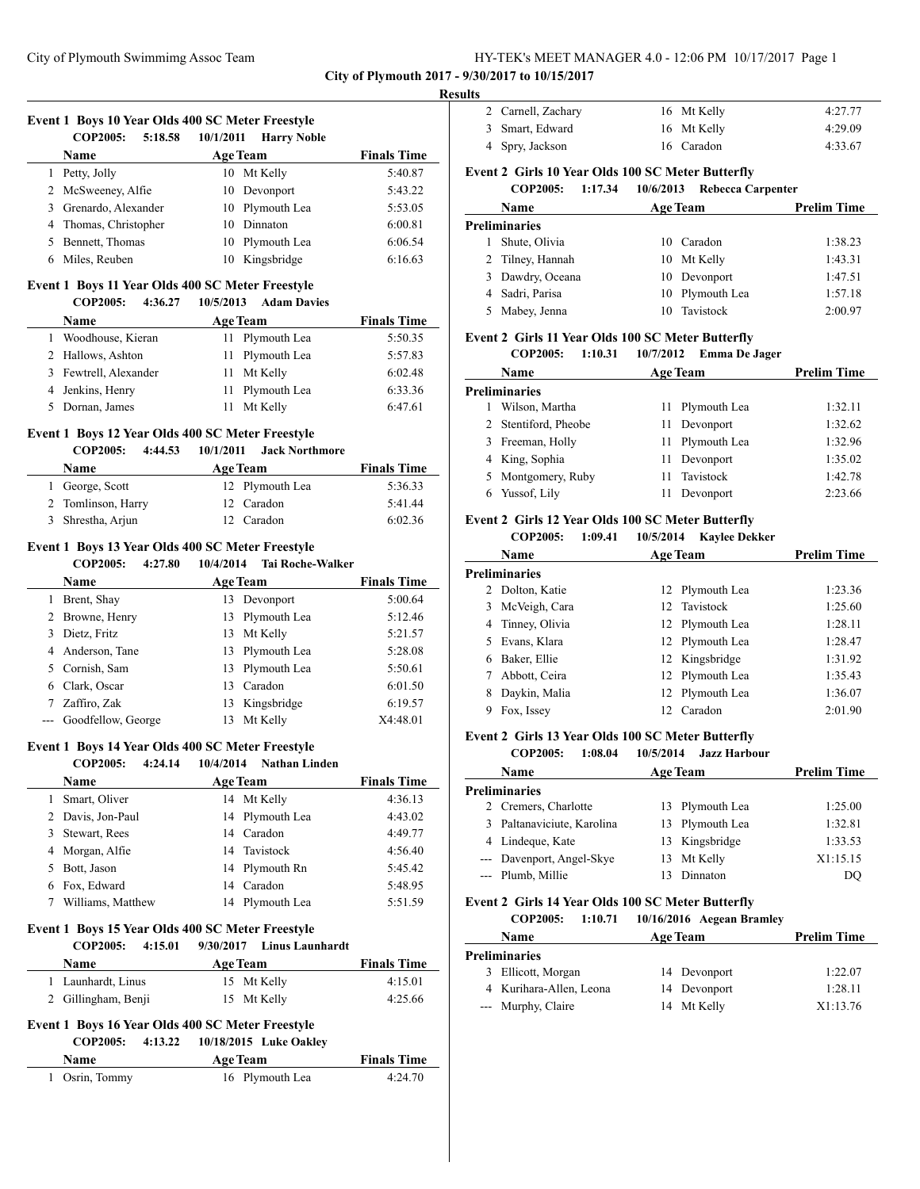**City of Plymouth 2017 - 9/30/2017 to 10/15/2017**

**Results**

### Event 1 Boys 10 Year Olds 400 SC Meter Freestyle

COP2005: 5:18.58 10/1/2011 Harry Noble

| | Name | Age | Team | Finals Time |
|---|---|---|---|---|
| 1 | Petty, Jolly | 10 | Mt Kelly | 5:40.87 |
| 2 | McSweeney, Alfie | 10 | Devonport | 5:43.22 |
| 3 | Grenardo, Alexander | 10 | Plymouth Lea | 5:53.05 |
| 4 | Thomas, Christopher | 10 | Dinnaton | 6:00.81 |
| 5 | Bennett, Thomas | 10 | Plymouth Lea | 6:06.54 |
| 6 | Miles, Reuben | 10 | Kingsbridge | 6:16.63 |

### Event 1 Boys 11 Year Olds 400 SC Meter Freestyle

COP2005: 4:36.27 10/5/2013 Adam Davies

| | Name | Age | Team | Finals Time |
|---|---|---|---|---|
| 1 | Woodhouse, Kieran | 11 | Plymouth Lea | 5:50.35 |
| 2 | Hallows, Ashton | 11 | Plymouth Lea | 5:57.83 |
| 3 | Fewtrell, Alexander | 11 | Mt Kelly | 6:02.48 |
| 4 | Jenkins, Henry | 11 | Plymouth Lea | 6:33.36 |
| 5 | Dornan, James | 11 | Mt Kelly | 6:47.61 |

### Event 1 Boys 12 Year Olds 400 SC Meter Freestyle

COP2005: 4:44.53 10/1/2011 Jack Northmore

| | Name | Age | Team | Finals Time |
|---|---|---|---|---|
| 1 | George, Scott | 12 | Plymouth Lea | 5:36.33 |
| 2 | Tomlinson, Harry | 12 | Caradon | 5:41.44 |
| 3 | Shrestha, Arjun | 12 | Caradon | 6:02.36 |

### Event 1 Boys 13 Year Olds 400 SC Meter Freestyle

COP2005: 4:27.80 10/4/2014 Tai Roche-Walker

| | Name | Age | Team | Finals Time |
|---|---|---|---|---|
| 1 | Brent, Shay | 13 | Devonport | 5:00.64 |
| 2 | Browne, Henry | 13 | Plymouth Lea | 5:12.46 |
| 3 | Dietz, Fritz | 13 | Mt Kelly | 5:21.57 |
| 4 | Anderson, Tane | 13 | Plymouth Lea | 5:28.08 |
| 5 | Cornish, Sam | 13 | Plymouth Lea | 5:50.61 |
| 6 | Clark, Oscar | 13 | Caradon | 6:01.50 |
| 7 | Zaffiro, Zak | 13 | Kingsbridge | 6:19.57 |
| --- | Goodfellow, George | 13 | Mt Kelly | X4:48.01 |

### Event 1 Boys 14 Year Olds 400 SC Meter Freestyle

COP2005: 4:24.14 10/4/2014 Nathan Linden

| | Name | Age | Team | Finals Time |
|---|---|---|---|---|
| 1 | Smart, Oliver | 14 | Mt Kelly | 4:36.13 |
| 2 | Davis, Jon-Paul | 14 | Plymouth Lea | 4:43.02 |
| 3 | Stewart, Rees | 14 | Caradon | 4:49.77 |
| 4 | Morgan, Alfie | 14 | Tavistock | 4:56.40 |
| 5 | Bott, Jason | 14 | Plymouth Rn | 5:45.42 |
| 6 | Fox, Edward | 14 | Caradon | 5:48.95 |
| 7 | Williams, Matthew | 14 | Plymouth Lea | 5:51.59 |

### Event 1 Boys 15 Year Olds 400 SC Meter Freestyle

COP2005: 4:15.01 9/30/2017 Linus Launhardt

| | Name | Age | Team | Finals Time |
|---|---|---|---|---|
| 1 | Launhardt, Linus | 15 | Mt Kelly | 4:15.01 |
| 2 | Gillingham, Benji | 15 | Mt Kelly | 4:25.66 |

### Event 1 Boys 16 Year Olds 400 SC Meter Freestyle

COP2005: 4:13.22 10/18/2015 Luke Oakley

| | Name | Age | Team | Finals Time |
|---|---|---|---|---|
| 1 | Osrin, Tommy | 16 | Plymouth Lea | 4:24.70 |
| 2 | Carnell, Zachary | 16 | Mt Kelly | 4:27.77 |
| 3 | Smart, Edward | 16 | Mt Kelly | 4:29.09 |
| 4 | Spry, Jackson | 16 | Caradon | 4:33.67 |

### Event 2 Girls 10 Year Olds 100 SC Meter Butterfly

COP2005: 1:17.34 10/6/2013 Rebecca Carpenter

| | Name | Age | Team | Prelim Time |
|---|---|---|---|---|
| **Preliminaries** | | | | |
| 1 | Shute, Olivia | 10 | Caradon | 1:38.23 |
| 2 | Tilney, Hannah | 10 | Mt Kelly | 1:43.31 |
| 3 | Dawdry, Oceana | 10 | Devonport | 1:47.51 |
| 4 | Sadri, Parisa | 10 | Plymouth Lea | 1:57.18 |
| 5 | Mabey, Jenna | 10 | Tavistock | 2:00.97 |

### Event 2 Girls 11 Year Olds 100 SC Meter Butterfly

COP2005: 1:10.31 10/7/2012 Emma De Jager

| | Name | Age | Team | Prelim Time |
|---|---|---|---|---|
| **Preliminaries** | | | | |
| 1 | Wilson, Martha | 11 | Plymouth Lea | 1:32.11 |
| 2 | Stentiford, Pheobe | 11 | Devonport | 1:32.62 |
| 3 | Freeman, Holly | 11 | Plymouth Lea | 1:32.96 |
| 4 | King, Sophia | 11 | Devonport | 1:35.02 |
| 5 | Montgomery, Ruby | 11 | Tavistock | 1:42.78 |
| 6 | Yussof, Lily | 11 | Devonport | 2:23.66 |

### Event 2 Girls 12 Year Olds 100 SC Meter Butterfly

COP2005: 1:09.41 10/5/2014 Kaylee Dekker

| | Name | Age | Team | Prelim Time |
|---|---|---|---|---|
| **Preliminaries** | | | | |
| 2 | Dolton, Katie | 12 | Plymouth Lea | 1:23.36 |
| 3 | McVeigh, Cara | 12 | Tavistock | 1:25.60 |
| 4 | Tinney, Olivia | 12 | Plymouth Lea | 1:28.11 |
| 5 | Evans, Klara | 12 | Plymouth Lea | 1:28.47 |
| 6 | Baker, Ellie | 12 | Kingsbridge | 1:31.92 |
| 7 | Abbott, Ceira | 12 | Plymouth Lea | 1:35.43 |
| 8 | Daykin, Malia | 12 | Plymouth Lea | 1:36.07 |
| 9 | Fox, Issey | 12 | Caradon | 2:01.90 |

### Event 2 Girls 13 Year Olds 100 SC Meter Butterfly

COP2005: 1:08.04 10/5/2014 Jazz Harbour

| | Name | Age | Team | Prelim Time |
|---|---|---|---|---|
| **Preliminaries** | | | | |
| 2 | Cremers, Charlotte | 13 | Plymouth Lea | 1:25.00 |
| 3 | Paltanaviciute, Karolina | 13 | Plymouth Lea | 1:32.81 |
| 4 | Lindeque, Kate | 13 | Kingsbridge | 1:33.53 |
| --- | Davenport, Angel-Skye | 13 | Mt Kelly | X1:15.15 |
| --- | Plumb, Millie | 13 | Dinnaton | DQ |

### Event 2 Girls 14 Year Olds 100 SC Meter Butterfly

COP2005: 1:10.71 10/16/2016 Aegean Bramley

| | Name | Age | Team | Prelim Time |
|---|---|---|---|---|
| **Preliminaries** | | | | |
| 3 | Ellicott, Morgan | 14 | Devonport | 1:22.07 |
| 4 | Kurihara-Allen, Leona | 14 | Devonport | 1:28.11 |
| --- | Murphy, Claire | 14 | Mt Kelly | X1:13.76 |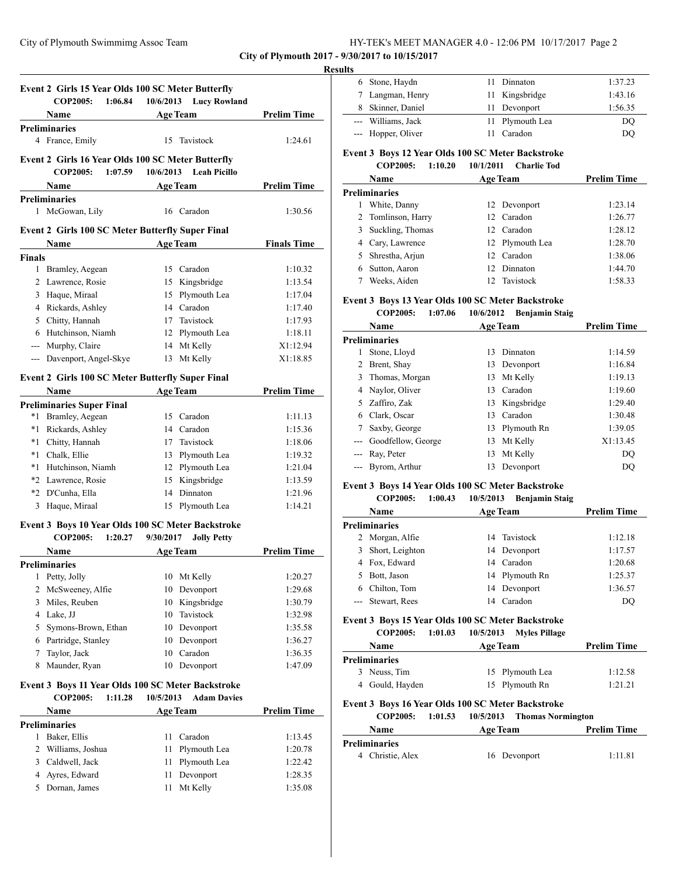**City of Plymouth 2017 - 9/30/2017 to 10/15/2017**

**Results**

### Event 2 Girls 15 Year Olds 100 SC Meter Butterfly

COP2005: 1:06.84 10/6/2013 Lucy Rowland

| | Name | Age | Team | Prelim Time |
|---|---|---|---|---|
| **Preliminaries** | | | | |
| 4 | France, Emily | 15 | Tavistock | 1:24.61 |

### Event 2 Girls 16 Year Olds 100 SC Meter Butterfly

COP2005: 1:07.59 10/6/2013 Leah Picillo

| | Name | Age | Team | Prelim Time |
|---|---|---|---|---|
| **Preliminaries** | | | | |
| 1 | McGowan, Lily | 16 | Caradon | 1:30.56 |

### Event 2 Girls 100 SC Meter Butterfly Super Final

| | Name | Age | Team | Finals Time |
|---|---|---|---|---|
| **Finals** | | | | |
| 1 | Bramley, Aegean | 15 | Caradon | 1:10.32 |
| 2 | Lawrence, Rosie | 15 | Kingsbridge | 1:13.54 |
| 3 | Haque, Miraal | 15 | Plymouth Lea | 1:17.04 |
| 4 | Rickards, Ashley | 14 | Caradon | 1:17.40 |
| 5 | Chitty, Hannah | 17 | Tavistock | 1:17.93 |
| 6 | Hutchinson, Niamh | 12 | Plymouth Lea | 1:18.11 |
| --- | Murphy, Claire | 14 | Mt Kelly | X1:12.94 |
| --- | Davenport, Angel-Skye | 13 | Mt Kelly | X1:18.85 |

### Event 2 Girls 100 SC Meter Butterfly Super Final

| | Name | Age | Team | Prelim Time |
|---|---|---|---|---|
| **Preliminaries Super Final** | | | | |
| *1 | Bramley, Aegean | 15 | Caradon | 1:11.13 |
| *1 | Rickards, Ashley | 14 | Caradon | 1:15.36 |
| *1 | Chitty, Hannah | 17 | Tavistock | 1:18.06 |
| *1 | Chalk, Ellie | 13 | Plymouth Lea | 1:19.32 |
| *1 | Hutchinson, Niamh | 12 | Plymouth Lea | 1:21.04 |
| *2 | Lawrence, Rosie | 15 | Kingsbridge | 1:13.59 |
| *2 | D'Cunha, Ella | 14 | Dinnaton | 1:21.96 |
| 3 | Haque, Miraal | 15 | Plymouth Lea | 1:14.21 |

### Event 3 Boys 10 Year Olds 100 SC Meter Backstroke

COP2005: 1:20.27 9/30/2017 Jolly Petty

| | Name | Age | Team | Prelim Time |
|---|---|---|---|---|
| **Preliminaries** | | | | |
| 1 | Petty, Jolly | 10 | Mt Kelly | 1:20.27 |
| 2 | McSweeney, Alfie | 10 | Devonport | 1:29.68 |
| 3 | Miles, Reuben | 10 | Kingsbridge | 1:30.79 |
| 4 | Lake, JJ | 10 | Tavistock | 1:32.98 |
| 5 | Symons-Brown, Ethan | 10 | Devonport | 1:35.58 |
| 6 | Partridge, Stanley | 10 | Devonport | 1:36.27 |
| 7 | Taylor, Jack | 10 | Caradon | 1:36.35 |
| 8 | Maunder, Ryan | 10 | Devonport | 1:47.09 |

### Event 3 Boys 11 Year Olds 100 SC Meter Backstroke

COP2005: 1:11.28 10/5/2013 Adam Davies

| | Name | Age | Team | Prelim Time |
|---|---|---|---|---|
| **Preliminaries** | | | | |
| 1 | Baker, Ellis | 11 | Caradon | 1:13.45 |
| 2 | Williams, Joshua | 11 | Plymouth Lea | 1:20.78 |
| 3 | Caldwell, Jack | 11 | Plymouth Lea | 1:22.42 |
| 4 | Ayres, Edward | 11 | Devonport | 1:28.35 |
| 5 | Dornan, James | 11 | Mt Kelly | 1:35.08 |
| 6 | Stone, Haydn | 11 | Dinnaton | 1:37.23 |
| 7 | Langman, Henry | 11 | Kingsbridge | 1:43.16 |
| 8 | Skinner, Daniel | 11 | Devonport | 1:56.35 |
| --- | Williams, Jack | 11 | Plymouth Lea | DQ |
| --- | Hopper, Oliver | 11 | Caradon | DQ |

### Event 3 Boys 12 Year Olds 100 SC Meter Backstroke

COP2005: 1:10.20 10/1/2011 Charlie Tod

| | Name | Age | Team | Prelim Time |
|---|---|---|---|---|
| **Preliminaries** | | | | |
| 1 | White, Danny | 12 | Devonport | 1:23.14 |
| 2 | Tomlinson, Harry | 12 | Caradon | 1:26.77 |
| 3 | Suckling, Thomas | 12 | Caradon | 1:28.12 |
| 4 | Cary, Lawrence | 12 | Plymouth Lea | 1:28.70 |
| 5 | Shrestha, Arjun | 12 | Caradon | 1:38.06 |
| 6 | Sutton, Aaron | 12 | Dinnaton | 1:44.70 |
| 7 | Weeks, Aiden | 12 | Tavistock | 1:58.33 |

### Event 3 Boys 13 Year Olds 100 SC Meter Backstroke

COP2005: 1:07.06 10/6/2012 Benjamin Staig

| | Name | Age | Team | Prelim Time |
|---|---|---|---|---|
| **Preliminaries** | | | | |
| 1 | Stone, Lloyd | 13 | Dinnaton | 1:14.59 |
| 2 | Brent, Shay | 13 | Devonport | 1:16.84 |
| 3 | Thomas, Morgan | 13 | Mt Kelly | 1:19.13 |
| 4 | Naylor, Oliver | 13 | Caradon | 1:19.60 |
| 5 | Zaffiro, Zak | 13 | Kingsbridge | 1:29.40 |
| 6 | Clark, Oscar | 13 | Caradon | 1:30.48 |
| 7 | Saxby, George | 13 | Plymouth Rn | 1:39.05 |
| --- | Goodfellow, George | 13 | Mt Kelly | X1:13.45 |
| --- | Ray, Peter | 13 | Mt Kelly | DQ |
| --- | Byrom, Arthur | 13 | Devonport | DQ |

### Event 3 Boys 14 Year Olds 100 SC Meter Backstroke

COP2005: 1:00.43 10/5/2013 Benjamin Staig

| | Name | Age | Team | Prelim Time |
|---|---|---|---|---|
| **Preliminaries** | | | | |
| 2 | Morgan, Alfie | 14 | Tavistock | 1:12.18 |
| 3 | Short, Leighton | 14 | Devonport | 1:17.57 |
| 4 | Fox, Edward | 14 | Caradon | 1:20.68 |
| 5 | Bott, Jason | 14 | Plymouth Rn | 1:25.37 |
| 6 | Chilton, Tom | 14 | Devonport | 1:36.57 |
| --- | Stewart, Rees | 14 | Caradon | DQ |

### Event 3 Boys 15 Year Olds 100 SC Meter Backstroke

COP2005: 1:01.03 10/5/2013 Myles Pillage

| | Name | Age | Team | Prelim Time |
|---|---|---|---|---|
| **Preliminaries** | | | | |
| 3 | Neuss, Tim | 15 | Plymouth Lea | 1:12.58 |
| 4 | Gould, Hayden | 15 | Plymouth Rn | 1:21.21 |

### Event 3 Boys 16 Year Olds 100 SC Meter Backstroke

COP2005: 1:01.53 10/5/2013 Thomas Normington

| | Name | Age | Team | Prelim Time |
|---|---|---|---|---|
| **Preliminaries** | | | | |
| 4 | Christie, Alex | 16 | Devonport | 1:11.81 |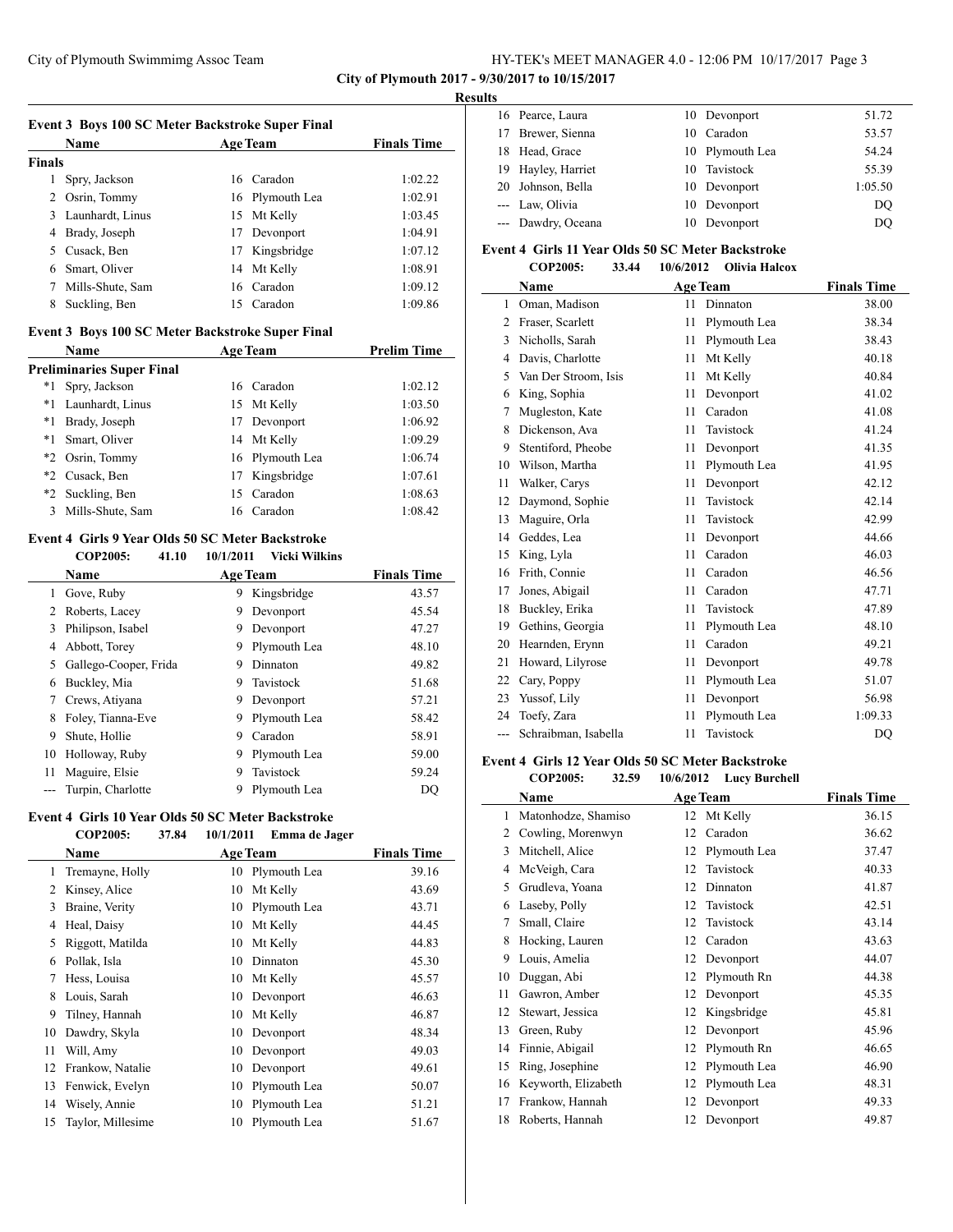City of Plymouth 2017 - 9/30/2017 to 10/15/2017

**Results**

### Event 3 Boys 100 SC Meter Backstroke Super Final

| | Name | Age | Team | Finals Time |
|---|---|---|---|---|
| **Finals** | | | | |
| 1 | Spry, Jackson | 16 | Caradon | 1:02.22 |
| 2 | Osrin, Tommy | 16 | Plymouth Lea | 1:02.91 |
| 3 | Launhardt, Linus | 15 | Mt Kelly | 1:03.45 |
| 4 | Brady, Joseph | 17 | Devonport | 1:04.91 |
| 5 | Cusack, Ben | 17 | Kingsbridge | 1:07.12 |
| 6 | Smart, Oliver | 14 | Mt Kelly | 1:08.91 |
| 7 | Mills-Shute, Sam | 16 | Caradon | 1:09.12 |
| 8 | Suckling, Ben | 15 | Caradon | 1:09.86 |

### Event 3 Boys 100 SC Meter Backstroke Super Final

| | Name | Age | Team | Prelim Time |
|---|---|---|---|---|
| **Preliminaries Super Final** | | | | |
| *1 | Spry, Jackson | 16 | Caradon | 1:02.12 |
| *1 | Launhardt, Linus | 15 | Mt Kelly | 1:03.50 |
| *1 | Brady, Joseph | 17 | Devonport | 1:06.92 |
| *1 | Smart, Oliver | 14 | Mt Kelly | 1:09.29 |
| *2 | Osrin, Tommy | 16 | Plymouth Lea | 1:06.74 |
| *2 | Cusack, Ben | 17 | Kingsbridge | 1:07.61 |
| *2 | Suckling, Ben | 15 | Caradon | 1:08.63 |
| 3 | Mills-Shute, Sam | 16 | Caradon | 1:08.42 |

### Event 4 Girls 9 Year Olds 50 SC Meter Backstroke

**COP2005: 41.10 10/1/2011 Vicki Wilkins**

| | Name | Age | Team | Finals Time |
|---|---|---|---|---|
| 1 | Gove, Ruby | 9 | Kingsbridge | 43.57 |
| 2 | Roberts, Lacey | 9 | Devonport | 45.54 |
| 3 | Philipson, Isabel | 9 | Devonport | 47.27 |
| 4 | Abbott, Torey | 9 | Plymouth Lea | 48.10 |
| 5 | Gallego-Cooper, Frida | 9 | Dinnaton | 49.82 |
| 6 | Buckley, Mia | 9 | Tavistock | 51.68 |
| 7 | Crews, Atiyana | 9 | Devonport | 57.21 |
| 8 | Foley, Tianna-Eve | 9 | Plymouth Lea | 58.42 |
| 9 | Shute, Hollie | 9 | Caradon | 58.91 |
| 10 | Holloway, Ruby | 9 | Plymouth Lea | 59.00 |
| 11 | Maguire, Elsie | 9 | Tavistock | 59.24 |
| --- | Turpin, Charlotte | 9 | Plymouth Lea | DQ |

### Event 4 Girls 10 Year Olds 50 SC Meter Backstroke

**COP2005: 37.84 10/1/2011 Emma de Jager**

| | Name | Age | Team | Finals Time |
|---|---|---|---|---|
| 1 | Tremayne, Holly | 10 | Plymouth Lea | 39.16 |
| 2 | Kinsey, Alice | 10 | Mt Kelly | 43.69 |
| 3 | Braine, Verity | 10 | Plymouth Lea | 43.71 |
| 4 | Heal, Daisy | 10 | Mt Kelly | 44.45 |
| 5 | Riggott, Matilda | 10 | Mt Kelly | 44.83 |
| 6 | Pollak, Isla | 10 | Dinnaton | 45.30 |
| 7 | Hess, Louisa | 10 | Mt Kelly | 45.57 |
| 8 | Louis, Sarah | 10 | Devonport | 46.63 |
| 9 | Tilney, Hannah | 10 | Mt Kelly | 46.87 |
| 10 | Dawdry, Skyla | 10 | Devonport | 48.34 |
| 11 | Will, Amy | 10 | Devonport | 49.03 |
| 12 | Frankow, Natalie | 10 | Devonport | 49.61 |
| 13 | Fenwick, Evelyn | 10 | Plymouth Lea | 50.07 |
| 14 | Wisely, Annie | 10 | Plymouth Lea | 51.21 |
| 15 | Taylor, Millesime | 10 | Plymouth Lea | 51.67 |
| 16 | Pearce, Laura | 10 | Devonport | 51.72 |
| 17 | Brewer, Sienna | 10 | Caradon | 53.57 |
| 18 | Head, Grace | 10 | Plymouth Lea | 54.24 |
| 19 | Hayley, Harriet | 10 | Tavistock | 55.39 |
| 20 | Johnson, Bella | 10 | Devonport | 1:05.50 |
| --- | Law, Olivia | 10 | Devonport | DQ |
| --- | Dawdry, Oceana | 10 | Devonport | DQ |

### Event 4 Girls 11 Year Olds 50 SC Meter Backstroke

**COP2005: 33.44 10/6/2012 Olivia Halcox**

| | Name | Age | Team | Finals Time |
|---|---|---|---|---|
| 1 | Oman, Madison | 11 | Dinnaton | 38.00 |
| 2 | Fraser, Scarlett | 11 | Plymouth Lea | 38.34 |
| 3 | Nicholls, Sarah | 11 | Plymouth Lea | 38.43 |
| 4 | Davis, Charlotte | 11 | Mt Kelly | 40.18 |
| 5 | Van Der Stroom, Isis | 11 | Mt Kelly | 40.84 |
| 6 | King, Sophia | 11 | Devonport | 41.02 |
| 7 | Mugleston, Kate | 11 | Caradon | 41.08 |
| 8 | Dickenson, Ava | 11 | Tavistock | 41.24 |
| 9 | Stentiford, Pheobe | 11 | Devonport | 41.35 |
| 10 | Wilson, Martha | 11 | Plymouth Lea | 41.95 |
| 11 | Walker, Carys | 11 | Devonport | 42.12 |
| 12 | Daymond, Sophie | 11 | Tavistock | 42.14 |
| 13 | Maguire, Orla | 11 | Tavistock | 42.99 |
| 14 | Geddes, Lea | 11 | Devonport | 44.66 |
| 15 | King, Lyla | 11 | Caradon | 46.03 |
| 16 | Frith, Connie | 11 | Caradon | 46.56 |
| 17 | Jones, Abigail | 11 | Caradon | 47.71 |
| 18 | Buckley, Erika | 11 | Tavistock | 47.89 |
| 19 | Gethins, Georgia | 11 | Plymouth Lea | 48.10 |
| 20 | Hearnden, Erynn | 11 | Caradon | 49.21 |
| 21 | Howard, Lilyrose | 11 | Devonport | 49.78 |
| 22 | Cary, Poppy | 11 | Plymouth Lea | 51.07 |
| 23 | Yussof, Lily | 11 | Devonport | 56.98 |
| 24 | Toefy, Zara | 11 | Plymouth Lea | 1:09.33 |
| --- | Schraibman, Isabella | 11 | Tavistock | DQ |

### Event 4 Girls 12 Year Olds 50 SC Meter Backstroke

**COP2005: 32.59 10/6/2012 Lucy Burchell**

| | Name | Age | Team | Finals Time |
|---|---|---|---|---|
| 1 | Matonhodze, Shamiso | 12 | Mt Kelly | 36.15 |
| 2 | Cowling, Morenwyn | 12 | Caradon | 36.62 |
| 3 | Mitchell, Alice | 12 | Plymouth Lea | 37.47 |
| 4 | McVeigh, Cara | 12 | Tavistock | 40.33 |
| 5 | Grudleva, Yoana | 12 | Dinnaton | 41.87 |
| 6 | Laseby, Polly | 12 | Tavistock | 42.51 |
| 7 | Small, Claire | 12 | Tavistock | 43.14 |
| 8 | Hocking, Lauren | 12 | Caradon | 43.63 |
| 9 | Louis, Amelia | 12 | Devonport | 44.07 |
| 10 | Duggan, Abi | 12 | Plymouth Rn | 44.38 |
| 11 | Gawron, Amber | 12 | Devonport | 45.35 |
| 12 | Stewart, Jessica | 12 | Kingsbridge | 45.81 |
| 13 | Green, Ruby | 12 | Devonport | 45.96 |
| 14 | Finnie, Abigail | 12 | Plymouth Rn | 46.65 |
| 15 | Ring, Josephine | 12 | Plymouth Lea | 46.90 |
| 16 | Keyworth, Elizabeth | 12 | Plymouth Lea | 48.31 |
| 17 | Frankow, Hannah | 12 | Devonport | 49.33 |
| 18 | Roberts, Hannah | 12 | Devonport | 49.87 |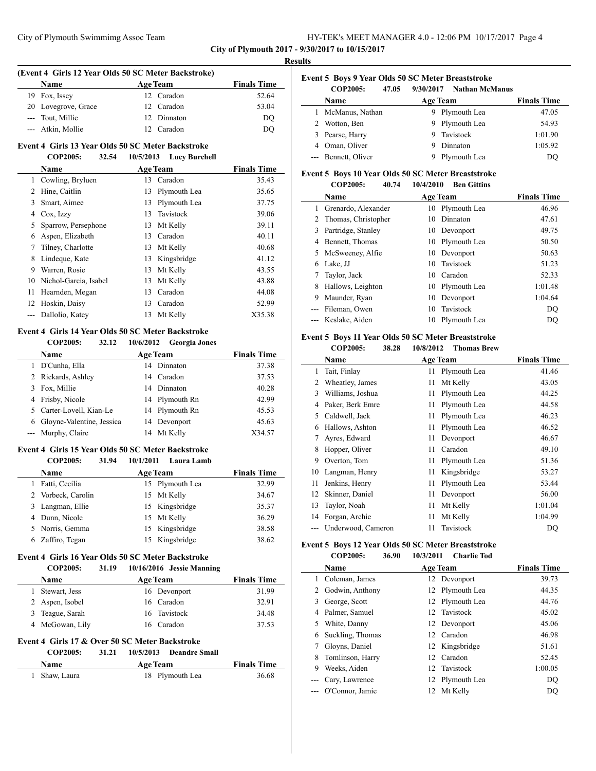**City of Plymouth 2017 - 9/30/2017 to 10/15/2017**

**Results**

### (Event 4 Girls 12 Year Olds 50 SC Meter Backstroke)

| | Name | Age | Team | Finals Time |
|---|---|---|---|---|
| 19 | Fox, Issey | 12 | Caradon | 52.64 |
| 20 | Lovegrove, Grace | 12 | Caradon | 53.04 |
| --- | Tout, Millie | 12 | Dinnaton | DQ |
| --- | Atkin, Mollie | 12 | Caradon | DQ |

### Event 4 Girls 13 Year Olds 50 SC Meter Backstroke

**COP2005: 32.54 10/5/2013 Lucy Burchell**

| | Name | Age | Team | Finals Time |
|---|---|---|---|---|
| 1 | Cowling, Bryluen | 13 | Caradon | 35.43 |
| 2 | Hine, Caitlin | 13 | Plymouth Lea | 35.65 |
| 3 | Smart, Aimee | 13 | Plymouth Lea | 37.75 |
| 4 | Cox, Izzy | 13 | Tavistock | 39.06 |
| 5 | Sparrow, Persephone | 13 | Mt Kelly | 39.11 |
| 6 | Aspen, Elizabeth | 13 | Caradon | 40.11 |
| 7 | Tilney, Charlotte | 13 | Mt Kelly | 40.68 |
| 8 | Lindeque, Kate | 13 | Kingsbridge | 41.12 |
| 9 | Warren, Rosie | 13 | Mt Kelly | 43.55 |
| 10 | Nichol-Garcia, Isabel | 13 | Mt Kelly | 43.88 |
| 11 | Hearnden, Megan | 13 | Caradon | 44.08 |
| 12 | Hoskin, Daisy | 13 | Caradon | 52.99 |
| --- | Dallolio, Katey | 13 | Mt Kelly | X35.38 |

### Event 4 Girls 14 Year Olds 50 SC Meter Backstroke

**COP2005: 32.12 10/6/2012 Georgia Jones**

| | Name | Age | Team | Finals Time |
|---|---|---|---|---|
| 1 | D'Cunha, Ella | 14 | Dinnaton | 37.38 |
| 2 | Rickards, Ashley | 14 | Caradon | 37.53 |
| 3 | Fox, Millie | 14 | Dinnaton | 40.28 |
| 4 | Frisby, Nicole | 14 | Plymouth Rn | 42.99 |
| 5 | Carter-Lovell, Kian-Le | 14 | Plymouth Rn | 45.53 |
| 6 | Gloyne-Valentine, Jessica | 14 | Devonport | 45.63 |
| --- | Murphy, Claire | 14 | Mt Kelly | X34.57 |

### Event 4 Girls 15 Year Olds 50 SC Meter Backstroke

**COP2005: 31.94 10/1/2011 Laura Lamb**

| | Name | Age | Team | Finals Time |
|---|---|---|---|---|
| 1 | Fatti, Cecilia | 15 | Plymouth Lea | 32.99 |
| 2 | Vorbeck, Carolin | 15 | Mt Kelly | 34.67 |
| 3 | Langman, Ellie | 15 | Kingsbridge | 35.37 |
| 4 | Dunn, Nicole | 15 | Mt Kelly | 36.29 |
| 5 | Norris, Gemma | 15 | Kingsbridge | 38.58 |
| 6 | Zaffiro, Tegan | 15 | Kingsbridge | 38.62 |

### Event 4 Girls 16 Year Olds 50 SC Meter Backstroke

**COP2005: 31.19 10/16/2016 Jessie Manning**

| | Name | Age | Team | Finals Time |
|---|---|---|---|---|
| 1 | Stewart, Jess | 16 | Devonport | 31.99 |
| 2 | Aspen, Isobel | 16 | Caradon | 32.91 |
| 3 | Teague, Sarah | 16 | Tavistock | 34.48 |
| 4 | McGowan, Lily | 16 | Caradon | 37.53 |

### Event 4 Girls 17 & Over 50 SC Meter Backstroke

**COP2005: 31.21 10/5/2013 Deandre Small**

| | Name | Age | Team | Finals Time |
|---|---|---|---|---|
| 1 | Shaw, Laura | 18 | Plymouth Lea | 36.68 |

### Event 5 Boys 9 Year Olds 50 SC Meter Breaststroke

**COP2005: 47.05 9/30/2017 Nathan McManus**

| | Name | Age | Team | Finals Time |
|---|---|---|---|---|
| 1 | McManus, Nathan | 9 | Plymouth Lea | 47.05 |
| 2 | Wotton, Ben | 9 | Plymouth Lea | 54.93 |
| 3 | Pearse, Harry | 9 | Tavistock | 1:01.90 |
| 4 | Oman, Oliver | 9 | Dinnaton | 1:05.92 |
| --- | Bennett, Oliver | 9 | Plymouth Lea | DQ |

### Event 5 Boys 10 Year Olds 50 SC Meter Breaststroke

**COP2005: 40.74 10/4/2010 Ben Gittins**

| | Name | Age | Team | Finals Time |
|---|---|---|---|---|
| 1 | Grenardo, Alexander | 10 | Plymouth Lea | 46.96 |
| 2 | Thomas, Christopher | 10 | Dinnaton | 47.61 |
| 3 | Partridge, Stanley | 10 | Devonport | 49.75 |
| 4 | Bennett, Thomas | 10 | Plymouth Lea | 50.50 |
| 5 | McSweeney, Alfie | 10 | Devonport | 50.63 |
| 6 | Lake, JJ | 10 | Tavistock | 51.23 |
| 7 | Taylor, Jack | 10 | Caradon | 52.33 |
| 8 | Hallows, Leighton | 10 | Plymouth Lea | 1:01.48 |
| 9 | Maunder, Ryan | 10 | Devonport | 1:04.64 |
| --- | Fileman, Owen | 10 | Tavistock | DQ |
| --- | Keslake, Aiden | 10 | Plymouth Lea | DQ |

### Event 5 Boys 11 Year Olds 50 SC Meter Breaststroke

**COP2005: 38.28 10/8/2012 Thomas Brew**

| | Name | Age | Team | Finals Time |
|---|---|---|---|---|
| 1 | Tait, Finlay | 11 | Plymouth Lea | 41.46 |
| 2 | Wheatley, James | 11 | Mt Kelly | 43.05 |
| 3 | Williams, Joshua | 11 | Plymouth Lea | 44.25 |
| 4 | Paker, Berk Emre | 11 | Plymouth Lea | 44.58 |
| 5 | Caldwell, Jack | 11 | Plymouth Lea | 46.23 |
| 6 | Hallows, Ashton | 11 | Plymouth Lea | 46.52 |
| 7 | Ayres, Edward | 11 | Devonport | 46.67 |
| 8 | Hopper, Oliver | 11 | Caradon | 49.10 |
| 9 | Overton, Tom | 11 | Plymouth Lea | 51.36 |
| 10 | Langman, Henry | 11 | Kingsbridge | 53.27 |
| 11 | Jenkins, Henry | 11 | Plymouth Lea | 53.44 |
| 12 | Skinner, Daniel | 11 | Devonport | 56.00 |
| 13 | Taylor, Noah | 11 | Mt Kelly | 1:01.04 |
| 14 | Forgan, Archie | 11 | Mt Kelly | 1:04.99 |
| --- | Underwood, Cameron | 11 | Tavistock | DQ |

### Event 5 Boys 12 Year Olds 50 SC Meter Breaststroke

**COP2005: 36.90 10/3/2011 Charlie Tod**

| | Name | Age | Team | Finals Time |
|---|---|---|---|---|
| 1 | Coleman, James | 12 | Devonport | 39.73 |
| 2 | Godwin, Anthony | 12 | Plymouth Lea | 44.35 |
| 3 | George, Scott | 12 | Plymouth Lea | 44.76 |
| 4 | Palmer, Samuel | 12 | Tavistock | 45.02 |
| 5 | White, Danny | 12 | Devonport | 45.06 |
| 6 | Suckling, Thomas | 12 | Caradon | 46.98 |
| 7 | Gloyns, Daniel | 12 | Kingsbridge | 51.61 |
| 8 | Tomlinson, Harry | 12 | Caradon | 52.45 |
| 9 | Weeks, Aiden | 12 | Tavistock | 1:00.05 |
| --- | Cary, Lawrence | 12 | Plymouth Lea | DQ |
| --- | O'Connor, Jamie | 12 | Mt Kelly | DQ |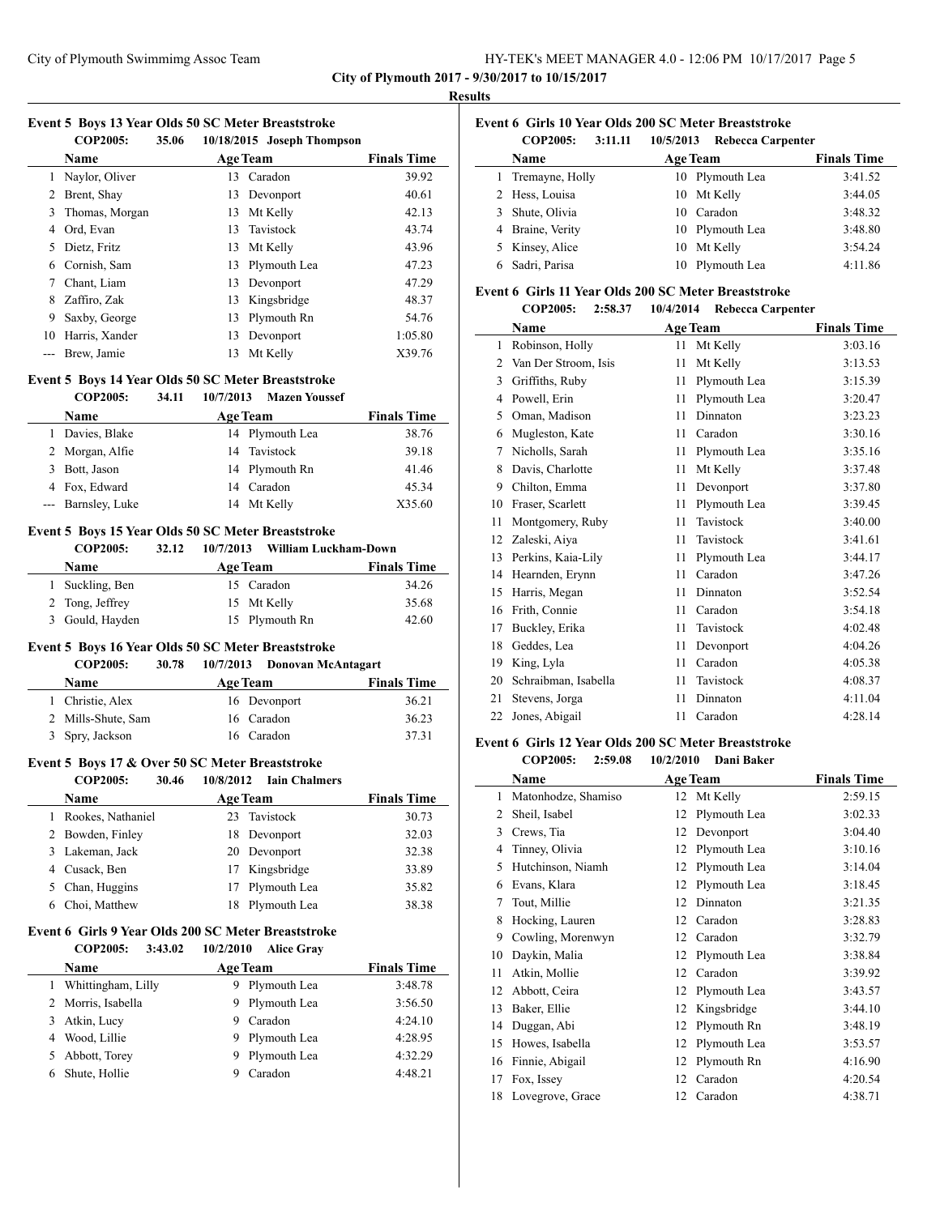**City of Plymouth 2017 - 9/30/2017 to 10/15/2017**

**Results**

### Event 5 Boys 13 Year Olds 50 SC Meter Breaststroke

COP2005: 35.06 10/18/2015 Joseph Thompson

| | Name | Age | Team | Finals Time |
|---|---|---|---|---|
| 1 | Naylor, Oliver | 13 | Caradon | 39.92 |
| 2 | Brent, Shay | 13 | Devonport | 40.61 |
| 3 | Thomas, Morgan | 13 | Mt Kelly | 42.13 |
| 4 | Ord, Evan | 13 | Tavistock | 43.74 |
| 5 | Dietz, Fritz | 13 | Mt Kelly | 43.96 |
| 6 | Cornish, Sam | 13 | Plymouth Lea | 47.23 |
| 7 | Chant, Liam | 13 | Devonport | 47.29 |
| 8 | Zaffiro, Zak | 13 | Kingsbridge | 48.37 |
| 9 | Saxby, George | 13 | Plymouth Rn | 54.76 |
| 10 | Harris, Xander | 13 | Devonport | 1:05.80 |
| --- | Brew, Jamie | 13 | Mt Kelly | X39.76 |

### Event 5 Boys 14 Year Olds 50 SC Meter Breaststroke

COP2005: 34.11 10/7/2013 Mazen Youssef

| | Name | Age | Team | Finals Time |
|---|---|---|---|---|
| 1 | Davies, Blake | 14 | Plymouth Lea | 38.76 |
| 2 | Morgan, Alfie | 14 | Tavistock | 39.18 |
| 3 | Bott, Jason | 14 | Plymouth Rn | 41.46 |
| 4 | Fox, Edward | 14 | Caradon | 45.34 |
| --- | Barnsley, Luke | 14 | Mt Kelly | X35.60 |

### Event 5 Boys 15 Year Olds 50 SC Meter Breaststroke

COP2005: 32.12 10/7/2013 William Luckham-Down

| | Name | Age | Team | Finals Time |
|---|---|---|---|---|
| 1 | Suckling, Ben | 15 | Caradon | 34.26 |
| 2 | Tong, Jeffrey | 15 | Mt Kelly | 35.68 |
| 3 | Gould, Hayden | 15 | Plymouth Rn | 42.60 |

### Event 5 Boys 16 Year Olds 50 SC Meter Breaststroke

COP2005: 30.78 10/7/2013 Donovan McAntagart

| | Name | Age | Team | Finals Time |
|---|---|---|---|---|
| 1 | Christie, Alex | 16 | Devonport | 36.21 |
| 2 | Mills-Shute, Sam | 16 | Caradon | 36.23 |
| 3 | Spry, Jackson | 16 | Caradon | 37.31 |

### Event 5 Boys 17 & Over 50 SC Meter Breaststroke

COP2005: 30.46 10/8/2012 Iain Chalmers

| | Name | Age | Team | Finals Time |
|---|---|---|---|---|
| 1 | Rookes, Nathaniel | 23 | Tavistock | 30.73 |
| 2 | Bowden, Finley | 18 | Devonport | 32.03 |
| 3 | Lakeman, Jack | 20 | Devonport | 32.38 |
| 4 | Cusack, Ben | 17 | Kingsbridge | 33.89 |
| 5 | Chan, Huggins | 17 | Plymouth Lea | 35.82 |
| 6 | Choi, Matthew | 18 | Plymouth Lea | 38.38 |

### Event 6 Girls 9 Year Olds 200 SC Meter Breaststroke

COP2005: 3:43.02 10/2/2010 Alice Gray

| | Name | Age | Team | Finals Time |
|---|---|---|---|---|
| 1 | Whittingham, Lilly | 9 | Plymouth Lea | 3:48.78 |
| 2 | Morris, Isabella | 9 | Plymouth Lea | 3:56.50 |
| 3 | Atkin, Lucy | 9 | Caradon | 4:24.10 |
| 4 | Wood, Lillie | 9 | Plymouth Lea | 4:28.95 |
| 5 | Abbott, Torey | 9 | Plymouth Lea | 4:32.29 |
| 6 | Shute, Hollie | 9 | Caradon | 4:48.21 |

### Event 6 Girls 10 Year Olds 200 SC Meter Breaststroke

COP2005: 3:11.11 10/5/2013 Rebecca Carpenter

| | Name | Age | Team | Finals Time |
|---|---|---|---|---|
| 1 | Tremayne, Holly | 10 | Plymouth Lea | 3:41.52 |
| 2 | Hess, Louisa | 10 | Mt Kelly | 3:44.05 |
| 3 | Shute, Olivia | 10 | Caradon | 3:48.32 |
| 4 | Braine, Verity | 10 | Plymouth Lea | 3:48.80 |
| 5 | Kinsey, Alice | 10 | Mt Kelly | 3:54.24 |
| 6 | Sadri, Parisa | 10 | Plymouth Lea | 4:11.86 |

### Event 6 Girls 11 Year Olds 200 SC Meter Breaststroke

COP2005: 2:58.37 10/4/2014 Rebecca Carpenter

| | Name | Age | Team | Finals Time |
|---|---|---|---|---|
| 1 | Robinson, Holly | 11 | Mt Kelly | 3:03.16 |
| 2 | Van Der Stroom, Isis | 11 | Mt Kelly | 3:13.53 |
| 3 | Griffiths, Ruby | 11 | Plymouth Lea | 3:15.39 |
| 4 | Powell, Erin | 11 | Plymouth Lea | 3:20.47 |
| 5 | Oman, Madison | 11 | Dinnaton | 3:23.23 |
| 6 | Mugleston, Kate | 11 | Caradon | 3:30.16 |
| 7 | Nicholls, Sarah | 11 | Plymouth Lea | 3:35.16 |
| 8 | Davis, Charlotte | 11 | Mt Kelly | 3:37.48 |
| 9 | Chilton, Emma | 11 | Devonport | 3:37.80 |
| 10 | Fraser, Scarlett | 11 | Plymouth Lea | 3:39.45 |
| 11 | Montgomery, Ruby | 11 | Tavistock | 3:40.00 |
| 12 | Zaleski, Aiya | 11 | Tavistock | 3:41.61 |
| 13 | Perkins, Kaia-Lily | 11 | Plymouth Lea | 3:44.17 |
| 14 | Hearnden, Erynn | 11 | Caradon | 3:47.26 |
| 15 | Harris, Megan | 11 | Dinnaton | 3:52.54 |
| 16 | Frith, Connie | 11 | Caradon | 3:54.18 |
| 17 | Buckley, Erika | 11 | Tavistock | 4:02.48 |
| 18 | Geddes, Lea | 11 | Devonport | 4:04.26 |
| 19 | King, Lyla | 11 | Caradon | 4:05.38 |
| 20 | Schraibman, Isabella | 11 | Tavistock | 4:08.37 |
| 21 | Stevens, Jorga | 11 | Dinnaton | 4:11.04 |
| 22 | Jones, Abigail | 11 | Caradon | 4:28.14 |

### Event 6 Girls 12 Year Olds 200 SC Meter Breaststroke

COP2005: 2:59.08 10/2/2010 Dani Baker

| | Name | Age | Team | Finals Time |
|---|---|---|---|---|
| 1 | Matonhodze, Shamiso | 12 | Mt Kelly | 2:59.15 |
| 2 | Sheil, Isabel | 12 | Plymouth Lea | 3:02.33 |
| 3 | Crews, Tia | 12 | Devonport | 3:04.40 |
| 4 | Tinney, Olivia | 12 | Plymouth Lea | 3:10.16 |
| 5 | Hutchinson, Niamh | 12 | Plymouth Lea | 3:14.04 |
| 6 | Evans, Klara | 12 | Plymouth Lea | 3:18.45 |
| 7 | Tout, Millie | 12 | Dinnaton | 3:21.35 |
| 8 | Hocking, Lauren | 12 | Caradon | 3:28.83 |
| 9 | Cowling, Morenwyn | 12 | Caradon | 3:32.79 |
| 10 | Daykin, Malia | 12 | Plymouth Lea | 3:38.84 |
| 11 | Atkin, Mollie | 12 | Caradon | 3:39.92 |
| 12 | Abbott, Ceira | 12 | Plymouth Lea | 3:43.57 |
| 13 | Baker, Ellie | 12 | Kingsbridge | 3:44.10 |
| 14 | Duggan, Abi | 12 | Plymouth Rn | 3:48.19 |
| 15 | Howes, Isabella | 12 | Plymouth Lea | 3:53.57 |
| 16 | Finnie, Abigail | 12 | Plymouth Rn | 4:16.90 |
| 17 | Fox, Issey | 12 | Caradon | 4:20.54 |
| 18 | Lovegrove, Grace | 12 | Caradon | 4:38.71 |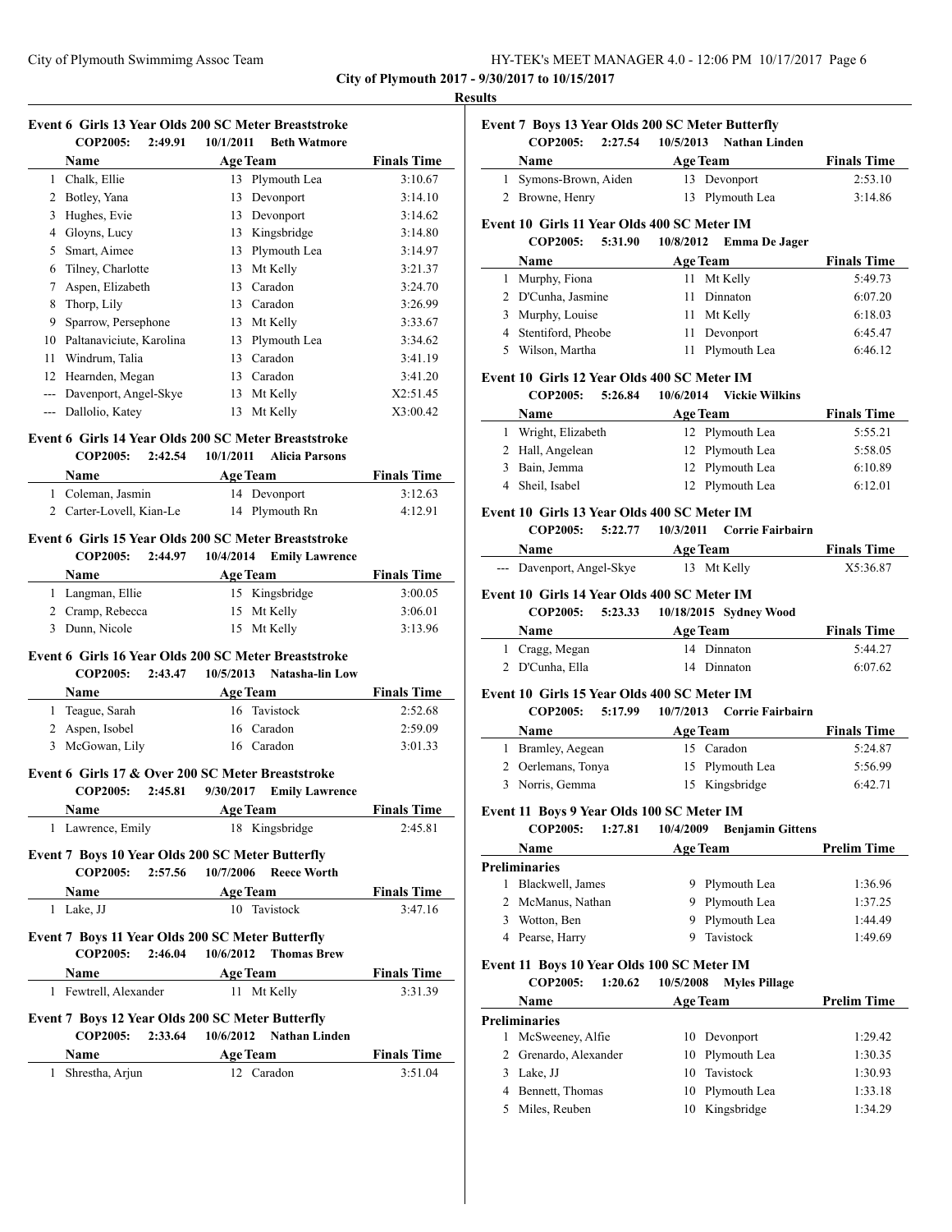**City of Plymouth 2017 - 9/30/2017 to 10/15/2017**

**Results**

### Event 6 Girls 13 Year Olds 200 SC Meter Breaststroke

COP2005: 2:49.91 10/1/2011 Beth Watmore

| | Name | Age | Team | Finals Time |
|---|---|---|---|---|
| 1 | Chalk, Ellie | 13 | Plymouth Lea | 3:10.67 |
| 2 | Botley, Yana | 13 | Devonport | 3:14.10 |
| 3 | Hughes, Evie | 13 | Devonport | 3:14.62 |
| 4 | Gloyns, Lucy | 13 | Kingsbridge | 3:14.80 |
| 5 | Smart, Aimee | 13 | Plymouth Lea | 3:14.97 |
| 6 | Tilney, Charlotte | 13 | Mt Kelly | 3:21.37 |
| 7 | Aspen, Elizabeth | 13 | Caradon | 3:24.70 |
| 8 | Thorp, Lily | 13 | Caradon | 3:26.99 |
| 9 | Sparrow, Persephone | 13 | Mt Kelly | 3:33.67 |
| 10 | Paltanaviciute, Karolina | 13 | Plymouth Lea | 3:34.62 |
| 11 | Windrum, Talia | 13 | Caradon | 3:41.19 |
| 12 | Hearnden, Megan | 13 | Caradon | 3:41.20 |
| --- | Davenport, Angel-Skye | 13 | Mt Kelly | X2:51.45 |
| --- | Dallolio, Katey | 13 | Mt Kelly | X3:00.42 |

### Event 6 Girls 14 Year Olds 200 SC Meter Breaststroke

COP2005: 2:42.54 10/1/2011 Alicia Parsons

| | Name | Age | Team | Finals Time |
|---|---|---|---|---|
| 1 | Coleman, Jasmin | 14 | Devonport | 3:12.63 |
| 2 | Carter-Lovell, Kian-Le | 14 | Plymouth Rn | 4:12.91 |

### Event 6 Girls 15 Year Olds 200 SC Meter Breaststroke

COP2005: 2:44.97 10/4/2014 Emily Lawrence

| | Name | Age | Team | Finals Time |
|---|---|---|---|---|
| 1 | Langman, Ellie | 15 | Kingsbridge | 3:00.05 |
| 2 | Cramp, Rebecca | 15 | Mt Kelly | 3:06.01 |
| 3 | Dunn, Nicole | 15 | Mt Kelly | 3:13.96 |

### Event 6 Girls 16 Year Olds 200 SC Meter Breaststroke

COP2005: 2:43.47 10/5/2013 Natasha-lin Low

| | Name | Age | Team | Finals Time |
|---|---|---|---|---|
| 1 | Teague, Sarah | 16 | Tavistock | 2:52.68 |
| 2 | Aspen, Isobel | 16 | Caradon | 2:59.09 |
| 3 | McGowan, Lily | 16 | Caradon | 3:01.33 |

### Event 6 Girls 17 & Over 200 SC Meter Breaststroke

COP2005: 2:45.81 9/30/2017 Emily Lawrence

| | Name | Age | Team | Finals Time |
|---|---|---|---|---|
| 1 | Lawrence, Emily | 18 | Kingsbridge | 2:45.81 |

### Event 7 Boys 10 Year Olds 200 SC Meter Butterfly

COP2005: 2:57.56 10/7/2006 Reece Worth

| | Name | Age | Team | Finals Time |
|---|---|---|---|---|
| 1 | Lake, JJ | 10 | Tavistock | 3:47.16 |

### Event 7 Boys 11 Year Olds 200 SC Meter Butterfly

COP2005: 2:46.04 10/6/2012 Thomas Brew

| | Name | Age | Team | Finals Time |
|---|---|---|---|---|
| 1 | Fewtrell, Alexander | 11 | Mt Kelly | 3:31.39 |

### Event 7 Boys 12 Year Olds 200 SC Meter Butterfly

COP2005: 2:33.64 10/6/2012 Nathan Linden

| | Name | Age | Team | Finals Time |
|---|---|---|---|---|
| 1 | Shrestha, Arjun | 12 | Caradon | 3:51.04 |

### Event 7 Boys 13 Year Olds 200 SC Meter Butterfly

COP2005: 2:27.54 10/5/2013 Nathan Linden

| | Name | Age | Team | Finals Time |
|---|---|---|---|---|
| 1 | Symons-Brown, Aiden | 13 | Devonport | 2:53.10 |
| 2 | Browne, Henry | 13 | Plymouth Lea | 3:14.86 |

### Event 10 Girls 11 Year Olds 400 SC Meter IM

COP2005: 5:31.90 10/8/2012 Emma De Jager

| | Name | Age | Team | Finals Time |
|---|---|---|---|---|
| 1 | Murphy, Fiona | 11 | Mt Kelly | 5:49.73 |
| 2 | D'Cunha, Jasmine | 11 | Dinnaton | 6:07.20 |
| 3 | Murphy, Louise | 11 | Mt Kelly | 6:18.03 |
| 4 | Stentiford, Pheobe | 11 | Devonport | 6:45.47 |
| 5 | Wilson, Martha | 11 | Plymouth Lea | 6:46.12 |

### Event 10 Girls 12 Year Olds 400 SC Meter IM

COP2005: 5:26.84 10/6/2014 Vickie Wilkins

| | Name | Age | Team | Finals Time |
|---|---|---|---|---|
| 1 | Wright, Elizabeth | 12 | Plymouth Lea | 5:55.21 |
| 2 | Hall, Angelean | 12 | Plymouth Lea | 5:58.05 |
| 3 | Bain, Jemma | 12 | Plymouth Lea | 6:10.89 |
| 4 | Sheil, Isabel | 12 | Plymouth Lea | 6:12.01 |

### Event 10 Girls 13 Year Olds 400 SC Meter IM

COP2005: 5:22.77 10/3/2011 Corrie Fairbairn

| | Name | Age | Team | Finals Time |
|---|---|---|---|---|
| --- | Davenport, Angel-Skye | 13 | Mt Kelly | X5:36.87 |

### Event 10 Girls 14 Year Olds 400 SC Meter IM

COP2005: 5:23.33 10/18/2015 Sydney Wood

| | Name | Age | Team | Finals Time |
|---|---|---|---|---|
| 1 | Cragg, Megan | 14 | Dinnaton | 5:44.27 |
| 2 | D'Cunha, Ella | 14 | Dinnaton | 6:07.62 |

### Event 10 Girls 15 Year Olds 400 SC Meter IM

COP2005: 5:17.99 10/7/2013 Corrie Fairbairn

| | Name | Age | Team | Finals Time |
|---|---|---|---|---|
| 1 | Bramley, Aegean | 15 | Caradon | 5:24.87 |
| 2 | Oerlemans, Tonya | 15 | Plymouth Lea | 5:56.99 |
| 3 | Norris, Gemma | 15 | Kingsbridge | 6:42.71 |

### Event 11 Boys 9 Year Olds 100 SC Meter IM

COP2005: 1:27.81 10/4/2009 Benjamin Gittens

| | Name | Age | Team | Prelim Time |
|---|---|---|---|---|
| **Preliminaries** | | | | |
| 1 | Blackwell, James | 9 | Plymouth Lea | 1:36.96 |
| 2 | McManus, Nathan | 9 | Plymouth Lea | 1:37.25 |
| 3 | Wotton, Ben | 9 | Plymouth Lea | 1:44.49 |
| 4 | Pearse, Harry | 9 | Tavistock | 1:49.69 |

### Event 11 Boys 10 Year Olds 100 SC Meter IM

COP2005: 1:20.62 10/5/2008 Myles Pillage

| | Name | Age | Team | Prelim Time |
|---|---|---|---|---|
| **Preliminaries** | | | | |
| 1 | McSweeney, Alfie | 10 | Devonport | 1:29.42 |
| 2 | Grenardo, Alexander | 10 | Plymouth Lea | 1:30.35 |
| 3 | Lake, JJ | 10 | Tavistock | 1:30.93 |
| 4 | Bennett, Thomas | 10 | Plymouth Lea | 1:33.18 |
| 5 | Miles, Reuben | 10 | Kingsbridge | 1:34.29 |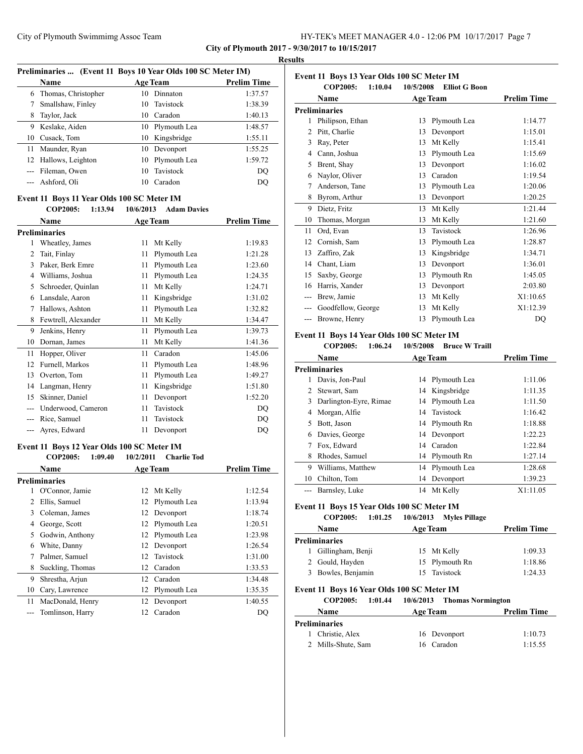## City of Plymouth 2017 - 9/30/2017 to 10/15/2017

### Results

**Preliminaries ... (Event 11 Boys 10 Year Olds 100 SC Meter IM)**

| | Name | Age | Team | Prelim Time |
|---|---|---|---|---|
| 6 | Thomas, Christopher | 10 | Dinnaton | 1:37.57 |
| 7 | Smallshaw, Finley | 10 | Tavistock | 1:38.39 |
| 8 | Taylor, Jack | 10 | Caradon | 1:40.13 |
| 9 | Keslake, Aiden | 10 | Plymouth Lea | 1:48.57 |
| 10 | Cusack, Tom | 10 | Kingsbridge | 1:55.11 |
| 11 | Maunder, Ryan | 10 | Devonport | 1:55.25 |
| 12 | Hallows, Leighton | 10 | Plymouth Lea | 1:59.72 |
| --- | Fileman, Owen | 10 | Tavistock | DQ |
| --- | Ashford, Oli | 10 | Caradon | DQ |

**Event 11 Boys 11 Year Olds 100 SC Meter IM**

COP2005: 1:13.94 10/6/2013 Adam Davies

| | Name | Age | Team | Prelim Time |
|---|---|---|---|---|
| **Preliminaries** | | | | |
| 1 | Wheatley, James | 11 | Mt Kelly | 1:19.83 |
| 2 | Tait, Finlay | 11 | Plymouth Lea | 1:21.28 |
| 3 | Paker, Berk Emre | 11 | Plymouth Lea | 1:23.60 |
| 4 | Williams, Joshua | 11 | Plymouth Lea | 1:24.35 |
| 5 | Schroeder, Quinlan | 11 | Mt Kelly | 1:24.71 |
| 6 | Lansdale, Aaron | 11 | Kingsbridge | 1:31.02 |
| 7 | Hallows, Ashton | 11 | Plymouth Lea | 1:32.82 |
| 8 | Fewtrell, Alexander | 11 | Mt Kelly | 1:34.47 |
| 9 | Jenkins, Henry | 11 | Plymouth Lea | 1:39.73 |
| 10 | Dornan, James | 11 | Mt Kelly | 1:41.36 |
| 11 | Hopper, Oliver | 11 | Caradon | 1:45.06 |
| 12 | Furnell, Markos | 11 | Plymouth Lea | 1:48.96 |
| 13 | Overton, Tom | 11 | Plymouth Lea | 1:49.27 |
| 14 | Langman, Henry | 11 | Kingsbridge | 1:51.80 |
| 15 | Skinner, Daniel | 11 | Devonport | 1:52.20 |
| --- | Underwood, Cameron | 11 | Tavistock | DQ |
| --- | Rice, Samuel | 11 | Tavistock | DQ |
| --- | Ayres, Edward | 11 | Devonport | DQ |

**Event 11 Boys 12 Year Olds 100 SC Meter IM**

COP2005: 1:09.40 10/2/2011 Charlie Tod

| | Name | Age | Team | Prelim Time |
|---|---|---|---|---|
| **Preliminaries** | | | | |
| 1 | O'Connor, Jamie | 12 | Mt Kelly | 1:12.54 |
| 2 | Ellis, Samuel | 12 | Plymouth Lea | 1:13.94 |
| 3 | Coleman, James | 12 | Devonport | 1:18.74 |
| 4 | George, Scott | 12 | Plymouth Lea | 1:20.51 |
| 5 | Godwin, Anthony | 12 | Plymouth Lea | 1:23.98 |
| 6 | White, Danny | 12 | Devonport | 1:26.54 |
| 7 | Palmer, Samuel | 12 | Tavistock | 1:31.00 |
| 8 | Suckling, Thomas | 12 | Caradon | 1:33.53 |
| 9 | Shrestha, Arjun | 12 | Caradon | 1:34.48 |
| 10 | Cary, Lawrence | 12 | Plymouth Lea | 1:35.35 |
| 11 | MacDonald, Henry | 12 | Devonport | 1:40.55 |
| --- | Tomlinson, Harry | 12 | Caradon | DQ |

**Event 11 Boys 13 Year Olds 100 SC Meter IM**

COP2005: 1:10.04 10/5/2008 Elliot G Boon

| | Name | Age | Team | Prelim Time |
|---|---|---|---|---|
| **Preliminaries** | | | | |
| 1 | Philipson, Ethan | 13 | Plymouth Lea | 1:14.77 |
| 2 | Pitt, Charlie | 13 | Devonport | 1:15.01 |
| 3 | Ray, Peter | 13 | Mt Kelly | 1:15.41 |
| 4 | Cann, Joshua | 13 | Plymouth Lea | 1:15.69 |
| 5 | Brent, Shay | 13 | Devonport | 1:16.02 |
| 6 | Naylor, Oliver | 13 | Caradon | 1:19.54 |
| 7 | Anderson, Tane | 13 | Plymouth Lea | 1:20.06 |
| 8 | Byrom, Arthur | 13 | Devonport | 1:20.25 |
| 9 | Dietz, Fritz | 13 | Mt Kelly | 1:21.44 |
| 10 | Thomas, Morgan | 13 | Mt Kelly | 1:21.60 |
| 11 | Ord, Evan | 13 | Tavistock | 1:26.96 |
| 12 | Cornish, Sam | 13 | Plymouth Lea | 1:28.87 |
| 13 | Zaffiro, Zak | 13 | Kingsbridge | 1:34.71 |
| 14 | Chant, Liam | 13 | Devonport | 1:36.01 |
| 15 | Saxby, George | 13 | Plymouth Rn | 1:45.05 |
| 16 | Harris, Xander | 13 | Devonport | 2:03.80 |
| --- | Brew, Jamie | 13 | Mt Kelly | X1:10.65 |
| --- | Goodfellow, George | 13 | Mt Kelly | X1:12.39 |
| --- | Browne, Henry | 13 | Plymouth Lea | DQ |

**Event 11 Boys 14 Year Olds 100 SC Meter IM**

COP2005: 1:06.24 10/5/2008 Bruce W Traill

| | Name | Age | Team | Prelim Time |
|---|---|---|---|---|
| **Preliminaries** | | | | |
| 1 | Davis, Jon-Paul | 14 | Plymouth Lea | 1:11.06 |
| 2 | Stewart, Sam | 14 | Kingsbridge | 1:11.35 |
| 3 | Darlington-Eyre, Rimae | 14 | Plymouth Lea | 1:11.50 |
| 4 | Morgan, Alfie | 14 | Tavistock | 1:16.42 |
| 5 | Bott, Jason | 14 | Plymouth Rn | 1:18.88 |
| 6 | Davies, George | 14 | Devonport | 1:22.23 |
| 7 | Fox, Edward | 14 | Caradon | 1:22.84 |
| 8 | Rhodes, Samuel | 14 | Plymouth Rn | 1:27.14 |
| 9 | Williams, Matthew | 14 | Plymouth Lea | 1:28.68 |
| 10 | Chilton, Tom | 14 | Devonport | 1:39.23 |
| --- | Barnsley, Luke | 14 | Mt Kelly | X1:11.05 |

**Event 11 Boys 15 Year Olds 100 SC Meter IM**

COP2005: 1:01.25 10/6/2013 Myles Pillage

| | Name | Age | Team | Prelim Time |
|---|---|---|---|---|
| **Preliminaries** | | | | |
| 1 | Gillingham, Benji | 15 | Mt Kelly | 1:09.33 |
| 2 | Gould, Hayden | 15 | Plymouth Rn | 1:18.86 |
| 3 | Bowles, Benjamin | 15 | Tavistock | 1:24.33 |

**Event 11 Boys 16 Year Olds 100 SC Meter IM**

COP2005: 1:01.44 10/6/2013 Thomas Normington

| | Name | Age | Team | Prelim Time |
|---|---|---|---|---|
| **Preliminaries** | | | | |
| 1 | Christie, Alex | 16 | Devonport | 1:10.73 |
| 2 | Mills-Shute, Sam | 16 | Caradon | 1:15.55 |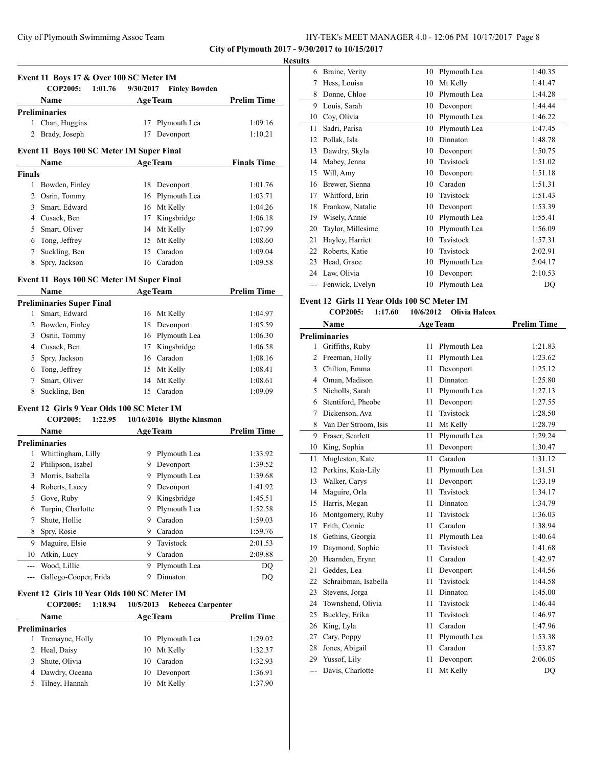## City of Plymouth 2017 - 9/30/2017 to 10/15/2017

### Results

### Event 11 Boys 17 & Over 100 SC Meter IM

COP2005: 1:01.76 9/30/2017 Finley Bowden

| | Name | Age | Team | Prelim Time |
|---|---|---|---|---|
| **Preliminaries** | | | | |
| 1 | Chan, Huggins | 17 | Plymouth Lea | 1:09.16 |
| 2 | Brady, Joseph | 17 | Devonport | 1:10.21 |

### Event 11 Boys 100 SC Meter IM Super Final

| | Name | Age | Team | Finals Time |
|---|---|---|---|---|
| **Finals** | | | | |
| 1 | Bowden, Finley | 18 | Devonport | 1:01.76 |
| 2 | Osrin, Tommy | 16 | Plymouth Lea | 1:03.71 |
| 3 | Smart, Edward | 16 | Mt Kelly | 1:04.26 |
| 4 | Cusack, Ben | 17 | Kingsbridge | 1:06.18 |
| 5 | Smart, Oliver | 14 | Mt Kelly | 1:07.99 |
| 6 | Tong, Jeffrey | 15 | Mt Kelly | 1:08.60 |
| 7 | Suckling, Ben | 15 | Caradon | 1:09.04 |
| 8 | Spry, Jackson | 16 | Caradon | 1:09.58 |

### Event 11 Boys 100 SC Meter IM Super Final

| | Name | Age | Team | Prelim Time |
|---|---|---|---|---|
| **Preliminaries Super Final** | | | | |
| 1 | Smart, Edward | 16 | Mt Kelly | 1:04.97 |
| 2 | Bowden, Finley | 18 | Devonport | 1:05.59 |
| 3 | Osrin, Tommy | 16 | Plymouth Lea | 1:06.30 |
| 4 | Cusack, Ben | 17 | Kingsbridge | 1:06.58 |
| 5 | Spry, Jackson | 16 | Caradon | 1:08.16 |
| 6 | Tong, Jeffrey | 15 | Mt Kelly | 1:08.41 |
| 7 | Smart, Oliver | 14 | Mt Kelly | 1:08.61 |
| 8 | Suckling, Ben | 15 | Caradon | 1:09.09 |

### Event 12 Girls 9 Year Olds 100 SC Meter IM

COP2005: 1:22.95 10/16/2016 Blythe Kinsman

| | Name | Age | Team | Prelim Time |
|---|---|---|---|---|
| **Preliminaries** | | | | |
| 1 | Whittingham, Lilly | 9 | Plymouth Lea | 1:33.92 |
| 2 | Philipson, Isabel | 9 | Devonport | 1:39.52 |
| 3 | Morris, Isabella | 9 | Plymouth Lea | 1:39.68 |
| 4 | Roberts, Lacey | 9 | Devonport | 1:41.92 |
| 5 | Gove, Ruby | 9 | Kingsbridge | 1:45.51 |
| 6 | Turpin, Charlotte | 9 | Plymouth Lea | 1:52.58 |
| 7 | Shute, Hollie | 9 | Caradon | 1:59.03 |
| 8 | Spry, Rosie | 9 | Caradon | 1:59.76 |
| 9 | Maguire, Elsie | 9 | Tavistock | 2:01.53 |
| 10 | Atkin, Lucy | 9 | Caradon | 2:09.88 |
| --- | Wood, Lillie | 9 | Plymouth Lea | DQ |
| --- | Gallego-Cooper, Frida | 9 | Dinnaton | DQ |

### Event 12 Girls 10 Year Olds 100 SC Meter IM

COP2005: 1:18.94 10/5/2013 Rebecca Carpenter

| | Name | Age | Team | Prelim Time |
|---|---|---|---|---|
| **Preliminaries** | | | | |
| 1 | Tremayne, Holly | 10 | Plymouth Lea | 1:29.02 |
| 2 | Heal, Daisy | 10 | Mt Kelly | 1:32.37 |
| 3 | Shute, Olivia | 10 | Caradon | 1:32.93 |
| 4 | Dawdry, Oceana | 10 | Devonport | 1:36.91 |
| 5 | Tilney, Hannah | 10 | Mt Kelly | 1:37.90 |
| 6 | Braine, Verity | 10 | Plymouth Lea | 1:40.35 |
| 7 | Hess, Louisa | 10 | Mt Kelly | 1:41.47 |
| 8 | Donne, Chloe | 10 | Plymouth Lea | 1:44.28 |
| 9 | Louis, Sarah | 10 | Devonport | 1:44.44 |
| 10 | Coy, Olivia | 10 | Plymouth Lea | 1:46.22 |
| 11 | Sadri, Parisa | 10 | Plymouth Lea | 1:47.45 |
| 12 | Pollak, Isla | 10 | Dinnaton | 1:48.78 |
| 13 | Dawdry, Skyla | 10 | Devonport | 1:50.75 |
| 14 | Mabey, Jenna | 10 | Tavistock | 1:51.02 |
| 15 | Will, Amy | 10 | Devonport | 1:51.18 |
| 16 | Brewer, Sienna | 10 | Caradon | 1:51.31 |
| 17 | Whitford, Erin | 10 | Tavistock | 1:51.43 |
| 18 | Frankow, Natalie | 10 | Devonport | 1:53.39 |
| 19 | Wisely, Annie | 10 | Plymouth Lea | 1:55.41 |
| 20 | Taylor, Millesime | 10 | Plymouth Lea | 1:56.09 |
| 21 | Hayley, Harriet | 10 | Tavistock | 1:57.31 |
| 22 | Roberts, Katie | 10 | Tavistock | 2:02.91 |
| 23 | Head, Grace | 10 | Plymouth Lea | 2:04.17 |
| 24 | Law, Olivia | 10 | Devonport | 2:10.53 |
| --- | Fenwick, Evelyn | 10 | Plymouth Lea | DQ |

### Event 12 Girls 11 Year Olds 100 SC Meter IM

COP2005: 1:17.60 10/6/2012 Olivia Halcox

| | Name | Age | Team | Prelim Time |
|---|---|---|---|---|
| **Preliminaries** | | | | |
| 1 | Griffiths, Ruby | 11 | Plymouth Lea | 1:21.83 |
| 2 | Freeman, Holly | 11 | Plymouth Lea | 1:23.62 |
| 3 | Chilton, Emma | 11 | Devonport | 1:25.12 |
| 4 | Oman, Madison | 11 | Dinnaton | 1:25.80 |
| 5 | Nicholls, Sarah | 11 | Plymouth Lea | 1:27.13 |
| 6 | Stentiford, Pheobe | 11 | Devonport | 1:27.55 |
| 7 | Dickenson, Ava | 11 | Tavistock | 1:28.50 |
| 8 | Van Der Stroom, Isis | 11 | Mt Kelly | 1:28.79 |
| 9 | Fraser, Scarlett | 11 | Plymouth Lea | 1:29.24 |
| 10 | King, Sophia | 11 | Devonport | 1:30.47 |
| 11 | Mugleston, Kate | 11 | Caradon | 1:31.12 |
| 12 | Perkins, Kaia-Lily | 11 | Plymouth Lea | 1:31.51 |
| 13 | Walker, Carys | 11 | Devonport | 1:33.19 |
| 14 | Maguire, Orla | 11 | Tavistock | 1:34.17 |
| 15 | Harris, Megan | 11 | Dinnaton | 1:34.79 |
| 16 | Montgomery, Ruby | 11 | Tavistock | 1:36.03 |
| 17 | Frith, Connie | 11 | Caradon | 1:38.94 |
| 18 | Gethins, Georgia | 11 | Plymouth Lea | 1:40.64 |
| 19 | Daymond, Sophie | 11 | Tavistock | 1:41.68 |
| 20 | Hearnden, Erynn | 11 | Caradon | 1:42.97 |
| 21 | Geddes, Lea | 11 | Devonport | 1:44.56 |
| 22 | Schraibman, Isabella | 11 | Tavistock | 1:44.58 |
| 23 | Stevens, Jorga | 11 | Dinnaton | 1:45.00 |
| 24 | Townshend, Olivia | 11 | Tavistock | 1:46.44 |
| 25 | Buckley, Erika | 11 | Tavistock | 1:46.97 |
| 26 | King, Lyla | 11 | Caradon | 1:47.96 |
| 27 | Cary, Poppy | 11 | Plymouth Lea | 1:53.38 |
| 28 | Jones, Abigail | 11 | Caradon | 1:53.87 |
| 29 | Yussof, Lily | 11 | Devonport | 2:06.05 |
| --- | Davis, Charlotte | 11 | Mt Kelly | DQ |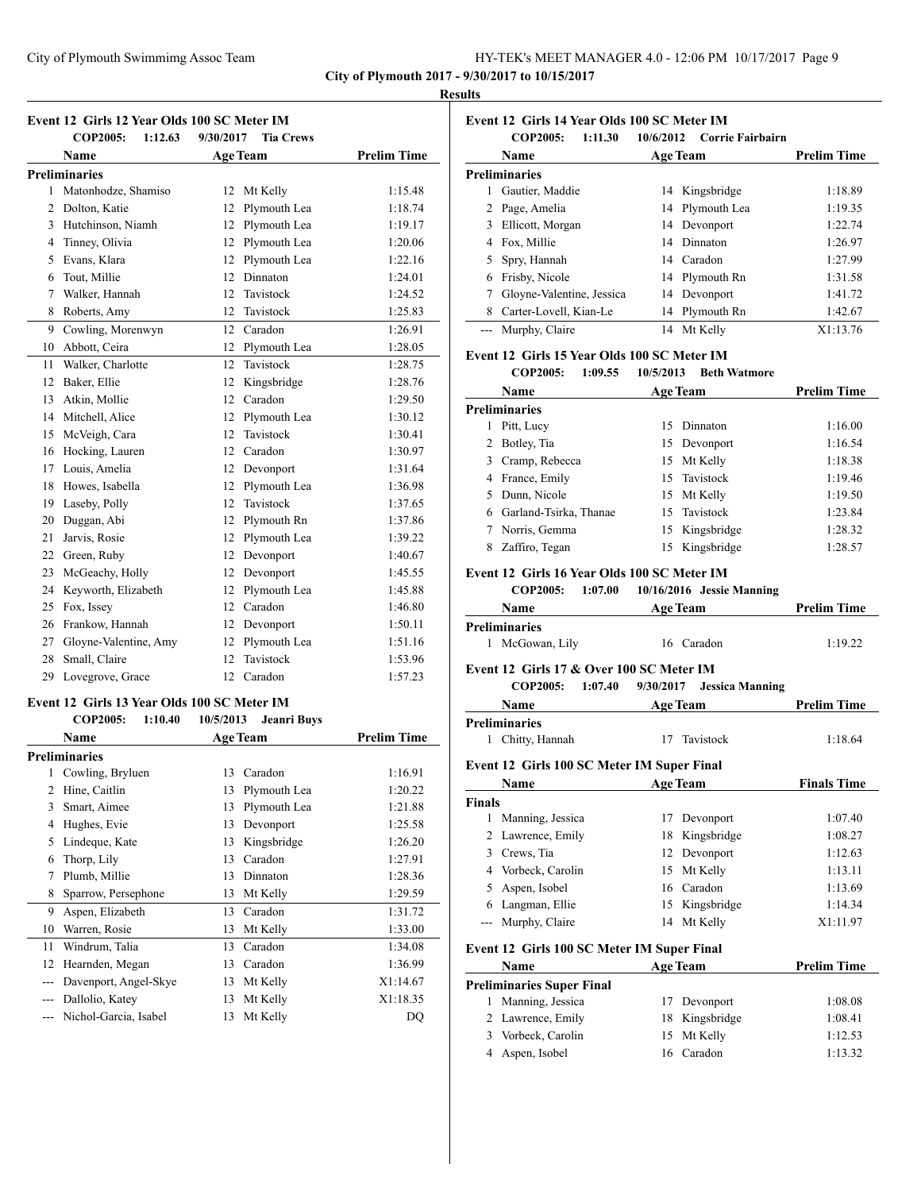**City of Plymouth 2017 - 9/30/2017 to 10/15/2017**

**Results**

### Event 12 Girls 12 Year Olds 100 SC Meter IM

COP2005: 1:12.63 9/30/2017 Tia Crews

| | Name | Age | Team | Prelim Time |
|---|---|---|---|---|
| **Preliminaries** | | | | |
| 1 | Matonhodze, Shamiso | 12 | Mt Kelly | 1:15.48 |
| 2 | Dolton, Katie | 12 | Plymouth Lea | 1:18.74 |
| 3 | Hutchinson, Niamh | 12 | Plymouth Lea | 1:19.17 |
| 4 | Tinney, Olivia | 12 | Plymouth Lea | 1:20.06 |
| 5 | Evans, Klara | 12 | Plymouth Lea | 1:22.16 |
| 6 | Tout, Millie | 12 | Dinnaton | 1:24.01 |
| 7 | Walker, Hannah | 12 | Tavistock | 1:24.52 |
| 8 | Roberts, Amy | 12 | Tavistock | 1:25.83 |
| 9 | Cowling, Morenwyn | 12 | Caradon | 1:26.91 |
| 10 | Abbott, Ceira | 12 | Plymouth Lea | 1:28.05 |
| 11 | Walker, Charlotte | 12 | Tavistock | 1:28.75 |
| 12 | Baker, Ellie | 12 | Kingsbridge | 1:28.76 |
| 13 | Atkin, Mollie | 12 | Caradon | 1:29.50 |
| 14 | Mitchell, Alice | 12 | Plymouth Lea | 1:30.12 |
| 15 | McVeigh, Cara | 12 | Tavistock | 1:30.41 |
| 16 | Hocking, Lauren | 12 | Caradon | 1:30.97 |
| 17 | Louis, Amelia | 12 | Devonport | 1:31.64 |
| 18 | Howes, Isabella | 12 | Plymouth Lea | 1:36.98 |
| 19 | Laseby, Polly | 12 | Tavistock | 1:37.65 |
| 20 | Duggan, Abi | 12 | Plymouth Rn | 1:37.86 |
| 21 | Jarvis, Rosie | 12 | Plymouth Lea | 1:39.22 |
| 22 | Green, Ruby | 12 | Devonport | 1:40.67 |
| 23 | McGeachy, Holly | 12 | Devonport | 1:45.55 |
| 24 | Keyworth, Elizabeth | 12 | Plymouth Lea | 1:45.88 |
| 25 | Fox, Issey | 12 | Caradon | 1:46.80 |
| 26 | Frankow, Hannah | 12 | Devonport | 1:50.11 |
| 27 | Gloyne-Valentine, Amy | 12 | Plymouth Lea | 1:51.16 |
| 28 | Small, Claire | 12 | Tavistock | 1:53.96 |
| 29 | Lovegrove, Grace | 12 | Caradon | 1:57.23 |

### Event 12 Girls 13 Year Olds 100 SC Meter IM

COP2005: 1:10.40 10/5/2013 Jeanri Buys

| | Name | Age | Team | Prelim Time |
|---|---|---|---|---|
| **Preliminaries** | | | | |
| 1 | Cowling, Bryluen | 13 | Caradon | 1:16.91 |
| 2 | Hine, Caitlin | 13 | Plymouth Lea | 1:20.22 |
| 3 | Smart, Aimee | 13 | Plymouth Lea | 1:21.88 |
| 4 | Hughes, Evie | 13 | Devonport | 1:25.58 |
| 5 | Lindeque, Kate | 13 | Kingsbridge | 1:26.20 |
| 6 | Thorp, Lily | 13 | Caradon | 1:27.91 |
| 7 | Plumb, Millie | 13 | Dinnaton | 1:28.36 |
| 8 | Sparrow, Persephone | 13 | Mt Kelly | 1:29.59 |
| 9 | Aspen, Elizabeth | 13 | Caradon | 1:31.72 |
| 10 | Warren, Rosie | 13 | Mt Kelly | 1:33.00 |
| 11 | Windrum, Talia | 13 | Caradon | 1:34.08 |
| 12 | Hearnden, Megan | 13 | Caradon | 1:36.99 |
| --- | Davenport, Angel-Skye | 13 | Mt Kelly | X1:14.67 |
| --- | Dallolio, Katey | 13 | Mt Kelly | X1:18.35 |
| --- | Nichol-Garcia, Isabel | 13 | Mt Kelly | DQ |

### Event 12 Girls 14 Year Olds 100 SC Meter IM

COP2005: 1:11.30 10/6/2012 Corrie Fairbairn

| | Name | Age | Team | Prelim Time |
|---|---|---|---|---|
| **Preliminaries** | | | | |
| 1 | Gautier, Maddie | 14 | Kingsbridge | 1:18.89 |
| 2 | Page, Amelia | 14 | Plymouth Lea | 1:19.35 |
| 3 | Ellicott, Morgan | 14 | Devonport | 1:22.74 |
| 4 | Fox, Millie | 14 | Dinnaton | 1:26.97 |
| 5 | Spry, Hannah | 14 | Caradon | 1:27.99 |
| 6 | Frisby, Nicole | 14 | Plymouth Rn | 1:31.58 |
| 7 | Gloyne-Valentine, Jessica | 14 | Devonport | 1:41.72 |
| 8 | Carter-Lovell, Kian-Le | 14 | Plymouth Rn | 1:42.67 |
| --- | Murphy, Claire | 14 | Mt Kelly | X1:13.76 |

### Event 12 Girls 15 Year Olds 100 SC Meter IM

COP2005: 1:09.55 10/5/2013 Beth Watmore

| | Name | Age | Team | Prelim Time |
|---|---|---|---|---|
| **Preliminaries** | | | | |
| 1 | Pitt, Lucy | 15 | Dinnaton | 1:16.00 |
| 2 | Botley, Tia | 15 | Devonport | 1:16.54 |
| 3 | Cramp, Rebecca | 15 | Mt Kelly | 1:18.38 |
| 4 | France, Emily | 15 | Tavistock | 1:19.46 |
| 5 | Dunn, Nicole | 15 | Mt Kelly | 1:19.50 |
| 6 | Garland-Tsirka, Thanae | 15 | Tavistock | 1:23.84 |
| 7 | Norris, Gemma | 15 | Kingsbridge | 1:28.32 |
| 8 | Zaffiro, Tegan | 15 | Kingsbridge | 1:28.57 |

### Event 12 Girls 16 Year Olds 100 SC Meter IM

COP2005: 1:07.00 10/16/2016 Jessie Manning

| | Name | Age | Team | Prelim Time |
|---|---|---|---|---|
| **Preliminaries** | | | | |
| 1 | McGowan, Lily | 16 | Caradon | 1:19.22 |

### Event 12 Girls 17 & Over 100 SC Meter IM

COP2005: 1:07.40 9/30/2017 Jessica Manning

| | Name | Age | Team | Prelim Time |
|---|---|---|---|---|
| **Preliminaries** | | | | |
| 1 | Chitty, Hannah | 17 | Tavistock | 1:18.64 |

### Event 12 Girls 100 SC Meter IM Super Final

| | Name | Age | Team | Finals Time |
|---|---|---|---|---|
| **Finals** | | | | |
| 1 | Manning, Jessica | 17 | Devonport | 1:07.40 |
| 2 | Lawrence, Emily | 18 | Kingsbridge | 1:08.27 |
| 3 | Crews, Tia | 12 | Devonport | 1:12.63 |
| 4 | Vorbeck, Carolin | 15 | Mt Kelly | 1:13.11 |
| 5 | Aspen, Isobel | 16 | Caradon | 1:13.69 |
| 6 | Langman, Ellie | 15 | Kingsbridge | 1:14.34 |
| --- | Murphy, Claire | 14 | Mt Kelly | X1:11.97 |

### Event 12 Girls 100 SC Meter IM Super Final

| | Name | Age | Team | Prelim Time |
|---|---|---|---|---|
| **Preliminaries Super Final** | | | | |
| 1 | Manning, Jessica | 17 | Devonport | 1:08.08 |
| 2 | Lawrence, Emily | 18 | Kingsbridge | 1:08.41 |
| 3 | Vorbeck, Carolin | 15 | Mt Kelly | 1:12.53 |
| 4 | Aspen, Isobel | 16 | Caradon | 1:13.32 |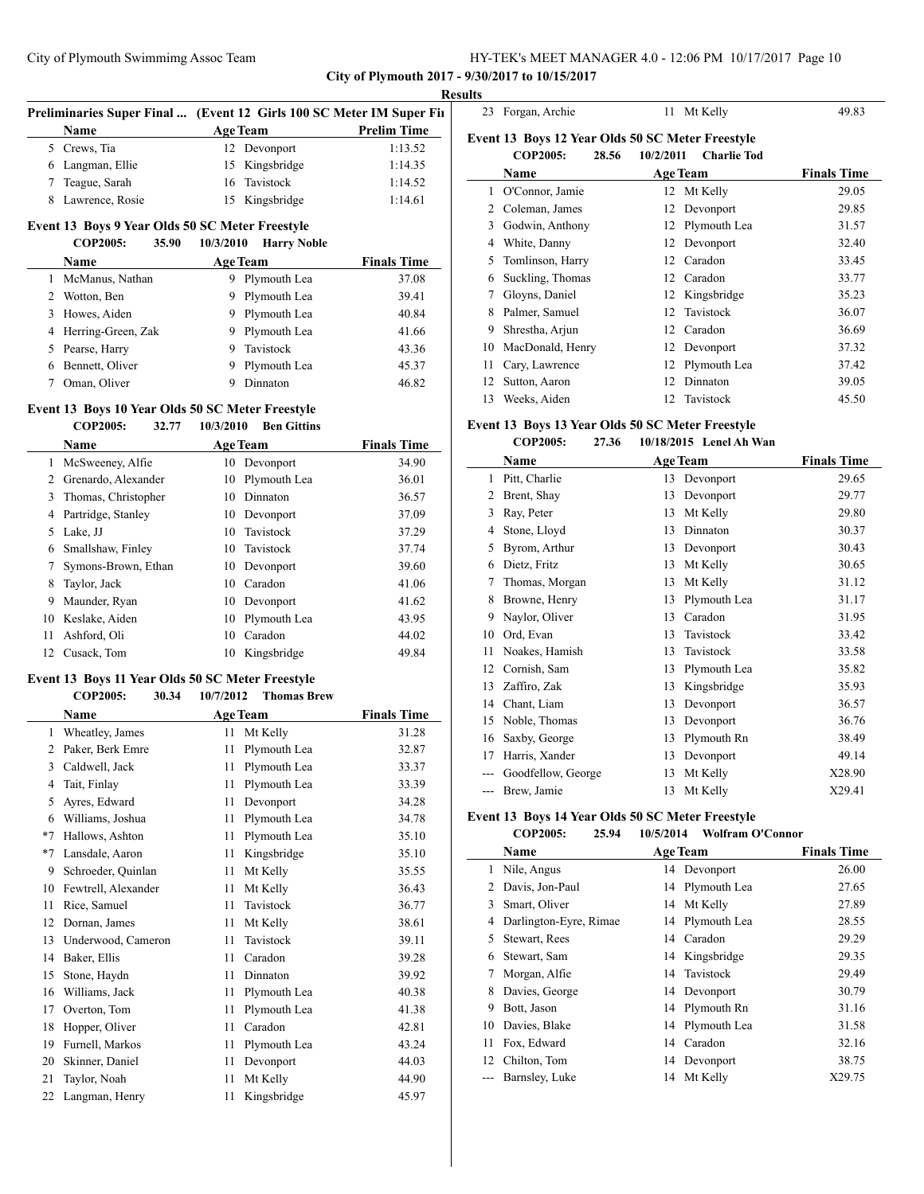**City of Plymouth 2017 - 9/30/2017 to 10/15/2017**

**Results**

**Preliminaries Super Final ... (Event 12 Girls 100 SC Meter IM Super Fi**

| | Name | Age | Team | Prelim Time |
|---|---|---|---|---|
| 5 | Crews, Tia | 12 | Devonport | 1:13.52 |
| 6 | Langman, Ellie | 15 | Kingsbridge | 1:14.35 |
| 7 | Teague, Sarah | 16 | Tavistock | 1:14.52 |
| 8 | Lawrence, Rosie | 15 | Kingsbridge | 1:14.61 |

### Event 13 Boys 9 Year Olds 50 SC Meter Freestyle

**COP2005: 35.90 10/3/2010 Harry Noble**

| | Name | Age | Team | Finals Time |
|---|---|---|---|---|
| 1 | McManus, Nathan | 9 | Plymouth Lea | 37.08 |
| 2 | Wotton, Ben | 9 | Plymouth Lea | 39.41 |
| 3 | Howes, Aiden | 9 | Plymouth Lea | 40.84 |
| 4 | Herring-Green, Zak | 9 | Plymouth Lea | 41.66 |
| 5 | Pearse, Harry | 9 | Tavistock | 43.36 |
| 6 | Bennett, Oliver | 9 | Plymouth Lea | 45.37 |
| 7 | Oman, Oliver | 9 | Dinnaton | 46.82 |

### Event 13 Boys 10 Year Olds 50 SC Meter Freestyle

**COP2005: 32.77 10/3/2010 Ben Gittins**

| | Name | Age | Team | Finals Time |
|---|---|---|---|---|
| 1 | McSweeney, Alfie | 10 | Devonport | 34.90 |
| 2 | Grenardo, Alexander | 10 | Plymouth Lea | 36.01 |
| 3 | Thomas, Christopher | 10 | Dinnaton | 36.57 |
| 4 | Partridge, Stanley | 10 | Devonport | 37.09 |
| 5 | Lake, JJ | 10 | Tavistock | 37.29 |
| 6 | Smallshaw, Finley | 10 | Tavistock | 37.74 |
| 7 | Symons-Brown, Ethan | 10 | Devonport | 39.60 |
| 8 | Taylor, Jack | 10 | Caradon | 41.06 |
| 9 | Maunder, Ryan | 10 | Devonport | 41.62 |
| 10 | Keslake, Aiden | 10 | Plymouth Lea | 43.95 |
| 11 | Ashford, Oli | 10 | Caradon | 44.02 |
| 12 | Cusack, Tom | 10 | Kingsbridge | 49.84 |

### Event 13 Boys 11 Year Olds 50 SC Meter Freestyle

**COP2005: 30.34 10/7/2012 Thomas Brew**

| | Name | Age | Team | Finals Time |
|---|---|---|---|---|
| 1 | Wheatley, James | 11 | Mt Kelly | 31.28 |
| 2 | Paker, Berk Emre | 11 | Plymouth Lea | 32.87 |
| 3 | Caldwell, Jack | 11 | Plymouth Lea | 33.37 |
| 4 | Tait, Finlay | 11 | Plymouth Lea | 33.39 |
| 5 | Ayres, Edward | 11 | Devonport | 34.28 |
| 6 | Williams, Joshua | 11 | Plymouth Lea | 34.78 |
| *7 | Hallows, Ashton | 11 | Plymouth Lea | 35.10 |
| *7 | Lansdale, Aaron | 11 | Kingsbridge | 35.10 |
| 9 | Schroeder, Quinlan | 11 | Mt Kelly | 35.55 |
| 10 | Fewtrell, Alexander | 11 | Mt Kelly | 36.43 |
| 11 | Rice, Samuel | 11 | Tavistock | 36.77 |
| 12 | Dornan, James | 11 | Mt Kelly | 38.61 |
| 13 | Underwood, Cameron | 11 | Tavistock | 39.11 |
| 14 | Baker, Ellis | 11 | Caradon | 39.28 |
| 15 | Stone, Haydn | 11 | Dinnaton | 39.92 |
| 16 | Williams, Jack | 11 | Plymouth Lea | 40.38 |
| 17 | Overton, Tom | 11 | Plymouth Lea | 41.38 |
| 18 | Hopper, Oliver | 11 | Caradon | 42.81 |
| 19 | Furnell, Markos | 11 | Plymouth Lea | 43.24 |
| 20 | Skinner, Daniel | 11 | Devonport | 44.03 |
| 21 | Taylor, Noah | 11 | Mt Kelly | 44.90 |
| 22 | Langman, Henry | 11 | Kingsbridge | 45.97 |
| 23 | Forgan, Archie | 11 | Mt Kelly | 49.83 |

### Event 13 Boys 12 Year Olds 50 SC Meter Freestyle

**COP2005: 28.56 10/2/2011 Charlie Tod**

| | Name | Age | Team | Finals Time |
|---|---|---|---|---|
| 1 | O'Connor, Jamie | 12 | Mt Kelly | 29.05 |
| 2 | Coleman, James | 12 | Devonport | 29.85 |
| 3 | Godwin, Anthony | 12 | Plymouth Lea | 31.57 |
| 4 | White, Danny | 12 | Devonport | 32.40 |
| 5 | Tomlinson, Harry | 12 | Caradon | 33.45 |
| 6 | Suckling, Thomas | 12 | Caradon | 33.77 |
| 7 | Gloyns, Daniel | 12 | Kingsbridge | 35.23 |
| 8 | Palmer, Samuel | 12 | Tavistock | 36.07 |
| 9 | Shrestha, Arjun | 12 | Caradon | 36.69 |
| 10 | MacDonald, Henry | 12 | Devonport | 37.32 |
| 11 | Cary, Lawrence | 12 | Plymouth Lea | 37.42 |
| 12 | Sutton, Aaron | 12 | Dinnaton | 39.05 |
| 13 | Weeks, Aiden | 12 | Tavistock | 45.50 |

### Event 13 Boys 13 Year Olds 50 SC Meter Freestyle

**COP2005: 27.36 10/18/2015 Lenel Ah Wan**

| | Name | Age | Team | Finals Time |
|---|---|---|---|---|
| 1 | Pitt, Charlie | 13 | Devonport | 29.65 |
| 2 | Brent, Shay | 13 | Devonport | 29.77 |
| 3 | Ray, Peter | 13 | Mt Kelly | 29.80 |
| 4 | Stone, Lloyd | 13 | Dinnaton | 30.37 |
| 5 | Byrom, Arthur | 13 | Devonport | 30.43 |
| 6 | Dietz, Fritz | 13 | Mt Kelly | 30.65 |
| 7 | Thomas, Morgan | 13 | Mt Kelly | 31.12 |
| 8 | Browne, Henry | 13 | Plymouth Lea | 31.17 |
| 9 | Naylor, Oliver | 13 | Caradon | 31.95 |
| 10 | Ord, Evan | 13 | Tavistock | 33.42 |
| 11 | Noakes, Hamish | 13 | Tavistock | 33.58 |
| 12 | Cornish, Sam | 13 | Plymouth Lea | 35.82 |
| 13 | Zaffiro, Zak | 13 | Kingsbridge | 35.93 |
| 14 | Chant, Liam | 13 | Devonport | 36.57 |
| 15 | Noble, Thomas | 13 | Devonport | 36.76 |
| 16 | Saxby, George | 13 | Plymouth Rn | 38.49 |
| 17 | Harris, Xander | 13 | Devonport | 49.14 |
| --- | Goodfellow, George | 13 | Mt Kelly | X28.90 |
| --- | Brew, Jamie | 13 | Mt Kelly | X29.41 |

### Event 13 Boys 14 Year Olds 50 SC Meter Freestyle

**COP2005: 25.94 10/5/2014 Wolfram O'Connor**

| | Name | Age | Team | Finals Time |
|---|---|---|---|---|
| 1 | Nile, Angus | 14 | Devonport | 26.00 |
| 2 | Davis, Jon-Paul | 14 | Plymouth Lea | 27.65 |
| 3 | Smart, Oliver | 14 | Mt Kelly | 27.89 |
| 4 | Darlington-Eyre, Rimae | 14 | Plymouth Lea | 28.55 |
| 5 | Stewart, Rees | 14 | Caradon | 29.29 |
| 6 | Stewart, Sam | 14 | Kingsbridge | 29.35 |
| 7 | Morgan, Alfie | 14 | Tavistock | 29.49 |
| 8 | Davies, George | 14 | Devonport | 30.79 |
| 9 | Bott, Jason | 14 | Plymouth Rn | 31.16 |
| 10 | Davies, Blake | 14 | Plymouth Lea | 31.58 |
| 11 | Fox, Edward | 14 | Caradon | 32.16 |
| 12 | Chilton, Tom | 14 | Devonport | 38.75 |
| --- | Barnsley, Luke | 14 | Mt Kelly | X29.75 |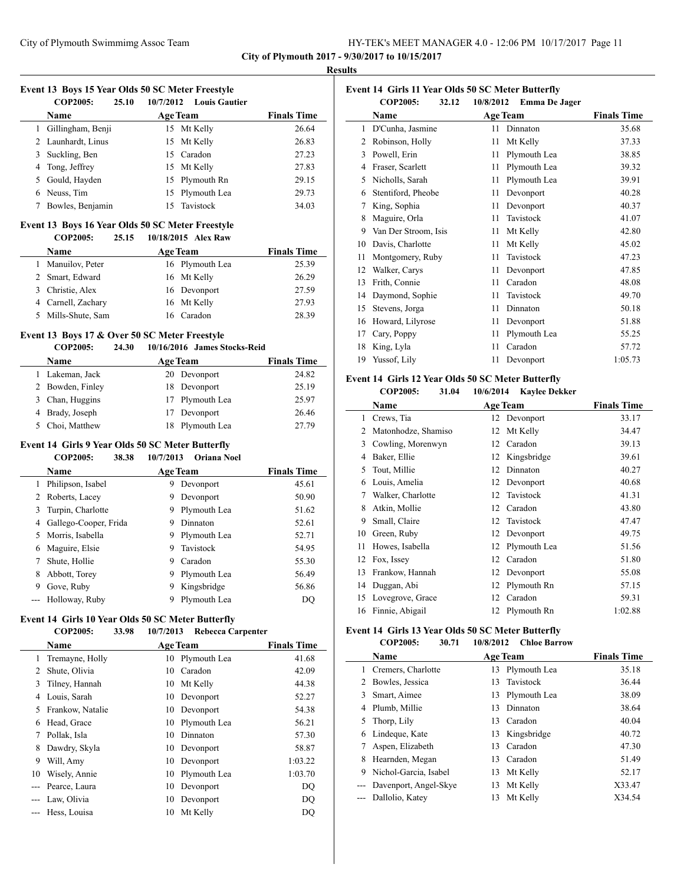## City of Plymouth 2017 - 9/30/2017 to 10/15/2017

### Results

#### Event 13 Boys 15 Year Olds 50 SC Meter Freestyle

**COP2005: 25.10 10/7/2012 Louis Gautier**

| | Name | Age | Team | Finals Time |
|---|---|---|---|---|
| 1 | Gillingham, Benji | 15 | Mt Kelly | 26.64 |
| 2 | Launhardt, Linus | 15 | Mt Kelly | 26.83 |
| 3 | Suckling, Ben | 15 | Caradon | 27.23 |
| 4 | Tong, Jeffrey | 15 | Mt Kelly | 27.83 |
| 5 | Gould, Hayden | 15 | Plymouth Rn | 29.15 |
| 6 | Neuss, Tim | 15 | Plymouth Lea | 29.73 |
| 7 | Bowles, Benjamin | 15 | Tavistock | 34.03 |

#### Event 13 Boys 16 Year Olds 50 SC Meter Freestyle

**COP2005: 25.15 10/18/2015 Alex Raw**

| | Name | Age | Team | Finals Time |
|---|---|---|---|---|
| 1 | Manuilov, Peter | 16 | Plymouth Lea | 25.39 |
| 2 | Smart, Edward | 16 | Mt Kelly | 26.29 |
| 3 | Christie, Alex | 16 | Devonport | 27.59 |
| 4 | Carnell, Zachary | 16 | Mt Kelly | 27.93 |
| 5 | Mills-Shute, Sam | 16 | Caradon | 28.39 |

#### Event 13 Boys 17 & Over 50 SC Meter Freestyle

**COP2005: 24.30 10/16/2016 James Stocks-Reid**

| | Name | Age | Team | Finals Time |
|---|---|---|---|---|
| 1 | Lakeman, Jack | 20 | Devonport | 24.82 |
| 2 | Bowden, Finley | 18 | Devonport | 25.19 |
| 3 | Chan, Huggins | 17 | Plymouth Lea | 25.97 |
| 4 | Brady, Joseph | 17 | Devonport | 26.46 |
| 5 | Choi, Matthew | 18 | Plymouth Lea | 27.79 |

#### Event 14 Girls 9 Year Olds 50 SC Meter Butterfly

**COP2005: 38.38 10/7/2013 Oriana Noel**

| | Name | Age | Team | Finals Time |
|---|---|---|---|---|
| 1 | Philipson, Isabel | 9 | Devonport | 45.61 |
| 2 | Roberts, Lacey | 9 | Devonport | 50.90 |
| 3 | Turpin, Charlotte | 9 | Plymouth Lea | 51.62 |
| 4 | Gallego-Cooper, Frida | 9 | Dinnaton | 52.61 |
| 5 | Morris, Isabella | 9 | Plymouth Lea | 52.71 |
| 6 | Maguire, Elsie | 9 | Tavistock | 54.95 |
| 7 | Shute, Hollie | 9 | Caradon | 55.30 |
| 8 | Abbott, Torey | 9 | Plymouth Lea | 56.49 |
| 9 | Gove, Ruby | 9 | Kingsbridge | 56.86 |
| --- | Holloway, Ruby | 9 | Plymouth Lea | DQ |

#### Event 14 Girls 10 Year Olds 50 SC Meter Butterfly

**COP2005: 33.98 10/7/2013 Rebecca Carpenter**

| | Name | Age | Team | Finals Time |
|---|---|---|---|---|
| 1 | Tremayne, Holly | 10 | Plymouth Lea | 41.68 |
| 2 | Shute, Olivia | 10 | Caradon | 42.09 |
| 3 | Tilney, Hannah | 10 | Mt Kelly | 44.38 |
| 4 | Louis, Sarah | 10 | Devonport | 52.27 |
| 5 | Frankow, Natalie | 10 | Devonport | 54.38 |
| 6 | Head, Grace | 10 | Plymouth Lea | 56.21 |
| 7 | Pollak, Isla | 10 | Dinnaton | 57.30 |
| 8 | Dawdry, Skyla | 10 | Devonport | 58.87 |
| 9 | Will, Amy | 10 | Devonport | 1:03.22 |
| 10 | Wisely, Annie | 10 | Plymouth Lea | 1:03.70 |
| --- | Pearce, Laura | 10 | Devonport | DQ |
| --- | Law, Olivia | 10 | Devonport | DQ |
| --- | Hess, Louisa | 10 | Mt Kelly | DQ |

#### Event 14 Girls 11 Year Olds 50 SC Meter Butterfly

**COP2005: 32.12 10/8/2012 Emma De Jager**

| | Name | Age | Team | Finals Time |
|---|---|---|---|---|
| 1 | D'Cunha, Jasmine | 11 | Dinnaton | 35.68 |
| 2 | Robinson, Holly | 11 | Mt Kelly | 37.33 |
| 3 | Powell, Erin | 11 | Plymouth Lea | 38.85 |
| 4 | Fraser, Scarlett | 11 | Plymouth Lea | 39.32 |
| 5 | Nicholls, Sarah | 11 | Plymouth Lea | 39.91 |
| 6 | Stentiford, Pheobe | 11 | Devonport | 40.28 |
| 7 | King, Sophia | 11 | Devonport | 40.37 |
| 8 | Maguire, Orla | 11 | Tavistock | 41.07 |
| 9 | Van Der Stroom, Isis | 11 | Mt Kelly | 42.80 |
| 10 | Davis, Charlotte | 11 | Mt Kelly | 45.02 |
| 11 | Montgomery, Ruby | 11 | Tavistock | 47.23 |
| 12 | Walker, Carys | 11 | Devonport | 47.85 |
| 13 | Frith, Connie | 11 | Caradon | 48.08 |
| 14 | Daymond, Sophie | 11 | Tavistock | 49.70 |
| 15 | Stevens, Jorga | 11 | Dinnaton | 50.18 |
| 16 | Howard, Lilyrose | 11 | Devonport | 51.88 |
| 17 | Cary, Poppy | 11 | Plymouth Lea | 55.25 |
| 18 | King, Lyla | 11 | Caradon | 57.72 |
| 19 | Yussof, Lily | 11 | Devonport | 1:05.73 |

#### Event 14 Girls 12 Year Olds 50 SC Meter Butterfly

**COP2005: 31.04 10/6/2014 Kaylee Dekker**

| | Name | Age | Team | Finals Time |
|---|---|---|---|---|
| 1 | Crews, Tia | 12 | Devonport | 33.17 |
| 2 | Matonhodze, Shamiso | 12 | Mt Kelly | 34.47 |
| 3 | Cowling, Morenwyn | 12 | Caradon | 39.13 |
| 4 | Baker, Ellie | 12 | Kingsbridge | 39.61 |
| 5 | Tout, Millie | 12 | Dinnaton | 40.27 |
| 6 | Louis, Amelia | 12 | Devonport | 40.68 |
| 7 | Walker, Charlotte | 12 | Tavistock | 41.31 |
| 8 | Atkin, Mollie | 12 | Caradon | 43.80 |
| 9 | Small, Claire | 12 | Tavistock | 47.47 |
| 10 | Green, Ruby | 12 | Devonport | 49.75 |
| 11 | Howes, Isabella | 12 | Plymouth Lea | 51.56 |
| 12 | Fox, Issey | 12 | Caradon | 51.80 |
| 13 | Frankow, Hannah | 12 | Devonport | 55.08 |
| 14 | Duggan, Abi | 12 | Plymouth Rn | 57.15 |
| 15 | Lovegrove, Grace | 12 | Caradon | 59.31 |
| 16 | Finnie, Abigail | 12 | Plymouth Rn | 1:02.88 |

#### Event 14 Girls 13 Year Olds 50 SC Meter Butterfly

**COP2005: 30.71 10/8/2012 Chloe Barrow**

| | Name | Age | Team | Finals Time |
|---|---|---|---|---|
| 1 | Cremers, Charlotte | 13 | Plymouth Lea | 35.18 |
| 2 | Bowles, Jessica | 13 | Tavistock | 36.44 |
| 3 | Smart, Aimee | 13 | Plymouth Lea | 38.09 |
| 4 | Plumb, Millie | 13 | Dinnaton | 38.64 |
| 5 | Thorp, Lily | 13 | Caradon | 40.04 |
| 6 | Lindeque, Kate | 13 | Kingsbridge | 40.72 |
| 7 | Aspen, Elizabeth | 13 | Caradon | 47.30 |
| 8 | Hearnden, Megan | 13 | Caradon | 51.49 |
| 9 | Nichol-Garcia, Isabel | 13 | Mt Kelly | 52.17 |
| --- | Davenport, Angel-Skye | 13 | Mt Kelly | X33.47 |
| --- | Dallolio, Katey | 13 | Mt Kelly | X34.54 |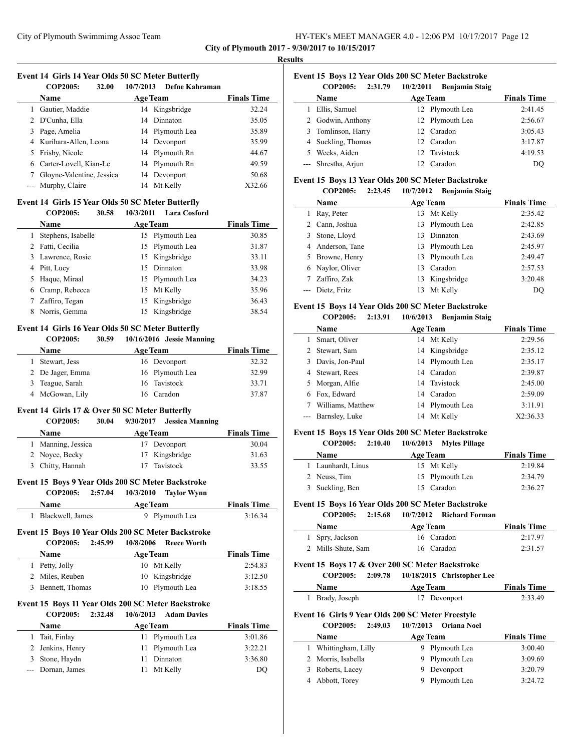City of Plymouth Swimmimg Assoc Team

HY-TEK's MEET MANAGER 4.0 - 12:06 PM 10/17/2017

**City of Plymouth 2017 - 9/30/2017 to 10/15/2017**

**Results**

### Event 14 Girls 14 Year Olds 50 SC Meter Butterfly

**COP2005: 32.00 10/7/2013 Defne Kahraman**

| | Name | Age | Team | Finals Time |
|---|---|---|---|---|
| 1 | Gautier, Maddie | 14 | Kingsbridge | 32.24 |
| 2 | D'Cunha, Ella | 14 | Dinnaton | 35.05 |
| 3 | Page, Amelia | 14 | Plymouth Lea | 35.89 |
| 4 | Kurihara-Allen, Leona | 14 | Devonport | 35.99 |
| 5 | Frisby, Nicole | 14 | Plymouth Rn | 44.67 |
| 6 | Carter-Lovell, Kian-Le | 14 | Plymouth Rn | 49.59 |
| 7 | Gloyne-Valentine, Jessica | 14 | Devonport | 50.68 |
| --- | Murphy, Claire | 14 | Mt Kelly | X32.66 |

### Event 14 Girls 15 Year Olds 50 SC Meter Butterfly

**COP2005: 30.58 10/3/2011 Lara Cosford**

| | Name | Age | Team | Finals Time |
|---|---|---|---|---|
| 1 | Stephens, Isabelle | 15 | Plymouth Lea | 30.85 |
| 2 | Fatti, Cecilia | 15 | Plymouth Lea | 31.87 |
| 3 | Lawrence, Rosie | 15 | Kingsbridge | 33.11 |
| 4 | Pitt, Lucy | 15 | Dinnaton | 33.98 |
| 5 | Haque, Miraal | 15 | Plymouth Lea | 34.23 |
| 6 | Cramp, Rebecca | 15 | Mt Kelly | 35.96 |
| 7 | Zaffiro, Tegan | 15 | Kingsbridge | 36.43 |
| 8 | Norris, Gemma | 15 | Kingsbridge | 38.54 |

### Event 14 Girls 16 Year Olds 50 SC Meter Butterfly

**COP2005: 30.59 10/16/2016 Jessie Manning**

| | Name | Age | Team | Finals Time |
|---|---|---|---|---|
| 1 | Stewart, Jess | 16 | Devonport | 32.32 |
| 2 | De Jager, Emma | 16 | Plymouth Lea | 32.99 |
| 3 | Teague, Sarah | 16 | Tavistock | 33.71 |
| 4 | McGowan, Lily | 16 | Caradon | 37.87 |

### Event 14 Girls 17 & Over 50 SC Meter Butterfly

**COP2005: 30.04 9/30/2017 Jessica Manning**

| | Name | Age | Team | Finals Time |
|---|---|---|---|---|
| 1 | Manning, Jessica | 17 | Devonport | 30.04 |
| 2 | Noyce, Becky | 17 | Kingsbridge | 31.63 |
| 3 | Chitty, Hannah | 17 | Tavistock | 33.55 |

### Event 15 Boys 9 Year Olds 200 SC Meter Backstroke

**COP2005: 2:57.04 10/3/2010 Taylor Wynn**

| | Name | Age | Team | Finals Time |
|---|---|---|---|---|
| 1 | Blackwell, James | 9 | Plymouth Lea | 3:16.34 |

### Event 15 Boys 10 Year Olds 200 SC Meter Backstroke

**COP2005: 2:45.99 10/8/2006 Reece Worth**

| | Name | Age | Team | Finals Time |
|---|---|---|---|---|
| 1 | Petty, Jolly | 10 | Mt Kelly | 2:54.83 |
| 2 | Miles, Reuben | 10 | Kingsbridge | 3:12.50 |
| 3 | Bennett, Thomas | 10 | Plymouth Lea | 3:18.55 |

### Event 15 Boys 11 Year Olds 200 SC Meter Backstroke

**COP2005: 2:32.48 10/6/2013 Adam Davies**

| | Name | Age | Team | Finals Time |
|---|---|---|---|---|
| 1 | Tait, Finlay | 11 | Plymouth Lea | 3:01.86 |
| 2 | Jenkins, Henry | 11 | Plymouth Lea | 3:22.21 |
| 3 | Stone, Haydn | 11 | Dinnaton | 3:36.80 |
| --- | Dornan, James | 11 | Mt Kelly | DQ |

### Event 15 Boys 12 Year Olds 200 SC Meter Backstroke

**COP2005: 2:31.79 10/2/2011 Benjamin Staig**

| | Name | Age | Team | Finals Time |
|---|---|---|---|---|
| 1 | Ellis, Samuel | 12 | Plymouth Lea | 2:41.45 |
| 2 | Godwin, Anthony | 12 | Plymouth Lea | 2:56.67 |
| 3 | Tomlinson, Harry | 12 | Caradon | 3:05.43 |
| 4 | Suckling, Thomas | 12 | Caradon | 3:17.87 |
| 5 | Weeks, Aiden | 12 | Tavistock | 4:19.53 |
| --- | Shrestha, Arjun | 12 | Caradon | DQ |

### Event 15 Boys 13 Year Olds 200 SC Meter Backstroke

**COP2005: 2:23.45 10/7/2012 Benjamin Staig**

| | Name | Age | Team | Finals Time |
|---|---|---|---|---|
| 1 | Ray, Peter | 13 | Mt Kelly | 2:35.42 |
| 2 | Cann, Joshua | 13 | Plymouth Lea | 2:42.85 |
| 3 | Stone, Lloyd | 13 | Dinnaton | 2:43.69 |
| 4 | Anderson, Tane | 13 | Plymouth Lea | 2:45.97 |
| 5 | Browne, Henry | 13 | Plymouth Lea | 2:49.47 |
| 6 | Naylor, Oliver | 13 | Caradon | 2:57.53 |
| 7 | Zaffiro, Zak | 13 | Kingsbridge | 3:20.48 |
| --- | Dietz, Fritz | 13 | Mt Kelly | DQ |

### Event 15 Boys 14 Year Olds 200 SC Meter Backstroke

**COP2005: 2:13.91 10/6/2013 Benjamin Staig**

| | Name | Age | Team | Finals Time |
|---|---|---|---|---|
| 1 | Smart, Oliver | 14 | Mt Kelly | 2:29.56 |
| 2 | Stewart, Sam | 14 | Kingsbridge | 2:35.12 |
| 3 | Davis, Jon-Paul | 14 | Plymouth Lea | 2:35.17 |
| 4 | Stewart, Rees | 14 | Caradon | 2:39.87 |
| 5 | Morgan, Alfie | 14 | Tavistock | 2:45.00 |
| 6 | Fox, Edward | 14 | Caradon | 2:59.09 |
| 7 | Williams, Matthew | 14 | Plymouth Lea | 3:11.91 |
| --- | Barnsley, Luke | 14 | Mt Kelly | X2:36.33 |

### Event 15 Boys 15 Year Olds 200 SC Meter Backstroke

**COP2005: 2:10.40 10/6/2013 Myles Pillage**

| | Name | Age | Team | Finals Time |
|---|---|---|---|---|
| 1 | Launhardt, Linus | 15 | Mt Kelly | 2:19.84 |
| 2 | Neuss, Tim | 15 | Plymouth Lea | 2:34.79 |
| 3 | Suckling, Ben | 15 | Caradon | 2:36.27 |

### Event 15 Boys 16 Year Olds 200 SC Meter Backstroke

**COP2005: 2:15.68 10/7/2012 Richard Forman**

| | Name | Age | Team | Finals Time |
|---|---|---|---|---|
| 1 | Spry, Jackson | 16 | Caradon | 2:17.97 |
| 2 | Mills-Shute, Sam | 16 | Caradon | 2:31.57 |

### Event 15 Boys 17 & Over 200 SC Meter Backstroke

**COP2005: 2:09.78 10/18/2015 Christopher Lee**

| | Name | Age | Team | Finals Time |
|---|---|---|---|---|
| 1 | Brady, Joseph | 17 | Devonport | 2:33.49 |

### Event 16 Girls 9 Year Olds 200 SC Meter Freestyle

**COP2005: 2:49.03 10/7/2013 Oriana Noel**

| | Name | Age | Team | Finals Time |
|---|---|---|---|---|
| 1 | Whittingham, Lilly | 9 | Plymouth Lea | 3:00.40 |
| 2 | Morris, Isabella | 9 | Plymouth Lea | 3:09.69 |
| 3 | Roberts, Lacey | 9 | Devonport | 3:20.79 |
| 4 | Abbott, Torey | 9 | Plymouth Lea | 3:24.72 |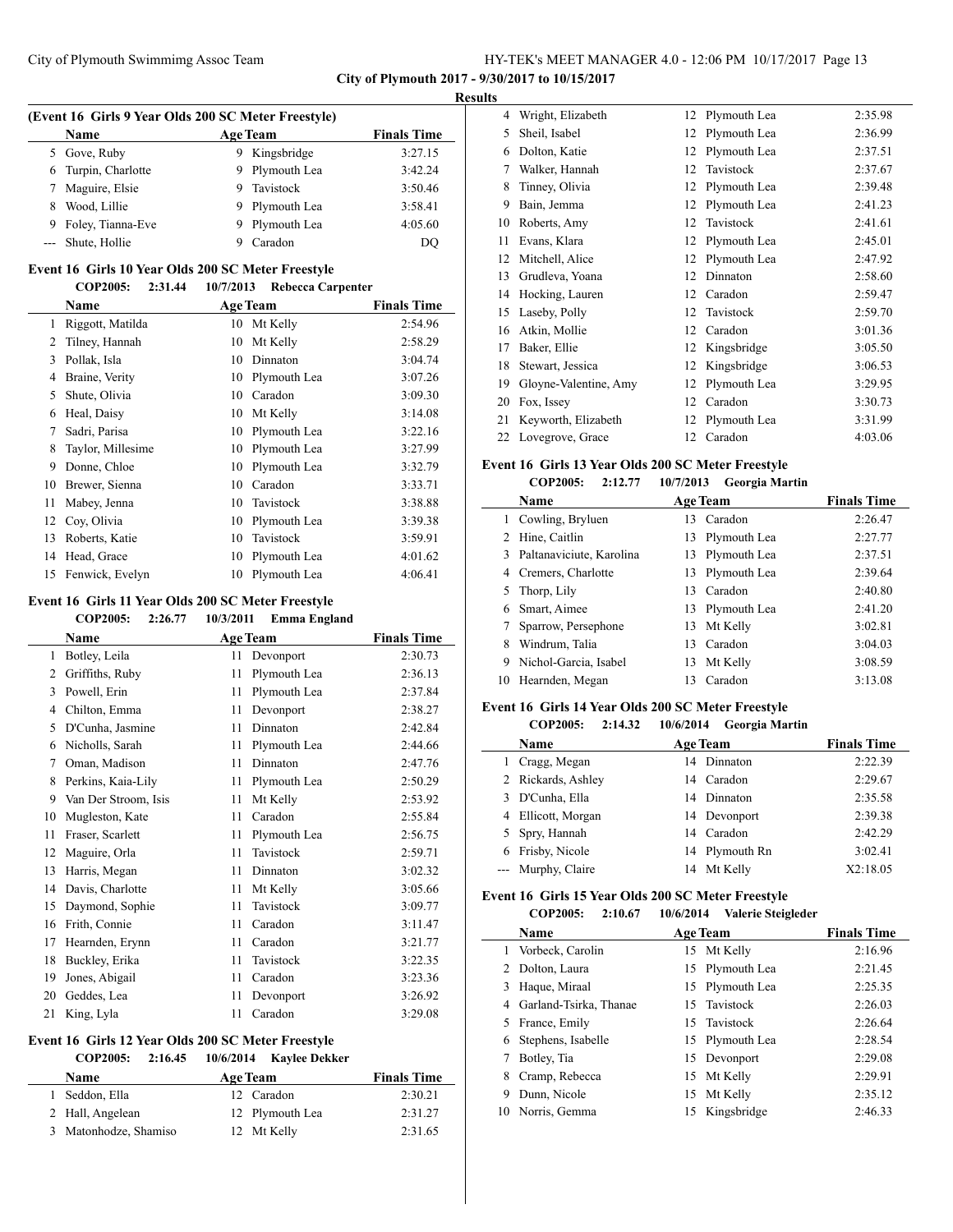**City of Plymouth 2017 - 9/30/2017 to 10/15/2017**

**Results**

### (Event 16 Girls 9 Year Olds 200 SC Meter Freestyle)

| | Name | Age | Team | Finals Time |
|---|---|---|---|---|
| 5 | Gove, Ruby | 9 | Kingsbridge | 3:27.15 |
| 6 | Turpin, Charlotte | 9 | Plymouth Lea | 3:42.24 |
| 7 | Maguire, Elsie | 9 | Tavistock | 3:50.46 |
| 8 | Wood, Lillie | 9 | Plymouth Lea | 3:58.41 |
| 9 | Foley, Tianna-Eve | 9 | Plymouth Lea | 4:05.60 |
| --- | Shute, Hollie | 9 | Caradon | DQ |

### Event 16 Girls 10 Year Olds 200 SC Meter Freestyle

**COP2005: 2:31.44 10/7/2013 Rebecca Carpenter**

| | Name | Age | Team | Finals Time |
|---|---|---|---|---|
| 1 | Riggott, Matilda | 10 | Mt Kelly | 2:54.96 |
| 2 | Tilney, Hannah | 10 | Mt Kelly | 2:58.29 |
| 3 | Pollak, Isla | 10 | Dinnaton | 3:04.74 |
| 4 | Braine, Verity | 10 | Plymouth Lea | 3:07.26 |
| 5 | Shute, Olivia | 10 | Caradon | 3:09.30 |
| 6 | Heal, Daisy | 10 | Mt Kelly | 3:14.08 |
| 7 | Sadri, Parisa | 10 | Plymouth Lea | 3:22.16 |
| 8 | Taylor, Millesime | 10 | Plymouth Lea | 3:27.99 |
| 9 | Donne, Chloe | 10 | Plymouth Lea | 3:32.79 |
| 10 | Brewer, Sienna | 10 | Caradon | 3:33.71 |
| 11 | Mabey, Jenna | 10 | Tavistock | 3:38.88 |
| 12 | Coy, Olivia | 10 | Plymouth Lea | 3:39.38 |
| 13 | Roberts, Katie | 10 | Tavistock | 3:59.91 |
| 14 | Head, Grace | 10 | Plymouth Lea | 4:01.62 |
| 15 | Fenwick, Evelyn | 10 | Plymouth Lea | 4:06.41 |

### Event 16 Girls 11 Year Olds 200 SC Meter Freestyle

**COP2005: 2:26.77 10/3/2011 Emma England**

| | Name | Age | Team | Finals Time |
|---|---|---|---|---|
| 1 | Botley, Leila | 11 | Devonport | 2:30.73 |
| 2 | Griffiths, Ruby | 11 | Plymouth Lea | 2:36.13 |
| 3 | Powell, Erin | 11 | Plymouth Lea | 2:37.84 |
| 4 | Chilton, Emma | 11 | Devonport | 2:38.27 |
| 5 | D'Cunha, Jasmine | 11 | Dinnaton | 2:42.84 |
| 6 | Nicholls, Sarah | 11 | Plymouth Lea | 2:44.66 |
| 7 | Oman, Madison | 11 | Dinnaton | 2:47.76 |
| 8 | Perkins, Kaia-Lily | 11 | Plymouth Lea | 2:50.29 |
| 9 | Van Der Stroom, Isis | 11 | Mt Kelly | 2:53.92 |
| 10 | Mugleston, Kate | 11 | Caradon | 2:55.84 |
| 11 | Fraser, Scarlett | 11 | Plymouth Lea | 2:56.75 |
| 12 | Maguire, Orla | 11 | Tavistock | 2:59.71 |
| 13 | Harris, Megan | 11 | Dinnaton | 3:02.32 |
| 14 | Davis, Charlotte | 11 | Mt Kelly | 3:05.66 |
| 15 | Daymond, Sophie | 11 | Tavistock | 3:09.77 |
| 16 | Frith, Connie | 11 | Caradon | 3:11.47 |
| 17 | Hearnden, Erynn | 11 | Caradon | 3:21.77 |
| 18 | Buckley, Erika | 11 | Tavistock | 3:22.35 |
| 19 | Jones, Abigail | 11 | Caradon | 3:23.36 |
| 20 | Geddes, Lea | 11 | Devonport | 3:26.92 |
| 21 | King, Lyla | 11 | Caradon | 3:29.08 |

### Event 16 Girls 12 Year Olds 200 SC Meter Freestyle

**COP2005: 2:16.45 10/6/2014 Kaylee Dekker**

| | Name | Age | Team | Finals Time |
|---|---|---|---|---|
| 1 | Seddon, Ella | 12 | Caradon | 2:30.21 |
| 2 | Hall, Angelean | 12 | Plymouth Lea | 2:31.27 |
| 3 | Matonhodze, Shamiso | 12 | Mt Kelly | 2:31.65 |
| 4 | Wright, Elizabeth | 12 | Plymouth Lea | 2:35.98 |
| 5 | Sheil, Isabel | 12 | Plymouth Lea | 2:36.99 |
| 6 | Dolton, Katie | 12 | Plymouth Lea | 2:37.51 |
| 7 | Walker, Hannah | 12 | Tavistock | 2:37.67 |
| 8 | Tinney, Olivia | 12 | Plymouth Lea | 2:39.48 |
| 9 | Bain, Jemma | 12 | Plymouth Lea | 2:41.23 |
| 10 | Roberts, Amy | 12 | Tavistock | 2:41.61 |
| 11 | Evans, Klara | 12 | Plymouth Lea | 2:45.01 |
| 12 | Mitchell, Alice | 12 | Plymouth Lea | 2:47.92 |
| 13 | Grudleva, Yoana | 12 | Dinnaton | 2:58.60 |
| 14 | Hocking, Lauren | 12 | Caradon | 2:59.47 |
| 15 | Laseby, Polly | 12 | Tavistock | 2:59.70 |
| 16 | Atkin, Mollie | 12 | Caradon | 3:01.36 |
| 17 | Baker, Ellie | 12 | Kingsbridge | 3:05.50 |
| 18 | Stewart, Jessica | 12 | Kingsbridge | 3:06.53 |
| 19 | Gloyne-Valentine, Amy | 12 | Plymouth Lea | 3:29.95 |
| 20 | Fox, Issey | 12 | Caradon | 3:30.73 |
| 21 | Keyworth, Elizabeth | 12 | Plymouth Lea | 3:31.99 |
| 22 | Lovegrove, Grace | 12 | Caradon | 4:03.06 |

### Event 16 Girls 13 Year Olds 200 SC Meter Freestyle

**COP2005: 2:12.77 10/7/2013 Georgia Martin**

| | Name | Age | Team | Finals Time |
|---|---|---|---|---|
| 1 | Cowling, Bryluen | 13 | Caradon | 2:26.47 |
| 2 | Hine, Caitlin | 13 | Plymouth Lea | 2:27.77 |
| 3 | Paltanaviciute, Karolina | 13 | Plymouth Lea | 2:37.51 |
| 4 | Cremers, Charlotte | 13 | Plymouth Lea | 2:39.64 |
| 5 | Thorp, Lily | 13 | Caradon | 2:40.80 |
| 6 | Smart, Aimee | 13 | Plymouth Lea | 2:41.20 |
| 7 | Sparrow, Persephone | 13 | Mt Kelly | 3:02.81 |
| 8 | Windrum, Talia | 13 | Caradon | 3:04.03 |
| 9 | Nichol-Garcia, Isabel | 13 | Mt Kelly | 3:08.59 |
| 10 | Hearnden, Megan | 13 | Caradon | 3:13.08 |

### Event 16 Girls 14 Year Olds 200 SC Meter Freestyle

**COP2005: 2:14.32 10/6/2014 Georgia Martin**

| | Name | Age | Team | Finals Time |
|---|---|---|---|---|
| 1 | Cragg, Megan | 14 | Dinnaton | 2:22.39 |
| 2 | Rickards, Ashley | 14 | Caradon | 2:29.67 |
| 3 | D'Cunha, Ella | 14 | Dinnaton | 2:35.58 |
| 4 | Ellicott, Morgan | 14 | Devonport | 2:39.38 |
| 5 | Spry, Hannah | 14 | Caradon | 2:42.29 |
| 6 | Frisby, Nicole | 14 | Plymouth Rn | 3:02.41 |
| --- | Murphy, Claire | 14 | Mt Kelly | X2:18.05 |

### Event 16 Girls 15 Year Olds 200 SC Meter Freestyle

**COP2005: 2:10.67 10/6/2014 Valerie Steigleder**

| | Name | Age | Team | Finals Time |
|---|---|---|---|---|
| 1 | Vorbeck, Carolin | 15 | Mt Kelly | 2:16.96 |
| 2 | Dolton, Laura | 15 | Plymouth Lea | 2:21.45 |
| 3 | Haque, Miraal | 15 | Plymouth Lea | 2:25.35 |
| 4 | Garland-Tsirka, Thanae | 15 | Tavistock | 2:26.03 |
| 5 | France, Emily | 15 | Tavistock | 2:26.64 |
| 6 | Stephens, Isabelle | 15 | Plymouth Lea | 2:28.54 |
| 7 | Botley, Tia | 15 | Devonport | 2:29.08 |
| 8 | Cramp, Rebecca | 15 | Mt Kelly | 2:29.91 |
| 9 | Dunn, Nicole | 15 | Mt Kelly | 2:35.12 |
| 10 | Norris, Gemma | 15 | Kingsbridge | 2:46.33 |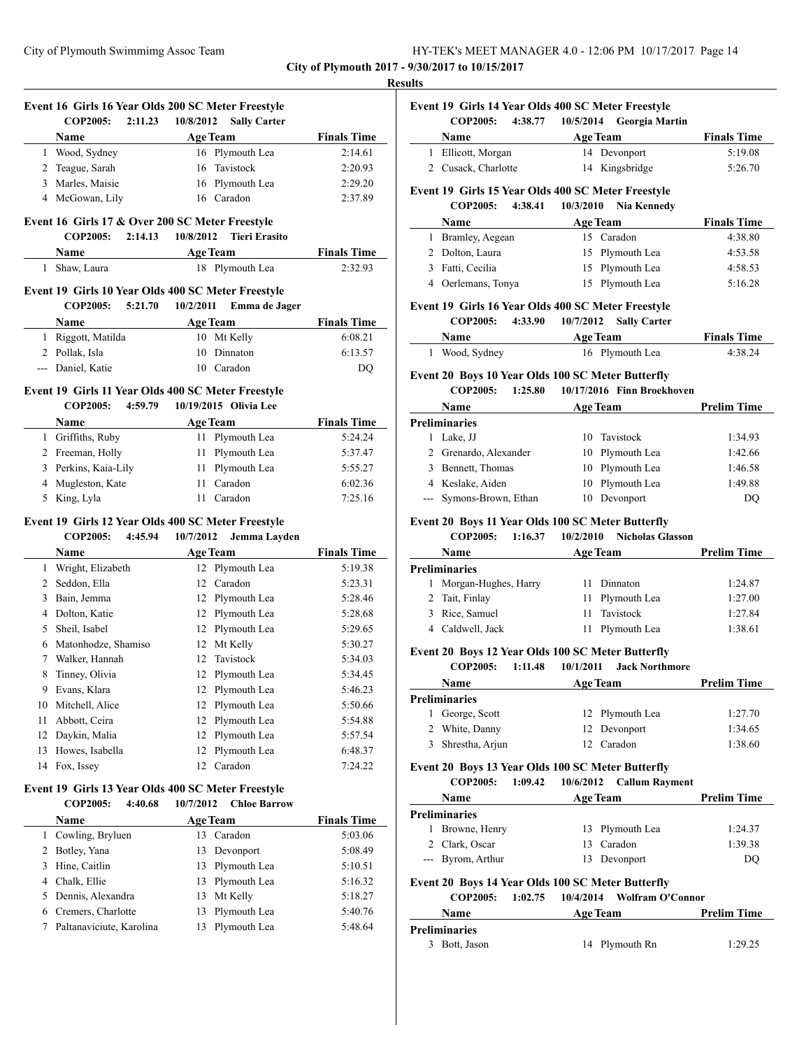**City of Plymouth 2017 - 9/30/2017 to 10/15/2017**

**Results**

### Event 16 Girls 16 Year Olds 200 SC Meter Freestyle

COP2005: 2:11.23 10/8/2012 Sally Carter

| | Name | Age | Team | Finals Time |
|---|---|---|---|---|
| 1 | Wood, Sydney | 16 | Plymouth Lea | 2:14.61 |
| 2 | Teague, Sarah | 16 | Tavistock | 2:20.93 |
| 3 | Marles, Maisie | 16 | Plymouth Lea | 2:29.20 |
| 4 | McGowan, Lily | 16 | Caradon | 2:37.89 |

### Event 16 Girls 17 & Over 200 SC Meter Freestyle

COP2005: 2:14.13 10/8/2012 Tieri Erasito

| | Name | Age | Team | Finals Time |
|---|---|---|---|---|
| 1 | Shaw, Laura | 18 | Plymouth Lea | 2:32.93 |

### Event 19 Girls 10 Year Olds 400 SC Meter Freestyle

COP2005: 5:21.70 10/2/2011 Emma de Jager

| | Name | Age | Team | Finals Time |
|---|---|---|---|---|
| 1 | Riggott, Matilda | 10 | Mt Kelly | 6:08.21 |
| 2 | Pollak, Isla | 10 | Dinnaton | 6:13.57 |
| --- | Daniel, Katie | 10 | Caradon | DQ |

### Event 19 Girls 11 Year Olds 400 SC Meter Freestyle

COP2005: 4:59.79 10/19/2015 Olivia Lee

| | Name | Age | Team | Finals Time |
|---|---|---|---|---|
| 1 | Griffiths, Ruby | 11 | Plymouth Lea | 5:24.24 |
| 2 | Freeman, Holly | 11 | Plymouth Lea | 5:37.47 |
| 3 | Perkins, Kaia-Lily | 11 | Plymouth Lea | 5:55.27 |
| 4 | Mugleston, Kate | 11 | Caradon | 6:02.36 |
| 5 | King, Lyla | 11 | Caradon | 7:25.16 |

### Event 19 Girls 12 Year Olds 400 SC Meter Freestyle

COP2005: 4:45.94 10/7/2012 Jemma Layden

| | Name | Age | Team | Finals Time |
|---|---|---|---|---|
| 1 | Wright, Elizabeth | 12 | Plymouth Lea | 5:19.38 |
| 2 | Seddon, Ella | 12 | Caradon | 5:23.31 |
| 3 | Bain, Jemma | 12 | Plymouth Lea | 5:28.46 |
| 4 | Dolton, Katie | 12 | Plymouth Lea | 5:28.68 |
| 5 | Sheil, Isabel | 12 | Plymouth Lea | 5:29.65 |
| 6 | Matonhodze, Shamiso | 12 | Mt Kelly | 5:30.27 |
| 7 | Walker, Hannah | 12 | Tavistock | 5:34.03 |
| 8 | Tinney, Olivia | 12 | Plymouth Lea | 5:34.45 |
| 9 | Evans, Klara | 12 | Plymouth Lea | 5:46.23 |
| 10 | Mitchell, Alice | 12 | Plymouth Lea | 5:50.66 |
| 11 | Abbott, Ceira | 12 | Plymouth Lea | 5:54.88 |
| 12 | Daykin, Malia | 12 | Plymouth Lea | 5:57.54 |
| 13 | Howes, Isabella | 12 | Plymouth Lea | 6:48.37 |
| 14 | Fox, Issey | 12 | Caradon | 7:24.22 |

### Event 19 Girls 13 Year Olds 400 SC Meter Freestyle

COP2005: 4:40.68 10/7/2012 Chloe Barrow

| | Name | Age | Team | Finals Time |
|---|---|---|---|---|
| 1 | Cowling, Bryluen | 13 | Caradon | 5:03.06 |
| 2 | Botley, Yana | 13 | Devonport | 5:08.49 |
| 3 | Hine, Caitlin | 13 | Plymouth Lea | 5:10.51 |
| 4 | Chalk, Ellie | 13 | Plymouth Lea | 5:16.32 |
| 5 | Dennis, Alexandra | 13 | Mt Kelly | 5:18.27 |
| 6 | Cremers, Charlotte | 13 | Plymouth Lea | 5:40.76 |
| 7 | Paltanaviciute, Karolina | 13 | Plymouth Lea | 5:48.64 |

### Event 19 Girls 14 Year Olds 400 SC Meter Freestyle

COP2005: 4:38.77 10/5/2014 Georgia Martin

| | Name | Age | Team | Finals Time |
|---|---|---|---|---|
| 1 | Ellicott, Morgan | 14 | Devonport | 5:19.08 |
| 2 | Cusack, Charlotte | 14 | Kingsbridge | 5:26.70 |

### Event 19 Girls 15 Year Olds 400 SC Meter Freestyle

COP2005: 4:38.41 10/3/2010 Nia Kennedy

| | Name | Age | Team | Finals Time |
|---|---|---|---|---|
| 1 | Bramley, Aegean | 15 | Caradon | 4:38.80 |
| 2 | Dolton, Laura | 15 | Plymouth Lea | 4:53.58 |
| 3 | Fatti, Cecilia | 15 | Plymouth Lea | 4:58.53 |
| 4 | Oerlemans, Tonya | 15 | Plymouth Lea | 5:16.28 |

### Event 19 Girls 16 Year Olds 400 SC Meter Freestyle

COP2005: 4:33.90 10/7/2012 Sally Carter

| | Name | Age | Team | Finals Time |
|---|---|---|---|---|
| 1 | Wood, Sydney | 16 | Plymouth Lea | 4:38.24 |

### Event 20 Boys 10 Year Olds 100 SC Meter Butterfly

COP2005: 1:25.80 10/17/2016 Finn Broekhoven

| | Name | Age | Team | Prelim Time |
|---|---|---|---|---|
| **Preliminaries** | | | | |
| 1 | Lake, JJ | 10 | Tavistock | 1:34.93 |
| 2 | Grenardo, Alexander | 10 | Plymouth Lea | 1:42.66 |
| 3 | Bennett, Thomas | 10 | Plymouth Lea | 1:46.58 |
| 4 | Keslake, Aiden | 10 | Plymouth Lea | 1:49.88 |
| --- | Symons-Brown, Ethan | 10 | Devonport | DQ |

### Event 20 Boys 11 Year Olds 100 SC Meter Butterfly

COP2005: 1:16.37 10/2/2010 Nicholas Glasson

| | Name | Age | Team | Prelim Time |
|---|---|---|---|---|
| **Preliminaries** | | | | |
| 1 | Morgan-Hughes, Harry | 11 | Dinnaton | 1:24.87 |
| 2 | Tait, Finlay | 11 | Plymouth Lea | 1:27.00 |
| 3 | Rice, Samuel | 11 | Tavistock | 1:27.84 |
| 4 | Caldwell, Jack | 11 | Plymouth Lea | 1:38.61 |

### Event 20 Boys 12 Year Olds 100 SC Meter Butterfly

COP2005: 1:11.48 10/1/2011 Jack Northmore

| | Name | Age | Team | Prelim Time |
|---|---|---|---|---|
| **Preliminaries** | | | | |
| 1 | George, Scott | 12 | Plymouth Lea | 1:27.70 |
| 2 | White, Danny | 12 | Devonport | 1:34.65 |
| 3 | Shrestha, Arjun | 12 | Caradon | 1:38.60 |

### Event 20 Boys 13 Year Olds 100 SC Meter Butterfly

COP2005: 1:09.42 10/6/2012 Callum Rayment

| | Name | Age | Team | Prelim Time |
|---|---|---|---|---|
| **Preliminaries** | | | | |
| 1 | Browne, Henry | 13 | Plymouth Lea | 1:24.37 |
| 2 | Clark, Oscar | 13 | Caradon | 1:39.38 |
| --- | Byrom, Arthur | 13 | Devonport | DQ |

### Event 20 Boys 14 Year Olds 100 SC Meter Butterfly

COP2005: 1:02.75 10/4/2014 Wolfram O'Connor

| | Name | Age | Team | Prelim Time |
|---|---|---|---|---|
| **Preliminaries** | | | | |
| 3 | Bott, Jason | 14 | Plymouth Rn | 1:29.25 |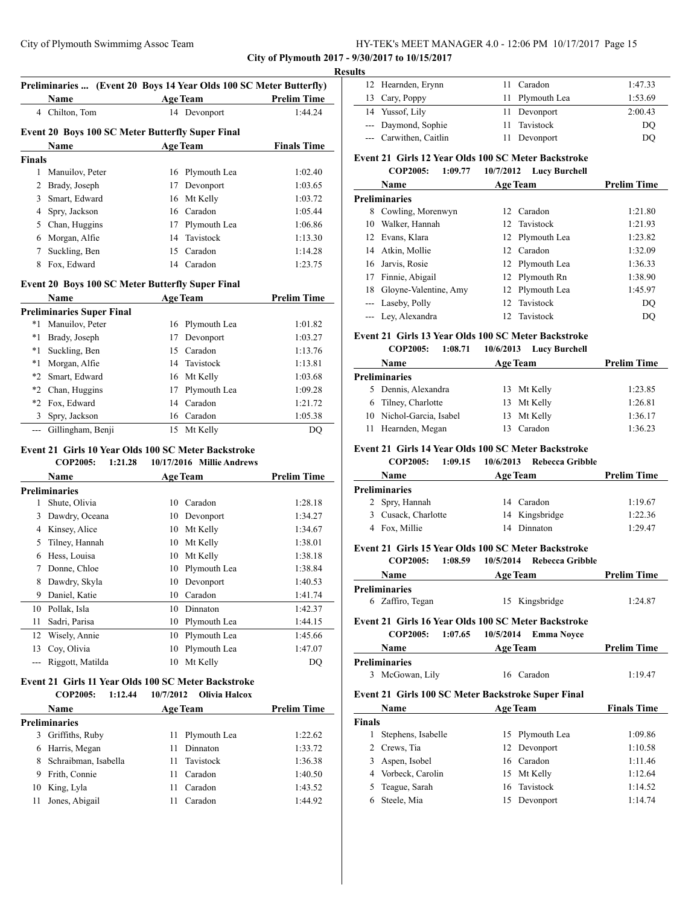**City of Plymouth 2017 - 9/30/2017 to 10/15/2017**

**Results**

### Preliminaries ... (Event 20 Boys 14 Year Olds 100 SC Meter Butterfly)

| | Name | Age | Team | Prelim Time |
|---|---|---|---|---|
| 4 | Chilton, Tom | 14 | Devonport | 1:44.24 |

### Event 20 Boys 100 SC Meter Butterfly Super Final

| | Name | Age | Team | Finals Time |
|---|---|---|---|---|
| **Finals** | | | | |
| 1 | Manuilov, Peter | 16 | Plymouth Lea | 1:02.40 |
| 2 | Brady, Joseph | 17 | Devonport | 1:03.65 |
| 3 | Smart, Edward | 16 | Mt Kelly | 1:03.72 |
| 4 | Spry, Jackson | 16 | Caradon | 1:05.44 |
| 5 | Chan, Huggins | 17 | Plymouth Lea | 1:06.86 |
| 6 | Morgan, Alfie | 14 | Tavistock | 1:13.30 |
| 7 | Suckling, Ben | 15 | Caradon | 1:14.28 |
| 8 | Fox, Edward | 14 | Caradon | 1:23.75 |

### Event 20 Boys 100 SC Meter Butterfly Super Final

| | Name | Age | Team | Prelim Time |
|---|---|---|---|---|
| **Preliminaries Super Final** | | | | |
| *1 | Manuilov, Peter | 16 | Plymouth Lea | 1:01.82 |
| *1 | Brady, Joseph | 17 | Devonport | 1:03.27 |
| *1 | Suckling, Ben | 15 | Caradon | 1:13.76 |
| *1 | Morgan, Alfie | 14 | Tavistock | 1:13.81 |
| *2 | Smart, Edward | 16 | Mt Kelly | 1:03.68 |
| *2 | Chan, Huggins | 17 | Plymouth Lea | 1:09.28 |
| *2 | Fox, Edward | 14 | Caradon | 1:21.72 |
| 3 | Spry, Jackson | 16 | Caradon | 1:05.38 |
| --- | Gillingham, Benji | 15 | Mt Kelly | DQ |

### Event 21 Girls 10 Year Olds 100 SC Meter Backstroke

**COP2005: 1:21.28 10/17/2016 Millie Andrews**

| | Name | Age | Team | Prelim Time |
|---|---|---|---|---|
| **Preliminaries** | | | | |
| 1 | Shute, Olivia | 10 | Caradon | 1:28.18 |
| 3 | Dawdry, Oceana | 10 | Devonport | 1:34.27 |
| 4 | Kinsey, Alice | 10 | Mt Kelly | 1:34.67 |
| 5 | Tilney, Hannah | 10 | Mt Kelly | 1:38.01 |
| 6 | Hess, Louisa | 10 | Mt Kelly | 1:38.18 |
| 7 | Donne, Chloe | 10 | Plymouth Lea | 1:38.84 |
| 8 | Dawdry, Skyla | 10 | Devonport | 1:40.53 |
| 9 | Daniel, Katie | 10 | Caradon | 1:41.74 |
| 10 | Pollak, Isla | 10 | Dinnaton | 1:42.37 |
| 11 | Sadri, Parisa | 10 | Plymouth Lea | 1:44.15 |
| 12 | Wisely, Annie | 10 | Plymouth Lea | 1:45.66 |
| 13 | Coy, Olivia | 10 | Plymouth Lea | 1:47.07 |
| --- | Riggott, Matilda | 10 | Mt Kelly | DQ |

### Event 21 Girls 11 Year Olds 100 SC Meter Backstroke

**COP2005: 1:12.44 10/7/2012 Olivia Halcox**

| | Name | Age | Team | Prelim Time |
|---|---|---|---|---|
| **Preliminaries** | | | | |
| 3 | Griffiths, Ruby | 11 | Plymouth Lea | 1:22.62 |
| 6 | Harris, Megan | 11 | Dinnaton | 1:33.72 |
| 8 | Schraibman, Isabella | 11 | Tavistock | 1:36.38 |
| 9 | Frith, Connie | 11 | Caradon | 1:40.50 |
| 10 | King, Lyla | 11 | Caradon | 1:43.52 |
| 11 | Jones, Abigail | 11 | Caradon | 1:44.92 |
| 12 | Hearnden, Erynn | 11 | Caradon | 1:47.33 |
| 13 | Cary, Poppy | 11 | Plymouth Lea | 1:53.69 |
| 14 | Yussof, Lily | 11 | Devonport | 2:00.43 |
| --- | Daymond, Sophie | 11 | Tavistock | DQ |
| --- | Carwithen, Caitlin | 11 | Devonport | DQ |

### Event 21 Girls 12 Year Olds 100 SC Meter Backstroke

**COP2005: 1:09.77 10/7/2012 Lucy Burchell**

| | Name | Age | Team | Prelim Time |
|---|---|---|---|---|
| **Preliminaries** | | | | |
| 8 | Cowling, Morenwyn | 12 | Caradon | 1:21.80 |
| 10 | Walker, Hannah | 12 | Tavistock | 1:21.93 |
| 12 | Evans, Klara | 12 | Plymouth Lea | 1:23.82 |
| 14 | Atkin, Mollie | 12 | Caradon | 1:32.09 |
| 16 | Jarvis, Rosie | 12 | Plymouth Lea | 1:36.33 |
| 17 | Finnie, Abigail | 12 | Plymouth Rn | 1:38.90 |
| 18 | Gloyne-Valentine, Amy | 12 | Plymouth Lea | 1:45.97 |
| --- | Laseby, Polly | 12 | Tavistock | DQ |
| --- | Ley, Alexandra | 12 | Tavistock | DQ |

### Event 21 Girls 13 Year Olds 100 SC Meter Backstroke

**COP2005: 1:08.71 10/6/2013 Lucy Burchell**

| | Name | Age | Team | Prelim Time |
|---|---|---|---|---|
| **Preliminaries** | | | | |
| 5 | Dennis, Alexandra | 13 | Mt Kelly | 1:23.85 |
| 6 | Tilney, Charlotte | 13 | Mt Kelly | 1:26.81 |
| 10 | Nichol-Garcia, Isabel | 13 | Mt Kelly | 1:36.17 |
| 11 | Hearnden, Megan | 13 | Caradon | 1:36.23 |

### Event 21 Girls 14 Year Olds 100 SC Meter Backstroke

**COP2005: 1:09.15 10/6/2013 Rebecca Gribble**

| | Name | Age | Team | Prelim Time |
|---|---|---|---|---|
| **Preliminaries** | | | | |
| 2 | Spry, Hannah | 14 | Caradon | 1:19.67 |
| 3 | Cusack, Charlotte | 14 | Kingsbridge | 1:22.36 |
| 4 | Fox, Millie | 14 | Dinnaton | 1:29.47 |

### Event 21 Girls 15 Year Olds 100 SC Meter Backstroke

**COP2005: 1:08.59 10/5/2014 Rebecca Gribble**

| | Name | Age | Team | Prelim Time |
|---|---|---|---|---|
| **Preliminaries** | | | | |
| 6 | Zaffiro, Tegan | 15 | Kingsbridge | 1:24.87 |

### Event 21 Girls 16 Year Olds 100 SC Meter Backstroke

**COP2005: 1:07.65 10/5/2014 Emma Noyce**

| | Name | Age | Team | Prelim Time |
|---|---|---|---|---|
| **Preliminaries** | | | | |
| 3 | McGowan, Lily | 16 | Caradon | 1:19.47 |

### Event 21 Girls 100 SC Meter Backstroke Super Final

| | Name | Age | Team | Finals Time |
|---|---|---|---|---|
| **Finals** | | | | |
| 1 | Stephens, Isabelle | 15 | Plymouth Lea | 1:09.86 |
| 2 | Crews, Tia | 12 | Devonport | 1:10.58 |
| 3 | Aspen, Isobel | 16 | Caradon | 1:11.46 |
| 4 | Vorbeck, Carolin | 15 | Mt Kelly | 1:12.64 |
| 5 | Teague, Sarah | 16 | Tavistock | 1:14.52 |
| 6 | Steele, Mia | 15 | Devonport | 1:14.74 |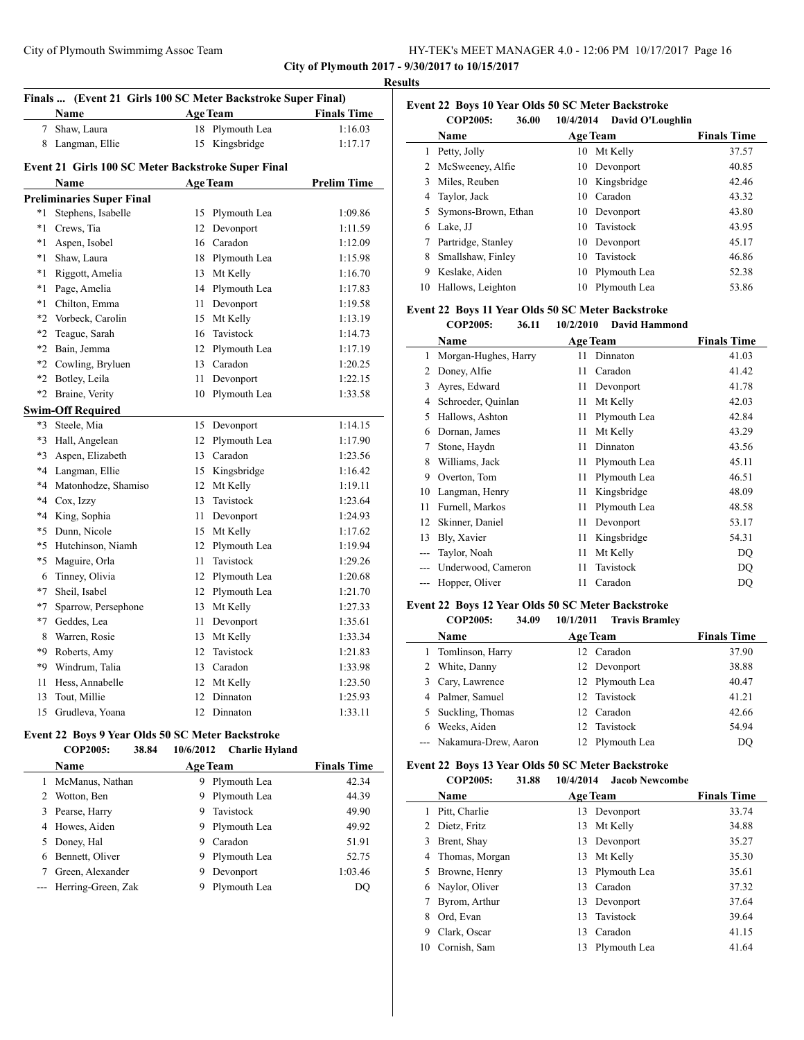**City of Plymouth 2017 - 9/30/2017 to 10/15/2017**

**Results**

### Finals ... (Event 21 Girls 100 SC Meter Backstroke Super Final)

| | Name | Age | Team | Finals Time |
|---|---|---|---|---|
| 7 | Shaw, Laura | 18 | Plymouth Lea | 1:16.03 |
| 8 | Langman, Ellie | 15 | Kingsbridge | 1:17.17 |

### Event 21 Girls 100 SC Meter Backstroke Super Final

| | Name | Age | Team | Prelim Time |
|---|---|---|---|---|
| **Preliminaries Super Final** | | | | |
| *1 | Stephens, Isabelle | 15 | Plymouth Lea | 1:09.86 |
| *1 | Crews, Tia | 12 | Devonport | 1:11.59 |
| *1 | Aspen, Isobel | 16 | Caradon | 1:12.09 |
| *1 | Shaw, Laura | 18 | Plymouth Lea | 1:15.98 |
| *1 | Riggott, Amelia | 13 | Mt Kelly | 1:16.70 |
| *1 | Page, Amelia | 14 | Plymouth Lea | 1:17.83 |
| *1 | Chilton, Emma | 11 | Devonport | 1:19.58 |
| *2 | Vorbeck, Carolin | 15 | Mt Kelly | 1:13.19 |
| *2 | Teague, Sarah | 16 | Tavistock | 1:14.73 |
| *2 | Bain, Jemma | 12 | Plymouth Lea | 1:17.19 |
| *2 | Cowling, Bryluen | 13 | Caradon | 1:20.25 |
| *2 | Botley, Leila | 11 | Devonport | 1:22.15 |
| *2 | Braine, Verity | 10 | Plymouth Lea | 1:33.58 |
| **Swim-Off Required** | | | | |
| *3 | Steele, Mia | 15 | Devonport | 1:14.15 |
| *3 | Hall, Angelean | 12 | Plymouth Lea | 1:17.90 |
| *3 | Aspen, Elizabeth | 13 | Caradon | 1:23.56 |
| *4 | Langman, Ellie | 15 | Kingsbridge | 1:16.42 |
| *4 | Matonhodze, Shamiso | 12 | Mt Kelly | 1:19.11 |
| *4 | Cox, Izzy | 13 | Tavistock | 1:23.64 |
| *4 | King, Sophia | 11 | Devonport | 1:24.93 |
| *5 | Dunn, Nicole | 15 | Mt Kelly | 1:17.62 |
| *5 | Hutchinson, Niamh | 12 | Plymouth Lea | 1:19.94 |
| *5 | Maguire, Orla | 11 | Tavistock | 1:29.26 |
| 6 | Tinney, Olivia | 12 | Plymouth Lea | 1:20.68 |
| *7 | Sheil, Isabel | 12 | Plymouth Lea | 1:21.70 |
| *7 | Sparrow, Persephone | 13 | Mt Kelly | 1:27.33 |
| *7 | Geddes, Lea | 11 | Devonport | 1:35.61 |
| 8 | Warren, Rosie | 13 | Mt Kelly | 1:33.34 |
| *9 | Roberts, Amy | 12 | Tavistock | 1:21.83 |
| *9 | Windrum, Talia | 13 | Caradon | 1:33.98 |
| 11 | Hess, Annabelle | 12 | Mt Kelly | 1:23.50 |
| 13 | Tout, Millie | 12 | Dinnaton | 1:25.93 |
| 15 | Grudleva, Yoana | 12 | Dinnaton | 1:33.11 |

### Event 22 Boys 9 Year Olds 50 SC Meter Backstroke

**COP2005: 38.84 10/6/2012 Charlie Hyland**

| | Name | Age | Team | Finals Time |
|---|---|---|---|---|
| 1 | McManus, Nathan | 9 | Plymouth Lea | 42.34 |
| 2 | Wotton, Ben | 9 | Plymouth Lea | 44.39 |
| 3 | Pearse, Harry | 9 | Tavistock | 49.90 |
| 4 | Howes, Aiden | 9 | Plymouth Lea | 49.92 |
| 5 | Doney, Hal | 9 | Caradon | 51.91 |
| 6 | Bennett, Oliver | 9 | Plymouth Lea | 52.75 |
| 7 | Green, Alexander | 9 | Devonport | 1:03.46 |
| --- | Herring-Green, Zak | 9 | Plymouth Lea | DQ |

### Event 22 Boys 10 Year Olds 50 SC Meter Backstroke

**COP2005: 36.00 10/4/2014 David O'Loughlin**

| | Name | Age | Team | Finals Time |
|---|---|---|---|---|
| 1 | Petty, Jolly | 10 | Mt Kelly | 37.57 |
| 2 | McSweeney, Alfie | 10 | Devonport | 40.85 |
| 3 | Miles, Reuben | 10 | Kingsbridge | 42.46 |
| 4 | Taylor, Jack | 10 | Caradon | 43.32 |
| 5 | Symons-Brown, Ethan | 10 | Devonport | 43.80 |
| 6 | Lake, JJ | 10 | Tavistock | 43.95 |
| 7 | Partridge, Stanley | 10 | Devonport | 45.17 |
| 8 | Smallshaw, Finley | 10 | Tavistock | 46.86 |
| 9 | Keslake, Aiden | 10 | Plymouth Lea | 52.38 |
| 10 | Hallows, Leighton | 10 | Plymouth Lea | 53.86 |

### Event 22 Boys 11 Year Olds 50 SC Meter Backstroke

**COP2005: 36.11 10/2/2010 David Hammond**

| | Name | Age | Team | Finals Time |
|---|---|---|---|---|
| 1 | Morgan-Hughes, Harry | 11 | Dinnaton | 41.03 |
| 2 | Doney, Alfie | 11 | Caradon | 41.42 |
| 3 | Ayres, Edward | 11 | Devonport | 41.78 |
| 4 | Schroeder, Quinlan | 11 | Mt Kelly | 42.03 |
| 5 | Hallows, Ashton | 11 | Plymouth Lea | 42.84 |
| 6 | Dornan, James | 11 | Mt Kelly | 43.29 |
| 7 | Stone, Haydn | 11 | Dinnaton | 43.56 |
| 8 | Williams, Jack | 11 | Plymouth Lea | 45.11 |
| 9 | Overton, Tom | 11 | Plymouth Lea | 46.51 |
| 10 | Langman, Henry | 11 | Kingsbridge | 48.09 |
| 11 | Furnell, Markos | 11 | Plymouth Lea | 48.58 |
| 12 | Skinner, Daniel | 11 | Devonport | 53.17 |
| 13 | Bly, Xavier | 11 | Kingsbridge | 54.31 |
| --- | Taylor, Noah | 11 | Mt Kelly | DQ |
| --- | Underwood, Cameron | 11 | Tavistock | DQ |
| --- | Hopper, Oliver | 11 | Caradon | DQ |

### Event 22 Boys 12 Year Olds 50 SC Meter Backstroke

**COP2005: 34.09 10/1/2011 Travis Bramley**

| | Name | Age | Team | Finals Time |
|---|---|---|---|---|
| 1 | Tomlinson, Harry | 12 | Caradon | 37.90 |
| 2 | White, Danny | 12 | Devonport | 38.88 |
| 3 | Cary, Lawrence | 12 | Plymouth Lea | 40.47 |
| 4 | Palmer, Samuel | 12 | Tavistock | 41.21 |
| 5 | Suckling, Thomas | 12 | Caradon | 42.66 |
| 6 | Weeks, Aiden | 12 | Tavistock | 54.94 |
| --- | Nakamura-Drew, Aaron | 12 | Plymouth Lea | DQ |

### Event 22 Boys 13 Year Olds 50 SC Meter Backstroke

**COP2005: 31.88 10/4/2014 Jacob Newcombe**

| | Name | Age | Team | Finals Time |
|---|---|---|---|---|
| 1 | Pitt, Charlie | 13 | Devonport | 33.74 |
| 2 | Dietz, Fritz | 13 | Mt Kelly | 34.88 |
| 3 | Brent, Shay | 13 | Devonport | 35.27 |
| 4 | Thomas, Morgan | 13 | Mt Kelly | 35.30 |
| 5 | Browne, Henry | 13 | Plymouth Lea | 35.61 |
| 6 | Naylor, Oliver | 13 | Caradon | 37.32 |
| 7 | Byrom, Arthur | 13 | Devonport | 37.64 |
| 8 | Ord, Evan | 13 | Tavistock | 39.64 |
| 9 | Clark, Oscar | 13 | Caradon | 41.15 |
| 10 | Cornish, Sam | 13 | Plymouth Lea | 41.64 |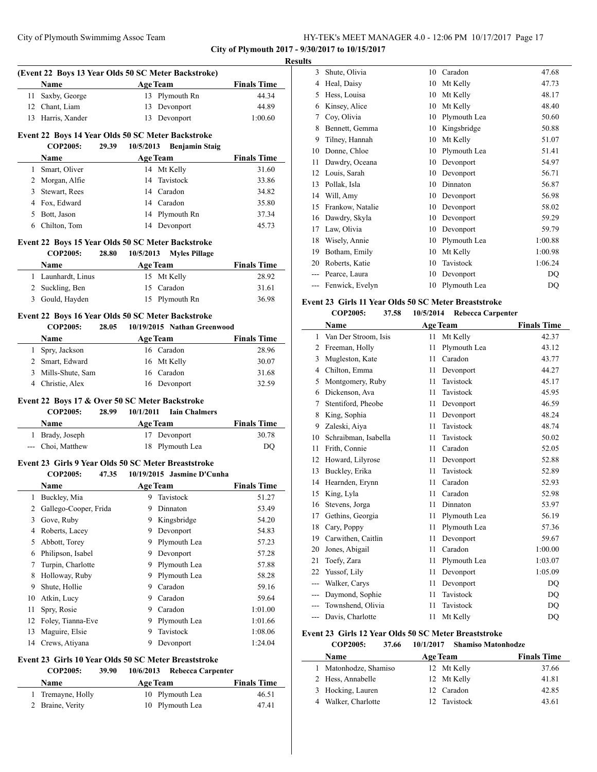City of Plymouth 2017 - 9/30/2017 to 10/15/2017

Results

### (Event 22 Boys 13 Year Olds 50 SC Meter Backstroke)

| | Name | Age | Team | Finals Time |
|---|---|---|---|---|
| 11 | Saxby, George | 13 | Plymouth Rn | 44.34 |
| 12 | Chant, Liam | 13 | Devonport | 44.89 |
| 13 | Harris, Xander | 13 | Devonport | 1:00.60 |

### Event 22 Boys 14 Year Olds 50 SC Meter Backstroke

COP2005: 29.39 10/5/2013 Benjamin Staig

| | Name | Age | Team | Finals Time |
|---|---|---|---|---|
| 1 | Smart, Oliver | 14 | Mt Kelly | 31.60 |
| 2 | Morgan, Alfie | 14 | Tavistock | 33.86 |
| 3 | Stewart, Rees | 14 | Caradon | 34.82 |
| 4 | Fox, Edward | 14 | Caradon | 35.80 |
| 5 | Bott, Jason | 14 | Plymouth Rn | 37.34 |
| 6 | Chilton, Tom | 14 | Devonport | 45.73 |

### Event 22 Boys 15 Year Olds 50 SC Meter Backstroke

COP2005: 28.80 10/5/2013 Myles Pillage

| | Name | Age | Team | Finals Time |
|---|---|---|---|---|
| 1 | Launhardt, Linus | 15 | Mt Kelly | 28.92 |
| 2 | Suckling, Ben | 15 | Caradon | 31.61 |
| 3 | Gould, Hayden | 15 | Plymouth Rn | 36.98 |

### Event 22 Boys 16 Year Olds 50 SC Meter Backstroke

COP2005: 28.05 10/19/2015 Nathan Greenwood

| | Name | Age | Team | Finals Time |
|---|---|---|---|---|
| 1 | Spry, Jackson | 16 | Caradon | 28.96 |
| 2 | Smart, Edward | 16 | Mt Kelly | 30.07 |
| 3 | Mills-Shute, Sam | 16 | Caradon | 31.68 |
| 4 | Christie, Alex | 16 | Devonport | 32.59 |

### Event 22 Boys 17 & Over 50 SC Meter Backstroke

COP2005: 28.99 10/1/2011 Iain Chalmers

| | Name | Age | Team | Finals Time |
|---|---|---|---|---|
| 1 | Brady, Joseph | 17 | Devonport | 30.78 |
| --- | Choi, Matthew | 18 | Plymouth Lea | DQ |

### Event 23 Girls 9 Year Olds 50 SC Meter Breaststroke

COP2005: 47.35 10/19/2015 Jasmine D'Cunha

| | Name | Age | Team | Finals Time |
|---|---|---|---|---|
| 1 | Buckley, Mia | 9 | Tavistock | 51.27 |
| 2 | Gallego-Cooper, Frida | 9 | Dinnaton | 53.49 |
| 3 | Gove, Ruby | 9 | Kingsbridge | 54.20 |
| 4 | Roberts, Lacey | 9 | Devonport | 54.83 |
| 5 | Abbott, Torey | 9 | Plymouth Lea | 57.23 |
| 6 | Philipson, Isabel | 9 | Devonport | 57.28 |
| 7 | Turpin, Charlotte | 9 | Plymouth Lea | 57.88 |
| 8 | Holloway, Ruby | 9 | Plymouth Lea | 58.28 |
| 9 | Shute, Hollie | 9 | Caradon | 59.16 |
| 10 | Atkin, Lucy | 9 | Caradon | 59.64 |
| 11 | Spry, Rosie | 9 | Caradon | 1:01.00 |
| 12 | Foley, Tianna-Eve | 9 | Plymouth Lea | 1:01.66 |
| 13 | Maguire, Elsie | 9 | Tavistock | 1:08.06 |
| 14 | Crews, Atiyana | 9 | Devonport | 1:24.04 |

### Event 23 Girls 10 Year Olds 50 SC Meter Breaststroke

COP2005: 39.90 10/6/2013 Rebecca Carpenter

| | Name | Age | Team | Finals Time |
|---|---|---|---|---|
| 1 | Tremayne, Holly | 10 | Plymouth Lea | 46.51 |
| 2 | Braine, Verity | 10 | Plymouth Lea | 47.41 |
| 3 | Shute, Olivia | 10 | Caradon | 47.68 |
| 4 | Heal, Daisy | 10 | Mt Kelly | 47.73 |
| 5 | Hess, Louisa | 10 | Mt Kelly | 48.17 |
| 6 | Kinsey, Alice | 10 | Mt Kelly | 48.40 |
| 7 | Coy, Olivia | 10 | Plymouth Lea | 50.60 |
| 8 | Bennett, Gemma | 10 | Kingsbridge | 50.88 |
| 9 | Tilney, Hannah | 10 | Mt Kelly | 51.07 |
| 10 | Donne, Chloe | 10 | Plymouth Lea | 51.41 |
| 11 | Dawdry, Oceana | 10 | Devonport | 54.97 |
| 12 | Louis, Sarah | 10 | Devonport | 56.71 |
| 13 | Pollak, Isla | 10 | Dinnaton | 56.87 |
| 14 | Will, Amy | 10 | Devonport | 56.98 |
| 15 | Frankow, Natalie | 10 | Devonport | 58.02 |
| 16 | Dawdry, Skyla | 10 | Devonport | 59.29 |
| 17 | Law, Olivia | 10 | Devonport | 59.79 |
| 18 | Wisely, Annie | 10 | Plymouth Lea | 1:00.88 |
| 19 | Botham, Emily | 10 | Mt Kelly | 1:00.98 |
| 20 | Roberts, Katie | 10 | Tavistock | 1:06.24 |
| --- | Pearce, Laura | 10 | Devonport | DQ |
| --- | Fenwick, Evelyn | 10 | Plymouth Lea | DQ |

### Event 23 Girls 11 Year Olds 50 SC Meter Breaststroke

COP2005: 37.58 10/5/2014 Rebecca Carpenter

| | Name | Age | Team | Finals Time |
|---|---|---|---|---|
| 1 | Van Der Stroom, Isis | 11 | Mt Kelly | 42.37 |
| 2 | Freeman, Holly | 11 | Plymouth Lea | 43.12 |
| 3 | Mugleston, Kate | 11 | Caradon | 43.77 |
| 4 | Chilton, Emma | 11 | Devonport | 44.27 |
| 5 | Montgomery, Ruby | 11 | Tavistock | 45.17 |
| 6 | Dickenson, Ava | 11 | Tavistock | 45.95 |
| 7 | Stentiford, Pheobe | 11 | Devonport | 46.59 |
| 8 | King, Sophia | 11 | Devonport | 48.24 |
| 9 | Zaleski, Aiya | 11 | Tavistock | 48.74 |
| 10 | Schraibman, Isabella | 11 | Tavistock | 50.02 |
| 11 | Frith, Connie | 11 | Caradon | 52.05 |
| 12 | Howard, Lilyrose | 11 | Devonport | 52.88 |
| 13 | Buckley, Erika | 11 | Tavistock | 52.89 |
| 14 | Hearnden, Erynn | 11 | Caradon | 52.93 |
| 15 | King, Lyla | 11 | Caradon | 52.98 |
| 16 | Stevens, Jorga | 11 | Dinnaton | 53.97 |
| 17 | Gethins, Georgia | 11 | Plymouth Lea | 56.19 |
| 18 | Cary, Poppy | 11 | Plymouth Lea | 57.36 |
| 19 | Carwithen, Caitlin | 11 | Devonport | 59.67 |
| 20 | Jones, Abigail | 11 | Caradon | 1:00.00 |
| 21 | Toefy, Zara | 11 | Plymouth Lea | 1:03.07 |
| 22 | Yussof, Lily | 11 | Devonport | 1:05.09 |
| --- | Walker, Carys | 11 | Devonport | DQ |
| --- | Daymond, Sophie | 11 | Tavistock | DQ |
| --- | Townshend, Olivia | 11 | Tavistock | DQ |
| --- | Davis, Charlotte | 11 | Mt Kelly | DQ |

### Event 23 Girls 12 Year Olds 50 SC Meter Breaststroke

COP2005: 37.66 10/1/2017 Shamiso Matonhodze

| | Name | Age | Team | Finals Time |
|---|---|---|---|---|
| 1 | Matonhodze, Shamiso | 12 | Mt Kelly | 37.66 |
| 2 | Hess, Annabelle | 12 | Mt Kelly | 41.81 |
| 3 | Hocking, Lauren | 12 | Caradon | 42.85 |
| 4 | Walker, Charlotte | 12 | Tavistock | 43.61 |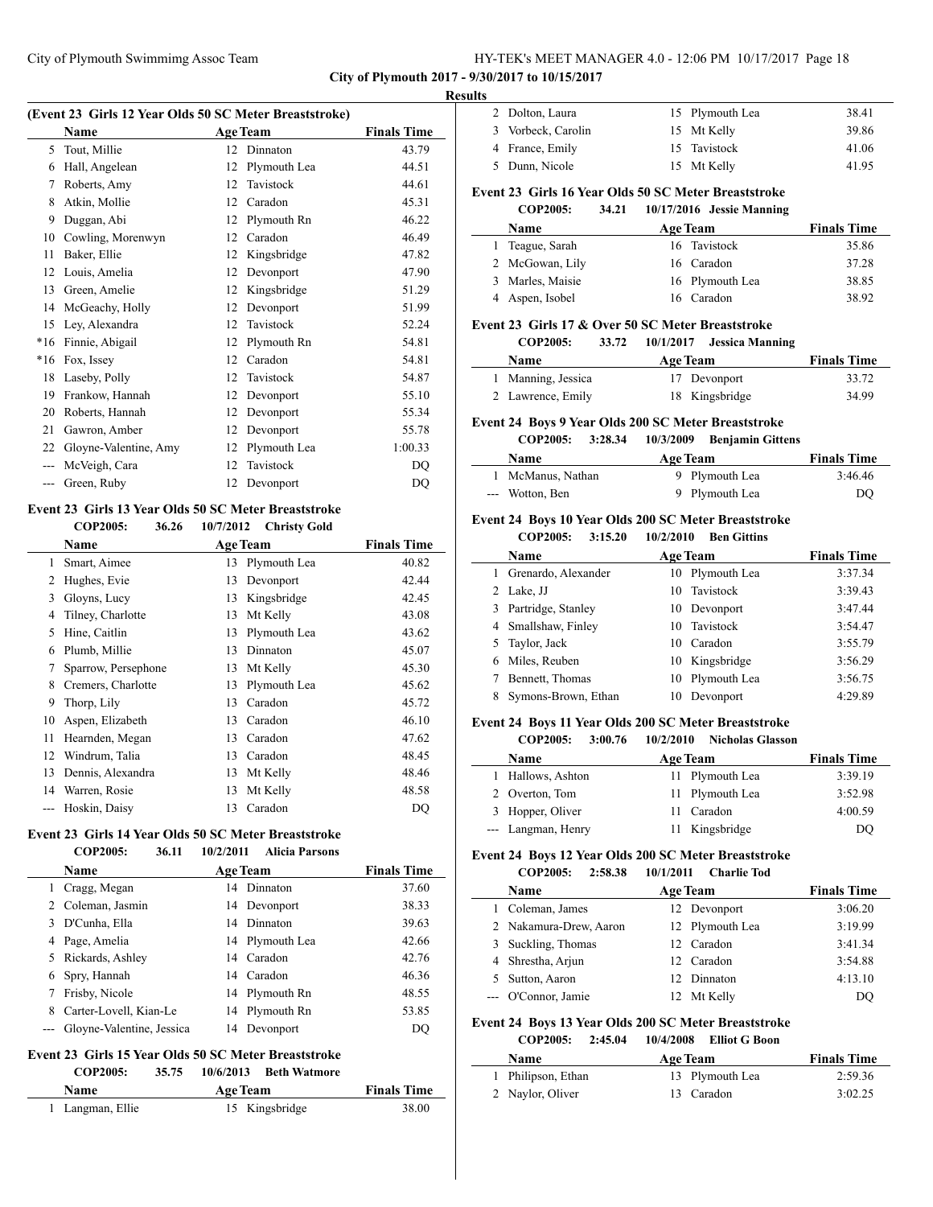## Results

### (Event 23 Girls 12 Year Olds 50 SC Meter Breaststroke)

| | Name | Age | Team | Finals Time |
|---|---|---|---|---|
| 5 | Tout, Millie | 12 | Dinnaton | 43.79 |
| 6 | Hall, Angelean | 12 | Plymouth Lea | 44.51 |
| 7 | Roberts, Amy | 12 | Tavistock | 44.61 |
| 8 | Atkin, Mollie | 12 | Caradon | 45.31 |
| 9 | Duggan, Abi | 12 | Plymouth Rn | 46.22 |
| 10 | Cowling, Morenwyn | 12 | Caradon | 46.49 |
| 11 | Baker, Ellie | 12 | Kingsbridge | 47.82 |
| 12 | Louis, Amelia | 12 | Devonport | 47.90 |
| 13 | Green, Amelie | 12 | Kingsbridge | 51.29 |
| 14 | McGeachy, Holly | 12 | Devonport | 51.99 |
| 15 | Ley, Alexandra | 12 | Tavistock | 52.24 |
| *16 | Finnie, Abigail | 12 | Plymouth Rn | 54.81 |
| *16 | Fox, Issey | 12 | Caradon | 54.81 |
| 18 | Laseby, Polly | 12 | Tavistock | 54.87 |
| 19 | Frankow, Hannah | 12 | Devonport | 55.10 |
| 20 | Roberts, Hannah | 12 | Devonport | 55.34 |
| 21 | Gawron, Amber | 12 | Devonport | 55.78 |
| 22 | Gloyne-Valentine, Amy | 12 | Plymouth Lea | 1:00.33 |
| --- | McVeigh, Cara | 12 | Tavistock | DQ |
| --- | Green, Ruby | 12 | Devonport | DQ |

### Event 23 Girls 13 Year Olds 50 SC Meter Breaststroke

**COP2005: 36.26 10/7/2012 Christy Gold**

| | Name | Age | Team | Finals Time |
|---|---|---|---|---|
| 1 | Smart, Aimee | 13 | Plymouth Lea | 40.82 |
| 2 | Hughes, Evie | 13 | Devonport | 42.44 |
| 3 | Gloyns, Lucy | 13 | Kingsbridge | 42.45 |
| 4 | Tilney, Charlotte | 13 | Mt Kelly | 43.08 |
| 5 | Hine, Caitlin | 13 | Plymouth Lea | 43.62 |
| 6 | Plumb, Millie | 13 | Dinnaton | 45.07 |
| 7 | Sparrow, Persephone | 13 | Mt Kelly | 45.30 |
| 8 | Cremers, Charlotte | 13 | Plymouth Lea | 45.62 |
| 9 | Thorp, Lily | 13 | Caradon | 45.72 |
| 10 | Aspen, Elizabeth | 13 | Caradon | 46.10 |
| 11 | Hearnden, Megan | 13 | Caradon | 47.62 |
| 12 | Windrum, Talia | 13 | Caradon | 48.45 |
| 13 | Dennis, Alexandra | 13 | Mt Kelly | 48.46 |
| 14 | Warren, Rosie | 13 | Mt Kelly | 48.58 |
| --- | Hoskin, Daisy | 13 | Caradon | DQ |

### Event 23 Girls 14 Year Olds 50 SC Meter Breaststroke

**COP2005: 36.11 10/2/2011 Alicia Parsons**

| | Name | Age | Team | Finals Time |
|---|---|---|---|---|
| 1 | Cragg, Megan | 14 | Dinnaton | 37.60 |
| 2 | Coleman, Jasmin | 14 | Devonport | 38.33 |
| 3 | D'Cunha, Ella | 14 | Dinnaton | 39.63 |
| 4 | Page, Amelia | 14 | Plymouth Lea | 42.66 |
| 5 | Rickards, Ashley | 14 | Caradon | 42.76 |
| 6 | Spry, Hannah | 14 | Caradon | 46.36 |
| 7 | Frisby, Nicole | 14 | Plymouth Rn | 48.55 |
| 8 | Carter-Lovell, Kian-Le | 14 | Plymouth Rn | 53.85 |
| --- | Gloyne-Valentine, Jessica | 14 | Devonport | DQ |

### Event 23 Girls 15 Year Olds 50 SC Meter Breaststroke

**COP2005: 35.75 10/6/2013 Beth Watmore**

| | Name | Age | Team | Finals Time |
|---|---|---|---|---|
| 1 | Langman, Ellie | 15 | Kingsbridge | 38.00 |
| 2 | Dolton, Laura | 15 | Plymouth Lea | 38.41 |
| 3 | Vorbeck, Carolin | 15 | Mt Kelly | 39.86 |
| 4 | France, Emily | 15 | Tavistock | 41.06 |
| 5 | Dunn, Nicole | 15 | Mt Kelly | 41.95 |

### Event 23 Girls 16 Year Olds 50 SC Meter Breaststroke

**COP2005: 34.21 10/17/2016 Jessie Manning**

| | Name | Age | Team | Finals Time |
|---|---|---|---|---|
| 1 | Teague, Sarah | 16 | Tavistock | 35.86 |
| 2 | McGowan, Lily | 16 | Caradon | 37.28 |
| 3 | Marles, Maisie | 16 | Plymouth Lea | 38.85 |
| 4 | Aspen, Isobel | 16 | Caradon | 38.92 |

### Event 23 Girls 17 & Over 50 SC Meter Breaststroke

**COP2005: 33.72 10/1/2017 Jessica Manning**

| | Name | Age | Team | Finals Time |
|---|---|---|---|---|
| 1 | Manning, Jessica | 17 | Devonport | 33.72 |
| 2 | Lawrence, Emily | 18 | Kingsbridge | 34.99 |

### Event 24 Boys 9 Year Olds 200 SC Meter Breaststroke

**COP2005: 3:28.34 10/3/2009 Benjamin Gittens**

| | Name | Age | Team | Finals Time |
|---|---|---|---|---|
| 1 | McManus, Nathan | 9 | Plymouth Lea | 3:46.46 |
| --- | Wotton, Ben | 9 | Plymouth Lea | DQ |

### Event 24 Boys 10 Year Olds 200 SC Meter Breaststroke

**COP2005: 3:15.20 10/2/2010 Ben Gittins**

| | Name | Age | Team | Finals Time |
|---|---|---|---|---|
| 1 | Grenardo, Alexander | 10 | Plymouth Lea | 3:37.34 |
| 2 | Lake, JJ | 10 | Tavistock | 3:39.43 |
| 3 | Partridge, Stanley | 10 | Devonport | 3:47.44 |
| 4 | Smallshaw, Finley | 10 | Tavistock | 3:54.47 |
| 5 | Taylor, Jack | 10 | Caradon | 3:55.79 |
| 6 | Miles, Reuben | 10 | Kingsbridge | 3:56.29 |
| 7 | Bennett, Thomas | 10 | Plymouth Lea | 3:56.75 |
| 8 | Symons-Brown, Ethan | 10 | Devonport | 4:29.89 |

### Event 24 Boys 11 Year Olds 200 SC Meter Breaststroke

**COP2005: 3:00.76 10/2/2010 Nicholas Glasson**

| | Name | Age | Team | Finals Time |
|---|---|---|---|---|
| 1 | Hallows, Ashton | 11 | Plymouth Lea | 3:39.19 |
| 2 | Overton, Tom | 11 | Plymouth Lea | 3:52.98 |
| 3 | Hopper, Oliver | 11 | Caradon | 4:00.59 |
| --- | Langman, Henry | 11 | Kingsbridge | DQ |

### Event 24 Boys 12 Year Olds 200 SC Meter Breaststroke

**COP2005: 2:58.38 10/1/2011 Charlie Tod**

| | Name | Age | Team | Finals Time |
|---|---|---|---|---|
| 1 | Coleman, James | 12 | Devonport | 3:06.20 |
| 2 | Nakamura-Drew, Aaron | 12 | Plymouth Lea | 3:19.99 |
| 3 | Suckling, Thomas | 12 | Caradon | 3:41.34 |
| 4 | Shrestha, Arjun | 12 | Caradon | 3:54.88 |
| 5 | Sutton, Aaron | 12 | Dinnaton | 4:13.10 |
| --- | O'Connor, Jamie | 12 | Mt Kelly | DQ |

### Event 24 Boys 13 Year Olds 200 SC Meter Breaststroke

**COP2005: 2:45.04 10/4/2008 Elliot G Boon**

| | Name | Age | Team | Finals Time |
|---|---|---|---|---|
| 1 | Philipson, Ethan | 13 | Plymouth Lea | 2:59.36 |
| 2 | Naylor, Oliver | 13 | Caradon | 3:02.25 |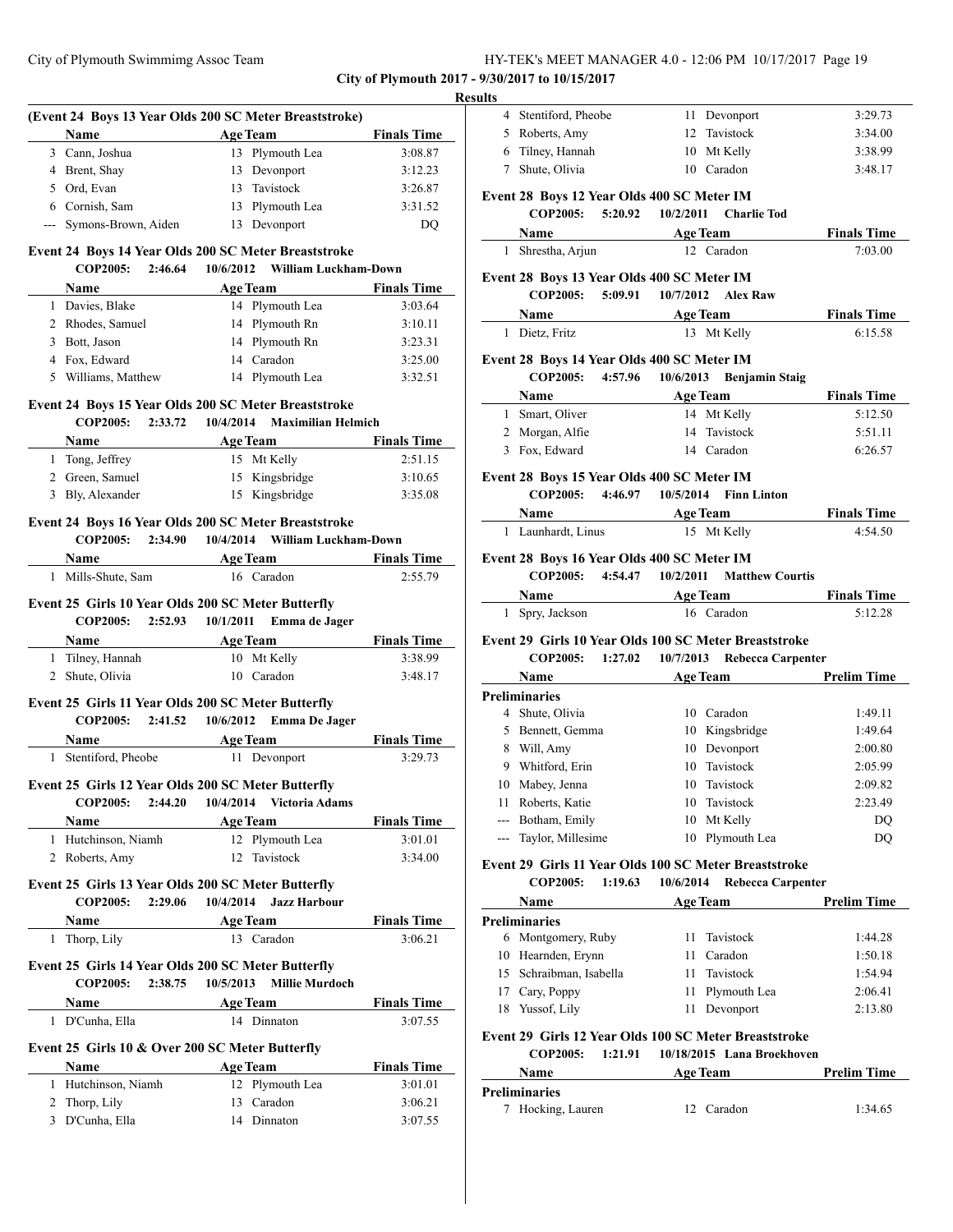## City of Plymouth 2017 - 9/30/2017 to 10/15/2017

### Results

**(Event 24 Boys 13 Year Olds 200 SC Meter Breaststroke)**

| | Name | Age | Team | Finals Time |
|---|---|---|---|---|
| 3 | Cann, Joshua | 13 | Plymouth Lea | 3:08.87 |
| 4 | Brent, Shay | 13 | Devonport | 3:12.23 |
| 5 | Ord, Evan | 13 | Tavistock | 3:26.87 |
| 6 | Cornish, Sam | 13 | Plymouth Lea | 3:31.52 |
| --- | Symons-Brown, Aiden | 13 | Devonport | DQ |

**Event 24 Boys 14 Year Olds 200 SC Meter Breaststroke**

COP2005: 2:46.64 10/6/2012 William Luckham-Down

| | Name | Age | Team | Finals Time |
|---|---|---|---|---|
| 1 | Davies, Blake | 14 | Plymouth Lea | 3:03.64 |
| 2 | Rhodes, Samuel | 14 | Plymouth Rn | 3:10.11 |
| 3 | Bott, Jason | 14 | Plymouth Rn | 3:23.31 |
| 4 | Fox, Edward | 14 | Caradon | 3:25.00 |
| 5 | Williams, Matthew | 14 | Plymouth Lea | 3:32.51 |

**Event 24 Boys 15 Year Olds 200 SC Meter Breaststroke**

COP2005: 2:33.72 10/4/2014 Maximilian Helmich

| | Name | Age | Team | Finals Time |
|---|---|---|---|---|
| 1 | Tong, Jeffrey | 15 | Mt Kelly | 2:51.15 |
| 2 | Green, Samuel | 15 | Kingsbridge | 3:10.65 |
| 3 | Bly, Alexander | 15 | Kingsbridge | 3:35.08 |

**Event 24 Boys 16 Year Olds 200 SC Meter Breaststroke**

COP2005: 2:34.90 10/4/2014 William Luckham-Down

| | Name | Age | Team | Finals Time |
|---|---|---|---|---|
| 1 | Mills-Shute, Sam | 16 | Caradon | 2:55.79 |

**Event 25 Girls 10 Year Olds 200 SC Meter Butterfly**

COP2005: 2:52.93 10/1/2011 Emma de Jager

| | Name | Age | Team | Finals Time |
|---|---|---|---|---|
| 1 | Tilney, Hannah | 10 | Mt Kelly | 3:38.99 |
| 2 | Shute, Olivia | 10 | Caradon | 3:48.17 |

**Event 25 Girls 11 Year Olds 200 SC Meter Butterfly**

COP2005: 2:41.52 10/6/2012 Emma De Jager

| | Name | Age | Team | Finals Time |
|---|---|---|---|---|
| 1 | Stentiford, Pheobe | 11 | Devonport | 3:29.73 |

**Event 25 Girls 12 Year Olds 200 SC Meter Butterfly**

COP2005: 2:44.20 10/4/2014 Victoria Adams

| | Name | Age | Team | Finals Time |
|---|---|---|---|---|
| 1 | Hutchinson, Niamh | 12 | Plymouth Lea | 3:01.01 |
| 2 | Roberts, Amy | 12 | Tavistock | 3:34.00 |

**Event 25 Girls 13 Year Olds 200 SC Meter Butterfly**

COP2005: 2:29.06 10/4/2014 Jazz Harbour

| | Name | Age | Team | Finals Time |
|---|---|---|---|---|
| 1 | Thorp, Lily | 13 | Caradon | 3:06.21 |

**Event 25 Girls 14 Year Olds 200 SC Meter Butterfly**

COP2005: 2:38.75 10/5/2013 Millie Murdoch

| | Name | Age | Team | Finals Time |
|---|---|---|---|---|
| 1 | D'Cunha, Ella | 14 | Dinnaton | 3:07.55 |

**Event 25 Girls 10 & Over 200 SC Meter Butterfly**

| | Name | Age | Team | Finals Time |
|---|---|---|---|---|
| 1 | Hutchinson, Niamh | 12 | Plymouth Lea | 3:01.01 |
| 2 | Thorp, Lily | 13 | Caradon | 3:06.21 |
| 3 | D'Cunha, Ella | 14 | Dinnaton | 3:07.55 |
| 4 | Stentiford, Pheobe | 11 | Devonport | 3:29.73 |
| 5 | Roberts, Amy | 12 | Tavistock | 3:34.00 |
| 6 | Tilney, Hannah | 10 | Mt Kelly | 3:38.99 |
| 7 | Shute, Olivia | 10 | Caradon | 3:48.17 |

**Event 28 Boys 12 Year Olds 400 SC Meter IM**

COP2005: 5:20.92 10/2/2011 Charlie Tod

| | Name | Age | Team | Finals Time |
|---|---|---|---|---|
| 1 | Shrestha, Arjun | 12 | Caradon | 7:03.00 |

**Event 28 Boys 13 Year Olds 400 SC Meter IM**

COP2005: 5:09.91 10/7/2012 Alex Raw

| | Name | Age | Team | Finals Time |
|---|---|---|---|---|
| 1 | Dietz, Fritz | 13 | Mt Kelly | 6:15.58 |

**Event 28 Boys 14 Year Olds 400 SC Meter IM**

COP2005: 4:57.96 10/6/2013 Benjamin Staig

| | Name | Age | Team | Finals Time |
|---|---|---|---|---|
| 1 | Smart, Oliver | 14 | Mt Kelly | 5:12.50 |
| 2 | Morgan, Alfie | 14 | Tavistock | 5:51.11 |
| 3 | Fox, Edward | 14 | Caradon | 6:26.57 |

**Event 28 Boys 15 Year Olds 400 SC Meter IM**

COP2005: 4:46.97 10/5/2014 Finn Linton

| | Name | Age | Team | Finals Time |
|---|---|---|---|---|
| 1 | Launhardt, Linus | 15 | Mt Kelly | 4:54.50 |

**Event 28 Boys 16 Year Olds 400 SC Meter IM**

COP2005: 4:54.47 10/2/2011 Matthew Courtis

| | Name | Age | Team | Finals Time |
|---|---|---|---|---|
| 1 | Spry, Jackson | 16 | Caradon | 5:12.28 |

**Event 29 Girls 10 Year Olds 100 SC Meter Breaststroke**

COP2005: 1:27.02 10/7/2013 Rebecca Carpenter

| | Name | Age | Team | Prelim Time |
|---|---|---|---|---|
| **Preliminaries** | | | | |
| 4 | Shute, Olivia | 10 | Caradon | 1:49.11 |
| 5 | Bennett, Gemma | 10 | Kingsbridge | 1:49.64 |
| 8 | Will, Amy | 10 | Devonport | 2:00.80 |
| 9 | Whitford, Erin | 10 | Tavistock | 2:05.99 |
| 10 | Mabey, Jenna | 10 | Tavistock | 2:09.82 |
| 11 | Roberts, Katie | 10 | Tavistock | 2:23.49 |
| --- | Botham, Emily | 10 | Mt Kelly | DQ |
| --- | Taylor, Millesime | 10 | Plymouth Lea | DQ |

**Event 29 Girls 11 Year Olds 100 SC Meter Breaststroke**

COP2005: 1:19.63 10/6/2014 Rebecca Carpenter

| | Name | Age | Team | Prelim Time |
|---|---|---|---|---|
| **Preliminaries** | | | | |
| 6 | Montgomery, Ruby | 11 | Tavistock | 1:44.28 |
| 10 | Hearnden, Erynn | 11 | Caradon | 1:50.18 |
| 15 | Schraibman, Isabella | 11 | Tavistock | 1:54.94 |
| 17 | Cary, Poppy | 11 | Plymouth Lea | 2:06.41 |
| 18 | Yussof, Lily | 11 | Devonport | 2:13.80 |

**Event 29 Girls 12 Year Olds 100 SC Meter Breaststroke**

COP2005: 1:21.91 10/18/2015 Lana Broekhoven

| | Name | Age | Team | Prelim Time |
|---|---|---|---|---|
| **Preliminaries** | | | | |
| 7 | Hocking, Lauren | 12 | Caradon | 1:34.65 |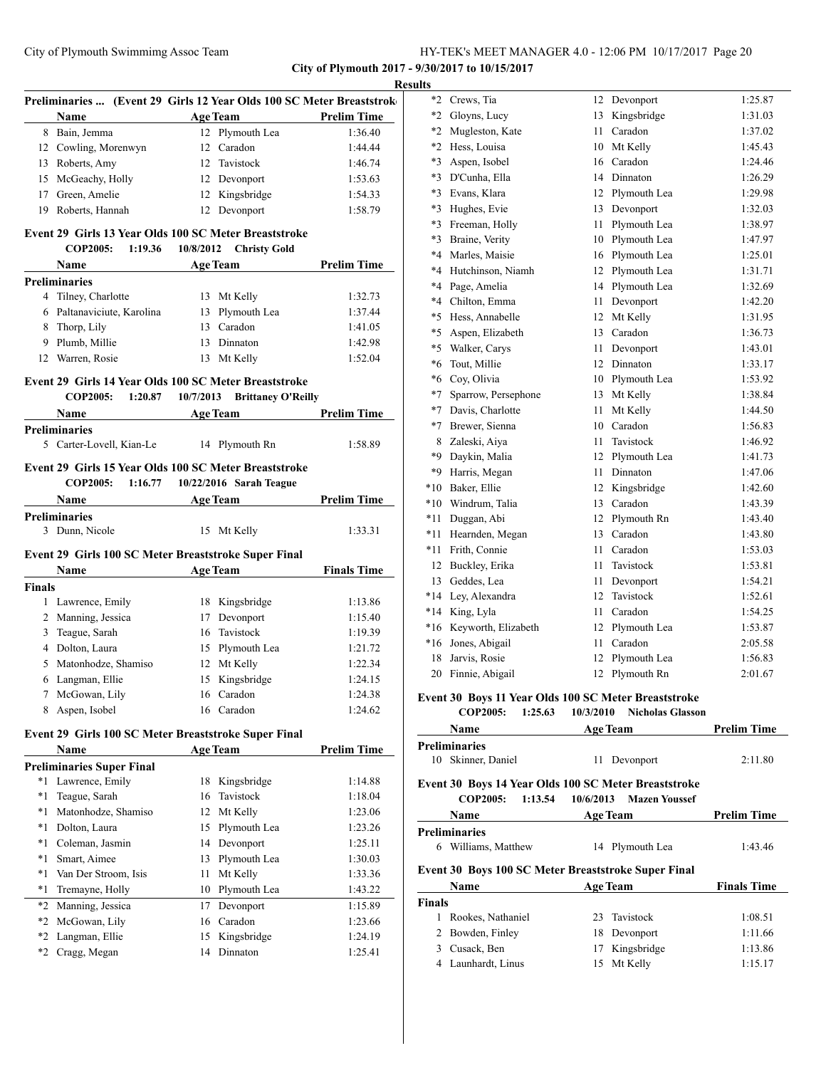**City of Plymouth 2017 - 9/30/2017 to 10/15/2017**

**Results**

### Preliminaries ... (Event 29 Girls 12 Year Olds 100 SC Meter Breaststroke)

| | Name | Age | Team | Prelim Time |
|---|---|---|---|---|
| 8 | Bain, Jemma | 12 | Plymouth Lea | 1:36.40 |
| 12 | Cowling, Morenwyn | 12 | Caradon | 1:44.44 |
| 13 | Roberts, Amy | 12 | Tavistock | 1:46.74 |
| 15 | McGeachy, Holly | 12 | Devonport | 1:53.63 |
| 17 | Green, Amelie | 12 | Kingsbridge | 1:54.33 |
| 19 | Roberts, Hannah | 12 | Devonport | 1:58.79 |

### Event 29 Girls 13 Year Olds 100 SC Meter Breaststroke

COP2005: 1:19.36 10/8/2012 Christy Gold

| | Name | Age | Team | Prelim Time |
|---|---|---|---|---|
| **Preliminaries** | | | | |
| 4 | Tilney, Charlotte | 13 | Mt Kelly | 1:32.73 |
| 6 | Paltanaviciute, Karolina | 13 | Plymouth Lea | 1:37.44 |
| 8 | Thorp, Lily | 13 | Caradon | 1:41.05 |
| 9 | Plumb, Millie | 13 | Dinnaton | 1:42.98 |
| 12 | Warren, Rosie | 13 | Mt Kelly | 1:52.04 |

### Event 29 Girls 14 Year Olds 100 SC Meter Breaststroke

COP2005: 1:20.87 10/7/2013 Brittaney O'Reilly

| | Name | Age | Team | Prelim Time |
|---|---|---|---|---|
| **Preliminaries** | | | | |
| 5 | Carter-Lovell, Kian-Le | 14 | Plymouth Rn | 1:58.89 |

### Event 29 Girls 15 Year Olds 100 SC Meter Breaststroke

COP2005: 1:16.77 10/22/2016 Sarah Teague

| | Name | Age | Team | Prelim Time |
|---|---|---|---|---|
| **Preliminaries** | | | | |
| 3 | Dunn, Nicole | 15 | Mt Kelly | 1:33.31 |

### Event 29 Girls 100 SC Meter Breaststroke Super Final

| | Name | Age | Team | Finals Time |
|---|---|---|---|---|
| **Finals** | | | | |
| 1 | Lawrence, Emily | 18 | Kingsbridge | 1:13.86 |
| 2 | Manning, Jessica | 17 | Devonport | 1:15.40 |
| 3 | Teague, Sarah | 16 | Tavistock | 1:19.39 |
| 4 | Dolton, Laura | 15 | Plymouth Lea | 1:21.72 |
| 5 | Matonhodze, Shamiso | 12 | Mt Kelly | 1:22.34 |
| 6 | Langman, Ellie | 15 | Kingsbridge | 1:24.15 |
| 7 | McGowan, Lily | 16 | Caradon | 1:24.38 |
| 8 | Aspen, Isobel | 16 | Caradon | 1:24.62 |

### Event 29 Girls 100 SC Meter Breaststroke Super Final

| | Name | Age | Team | Prelim Time |
|---|---|---|---|---|
| **Preliminaries Super Final** | | | | |
| *1 | Lawrence, Emily | 18 | Kingsbridge | 1:14.88 |
| *1 | Teague, Sarah | 16 | Tavistock | 1:18.04 |
| *1 | Matonhodze, Shamiso | 12 | Mt Kelly | 1:23.06 |
| *1 | Dolton, Laura | 15 | Plymouth Lea | 1:23.26 |
| *1 | Coleman, Jasmin | 14 | Devonport | 1:25.11 |
| *1 | Smart, Aimee | 13 | Plymouth Lea | 1:30.03 |
| *1 | Van Der Stroom, Isis | 11 | Mt Kelly | 1:33.36 |
| *1 | Tremayne, Holly | 10 | Plymouth Lea | 1:43.22 |
| *2 | Manning, Jessica | 17 | Devonport | 1:15.89 |
| *2 | McGowan, Lily | 16 | Caradon | 1:23.66 |
| *2 | Langman, Ellie | 15 | Kingsbridge | 1:24.19 |
| *2 | Cragg, Megan | 14 | Dinnaton | 1:25.41 |
| *2 | Crews, Tia | 12 | Devonport | 1:25.87 |
| *2 | Gloyns, Lucy | 13 | Kingsbridge | 1:31.03 |
| *2 | Mugleston, Kate | 11 | Caradon | 1:37.02 |
| *2 | Hess, Louisa | 10 | Mt Kelly | 1:45.43 |
| *3 | Aspen, Isobel | 16 | Caradon | 1:24.46 |
| *3 | D'Cunha, Ella | 14 | Dinnaton | 1:26.29 |
| *3 | Evans, Klara | 12 | Plymouth Lea | 1:29.98 |
| *3 | Hughes, Evie | 13 | Devonport | 1:32.03 |
| *3 | Freeman, Holly | 11 | Plymouth Lea | 1:38.97 |
| *3 | Braine, Verity | 10 | Plymouth Lea | 1:47.97 |
| *4 | Marles, Maisie | 16 | Plymouth Lea | 1:25.01 |
| *4 | Hutchinson, Niamh | 12 | Plymouth Lea | 1:31.71 |
| *4 | Page, Amelia | 14 | Plymouth Lea | 1:32.69 |
| *4 | Chilton, Emma | 11 | Devonport | 1:42.20 |
| *5 | Hess, Annabelle | 12 | Mt Kelly | 1:31.95 |
| *5 | Aspen, Elizabeth | 13 | Caradon | 1:36.73 |
| *5 | Walker, Carys | 11 | Devonport | 1:43.01 |
| *6 | Tout, Millie | 12 | Dinnaton | 1:33.17 |
| *6 | Coy, Olivia | 10 | Plymouth Lea | 1:53.92 |
| *7 | Sparrow, Persephone | 13 | Mt Kelly | 1:38.84 |
| *7 | Davis, Charlotte | 11 | Mt Kelly | 1:44.50 |
| *7 | Brewer, Sienna | 10 | Caradon | 1:56.83 |
| 8 | Zaleski, Aiya | 11 | Tavistock | 1:46.92 |
| *9 | Daykin, Malia | 12 | Plymouth Lea | 1:41.73 |
| *9 | Harris, Megan | 11 | Dinnaton | 1:47.06 |
| *10 | Baker, Ellie | 12 | Kingsbridge | 1:42.60 |
| *10 | Windrum, Talia | 13 | Caradon | 1:43.39 |
| *11 | Duggan, Abi | 12 | Plymouth Rn | 1:43.40 |
| *11 | Hearnden, Megan | 13 | Caradon | 1:43.80 |
| *11 | Frith, Connie | 11 | Caradon | 1:53.03 |
| 12 | Buckley, Erika | 11 | Tavistock | 1:53.81 |
| 13 | Geddes, Lea | 11 | Devonport | 1:54.21 |
| *14 | Ley, Alexandra | 12 | Tavistock | 1:52.61 |
| *14 | King, Lyla | 11 | Caradon | 1:54.25 |
| *16 | Keyworth, Elizabeth | 12 | Plymouth Lea | 1:53.87 |
| *16 | Jones, Abigail | 11 | Caradon | 2:05.58 |
| 18 | Jarvis, Rosie | 12 | Plymouth Lea | 1:56.83 |
| 20 | Finnie, Abigail | 12 | Plymouth Rn | 2:01.67 |

### Event 30 Boys 11 Year Olds 100 SC Meter Breaststroke

COP2005: 1:25.63 10/3/2010 Nicholas Glasson

| | Name | Age | Team | Prelim Time |
|---|---|---|---|---|
| **Preliminaries** | | | | |
| 10 | Skinner, Daniel | 11 | Devonport | 2:11.80 |

### Event 30 Boys 14 Year Olds 100 SC Meter Breaststroke

COP2005: 1:13.54 10/6/2013 Mazen Youssef

| | Name | Age | Team | Prelim Time |
|---|---|---|---|---|
| **Preliminaries** | | | | |
| 6 | Williams, Matthew | 14 | Plymouth Lea | 1:43.46 |

### Event 30 Boys 100 SC Meter Breaststroke Super Final

| | Name | Age | Team | Finals Time |
|---|---|---|---|---|
| **Finals** | | | | |
| 1 | Rookes, Nathaniel | 23 | Tavistock | 1:08.51 |
| 2 | Bowden, Finley | 18 | Devonport | 1:11.66 |
| 3 | Cusack, Ben | 17 | Kingsbridge | 1:13.86 |
| 4 | Launhardt, Linus | 15 | Mt Kelly | 1:15.17 |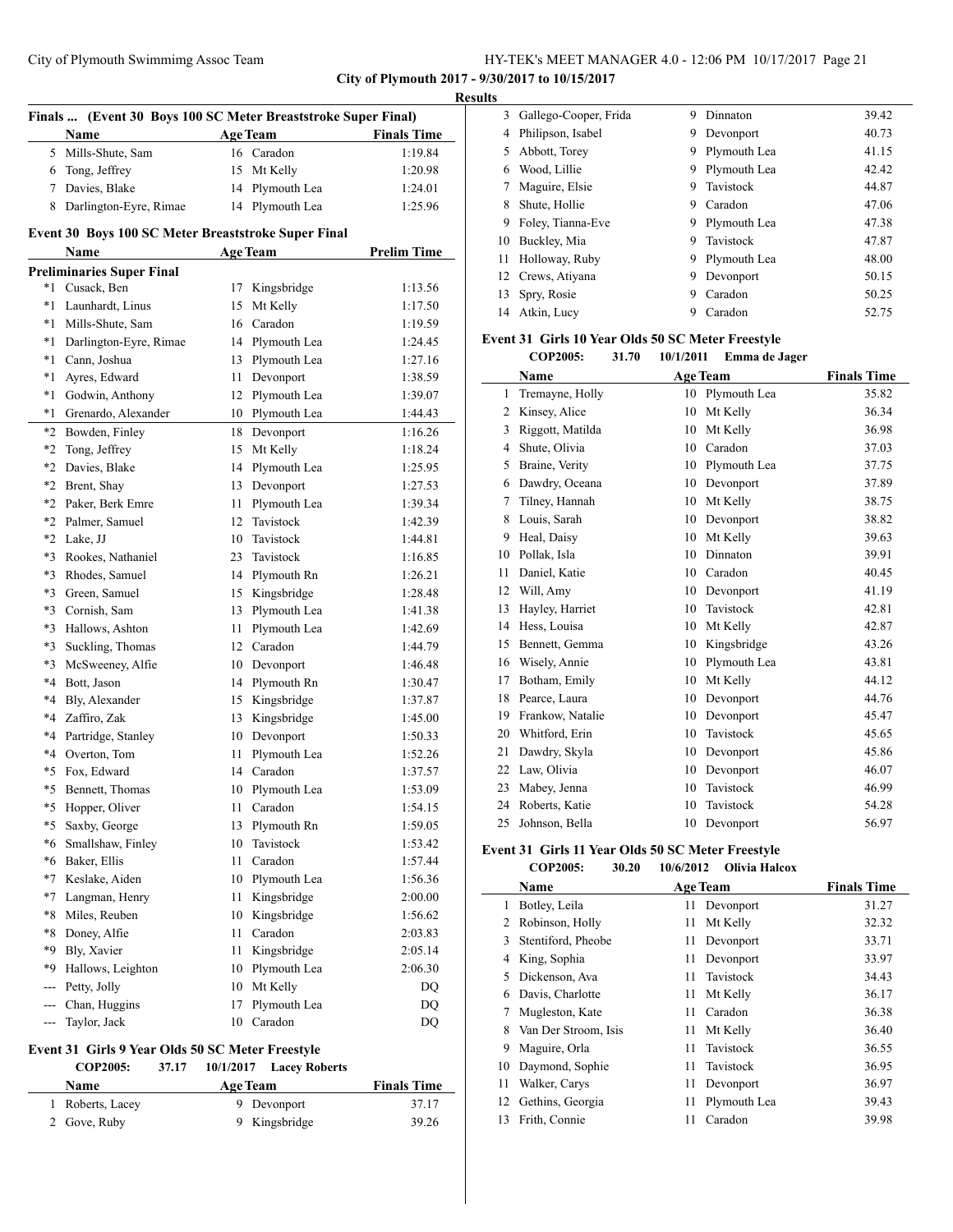## Results

### Finals ... (Event 30 Boys 100 SC Meter Breaststroke Super Final)

| | Name | Age | Team | Finals Time |
|---|---|---|---|---|
| 5 | Mills-Shute, Sam | 16 | Caradon | 1:19.84 |
| 6 | Tong, Jeffrey | 15 | Mt Kelly | 1:20.98 |
| 7 | Davies, Blake | 14 | Plymouth Lea | 1:24.01 |
| 8 | Darlington-Eyre, Rimae | 14 | Plymouth Lea | 1:25.96 |

### Event 30 Boys 100 SC Meter Breaststroke Super Final

| | Name | Age | Team | Prelim Time |
|---|---|---|---|---|
| **Preliminaries Super Final** | | | | |
| *1 | Cusack, Ben | 17 | Kingsbridge | 1:13.56 |
| *1 | Launhardt, Linus | 15 | Mt Kelly | 1:17.50 |
| *1 | Mills-Shute, Sam | 16 | Caradon | 1:19.59 |
| *1 | Darlington-Eyre, Rimae | 14 | Plymouth Lea | 1:24.45 |
| *1 | Cann, Joshua | 13 | Plymouth Lea | 1:27.16 |
| *1 | Ayres, Edward | 11 | Devonport | 1:38.59 |
| *1 | Godwin, Anthony | 12 | Plymouth Lea | 1:39.07 |
| *1 | Grenardo, Alexander | 10 | Plymouth Lea | 1:44.43 |
| *2 | Bowden, Finley | 18 | Devonport | 1:16.26 |
| *2 | Tong, Jeffrey | 15 | Mt Kelly | 1:18.24 |
| *2 | Davies, Blake | 14 | Plymouth Lea | 1:25.95 |
| *2 | Brent, Shay | 13 | Devonport | 1:27.53 |
| *2 | Paker, Berk Emre | 11 | Plymouth Lea | 1:39.34 |
| *2 | Palmer, Samuel | 12 | Tavistock | 1:42.39 |
| *2 | Lake, JJ | 10 | Tavistock | 1:44.81 |
| *3 | Rookes, Nathaniel | 23 | Tavistock | 1:16.85 |
| *3 | Rhodes, Samuel | 14 | Plymouth Rn | 1:26.21 |
| *3 | Green, Samuel | 15 | Kingsbridge | 1:28.48 |
| *3 | Cornish, Sam | 13 | Plymouth Lea | 1:41.38 |
| *3 | Hallows, Ashton | 11 | Plymouth Lea | 1:42.69 |
| *3 | Suckling, Thomas | 12 | Caradon | 1:44.79 |
| *3 | McSweeney, Alfie | 10 | Devonport | 1:46.48 |
| *4 | Bott, Jason | 14 | Plymouth Rn | 1:30.47 |
| *4 | Bly, Alexander | 15 | Kingsbridge | 1:37.87 |
| *4 | Zaffiro, Zak | 13 | Kingsbridge | 1:45.00 |
| *4 | Partridge, Stanley | 10 | Devonport | 1:50.33 |
| *4 | Overton, Tom | 11 | Plymouth Lea | 1:52.26 |
| *5 | Fox, Edward | 14 | Caradon | 1:37.57 |
| *5 | Bennett, Thomas | 10 | Plymouth Lea | 1:53.09 |
| *5 | Hopper, Oliver | 11 | Caradon | 1:54.15 |
| *5 | Saxby, George | 13 | Plymouth Rn | 1:59.05 |
| *6 | Smallshaw, Finley | 10 | Tavistock | 1:53.42 |
| *6 | Baker, Ellis | 11 | Caradon | 1:57.44 |
| *7 | Keslake, Aiden | 10 | Plymouth Lea | 1:56.36 |
| *7 | Langman, Henry | 11 | Kingsbridge | 2:00.00 |
| *8 | Miles, Reuben | 10 | Kingsbridge | 1:56.62 |
| *8 | Doney, Alfie | 11 | Caradon | 2:03.83 |
| *9 | Bly, Xavier | 11 | Kingsbridge | 2:05.14 |
| *9 | Hallows, Leighton | 10 | Plymouth Lea | 2:06.30 |
| --- | Petty, Jolly | 10 | Mt Kelly | DQ |
| --- | Chan, Huggins | 17 | Plymouth Lea | DQ |
| --- | Taylor, Jack | 10 | Caradon | DQ |

### Event 31 Girls 9 Year Olds 50 SC Meter Freestyle

**COP2005: 37.17 10/1/2017 Lacey Roberts**

| | Name | Age | Team | Finals Time |
|---|---|---|---|---|
| 1 | Roberts, Lacey | 9 | Devonport | 37.17 |
| 2 | Gove, Ruby | 9 | Kingsbridge | 39.26 |
| 3 | Gallego-Cooper, Frida | 9 | Dinnaton | 39.42 |
| 4 | Philipson, Isabel | 9 | Devonport | 40.73 |
| 5 | Abbott, Torey | 9 | Plymouth Lea | 41.15 |
| 6 | Wood, Lillie | 9 | Plymouth Lea | 42.42 |
| 7 | Maguire, Elsie | 9 | Tavistock | 44.87 |
| 8 | Shute, Hollie | 9 | Caradon | 47.06 |
| 9 | Foley, Tianna-Eve | 9 | Plymouth Lea | 47.38 |
| 10 | Buckley, Mia | 9 | Tavistock | 47.87 |
| 11 | Holloway, Ruby | 9 | Plymouth Lea | 48.00 |
| 12 | Crews, Atiyana | 9 | Devonport | 50.15 |
| 13 | Spry, Rosie | 9 | Caradon | 50.25 |
| 14 | Atkin, Lucy | 9 | Caradon | 52.75 |

### Event 31 Girls 10 Year Olds 50 SC Meter Freestyle

**COP2005: 31.70 10/1/2011 Emma de Jager**

| | Name | Age | Team | Finals Time |
|---|---|---|---|---|
| 1 | Tremayne, Holly | 10 | Plymouth Lea | 35.82 |
| 2 | Kinsey, Alice | 10 | Mt Kelly | 36.34 |
| 3 | Riggott, Matilda | 10 | Mt Kelly | 36.98 |
| 4 | Shute, Olivia | 10 | Caradon | 37.03 |
| 5 | Braine, Verity | 10 | Plymouth Lea | 37.75 |
| 6 | Dawdry, Oceana | 10 | Devonport | 37.89 |
| 7 | Tilney, Hannah | 10 | Mt Kelly | 38.75 |
| 8 | Louis, Sarah | 10 | Devonport | 38.82 |
| 9 | Heal, Daisy | 10 | Mt Kelly | 39.63 |
| 10 | Pollak, Isla | 10 | Dinnaton | 39.91 |
| 11 | Daniel, Katie | 10 | Caradon | 40.45 |
| 12 | Will, Amy | 10 | Devonport | 41.19 |
| 13 | Hayley, Harriet | 10 | Tavistock | 42.81 |
| 14 | Hess, Louisa | 10 | Mt Kelly | 42.87 |
| 15 | Bennett, Gemma | 10 | Kingsbridge | 43.26 |
| 16 | Wisely, Annie | 10 | Plymouth Lea | 43.81 |
| 17 | Botham, Emily | 10 | Mt Kelly | 44.12 |
| 18 | Pearce, Laura | 10 | Devonport | 44.76 |
| 19 | Frankow, Natalie | 10 | Devonport | 45.47 |
| 20 | Whitford, Erin | 10 | Tavistock | 45.65 |
| 21 | Dawdry, Skyla | 10 | Devonport | 45.86 |
| 22 | Law, Olivia | 10 | Devonport | 46.07 |
| 23 | Mabey, Jenna | 10 | Tavistock | 46.99 |
| 24 | Roberts, Katie | 10 | Tavistock | 54.28 |
| 25 | Johnson, Bella | 10 | Devonport | 56.97 |

### Event 31 Girls 11 Year Olds 50 SC Meter Freestyle

**COP2005: 30.20 10/6/2012 Olivia Halcox**

| | Name | Age | Team | Finals Time |
|---|---|---|---|---|
| 1 | Botley, Leila | 11 | Devonport | 31.27 |
| 2 | Robinson, Holly | 11 | Mt Kelly | 32.32 |
| 3 | Stentiford, Pheobe | 11 | Devonport | 33.71 |
| 4 | King, Sophia | 11 | Devonport | 33.97 |
| 5 | Dickenson, Ava | 11 | Tavistock | 34.43 |
| 6 | Davis, Charlotte | 11 | Mt Kelly | 36.17 |
| 7 | Mugleston, Kate | 11 | Caradon | 36.38 |
| 8 | Van Der Stroom, Isis | 11 | Mt Kelly | 36.40 |
| 9 | Maguire, Orla | 11 | Tavistock | 36.55 |
| 10 | Daymond, Sophie | 11 | Tavistock | 36.95 |
| 11 | Walker, Carys | 11 | Devonport | 36.97 |
| 12 | Gethins, Georgia | 11 | Plymouth Lea | 39.43 |
| 13 | Frith, Connie | 11 | Caradon | 39.98 |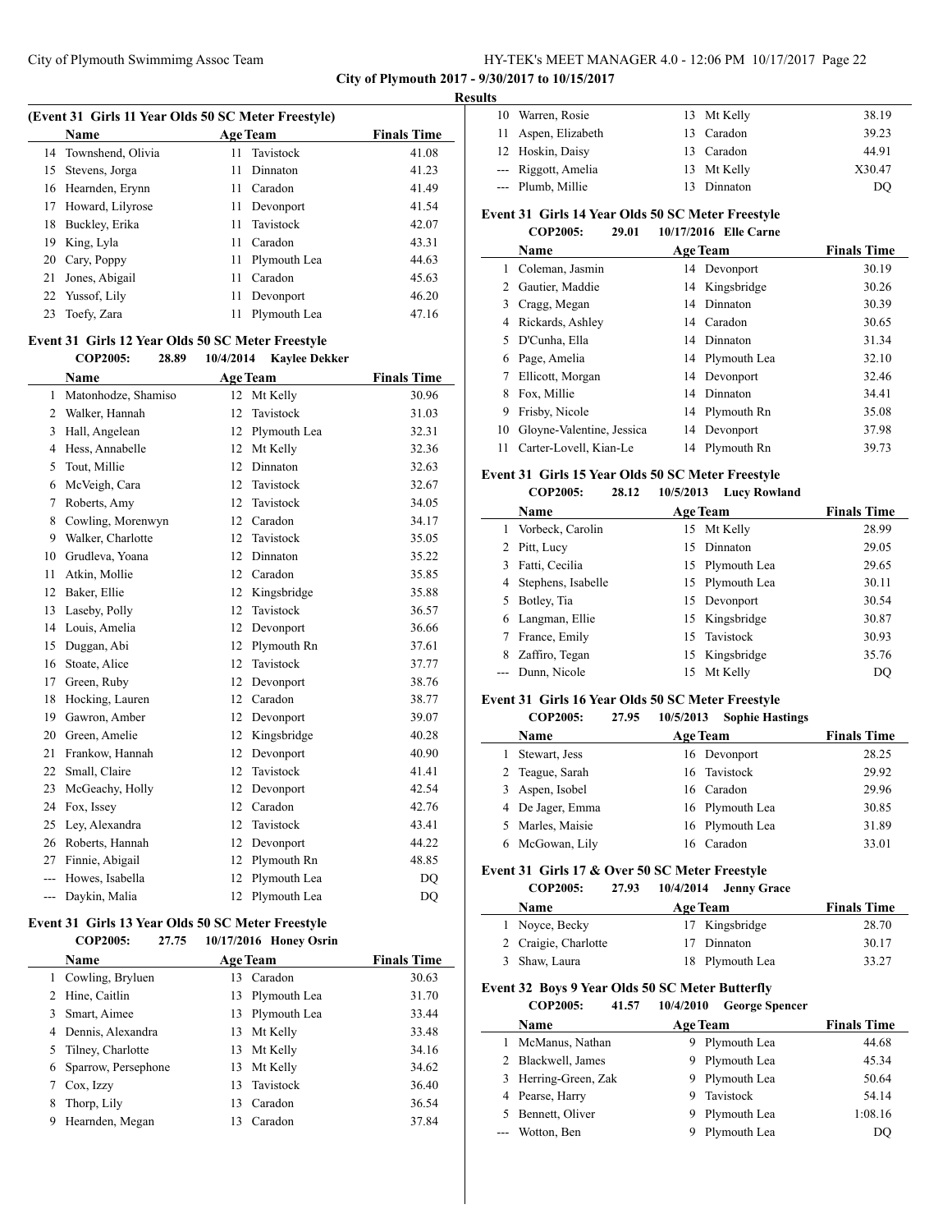## Results

### (Event 31 Girls 11 Year Olds 50 SC Meter Freestyle)

| | Name | Age | Team | Finals Time |
|---|---|---|---|---|
| 14 | Townshend, Olivia | 11 | Tavistock | 41.08 |
| 15 | Stevens, Jorga | 11 | Dinnaton | 41.23 |
| 16 | Hearnden, Erynn | 11 | Caradon | 41.49 |
| 17 | Howard, Lilyrose | 11 | Devonport | 41.54 |
| 18 | Buckley, Erika | 11 | Tavistock | 42.07 |
| 19 | King, Lyla | 11 | Caradon | 43.31 |
| 20 | Cary, Poppy | 11 | Plymouth Lea | 44.63 |
| 21 | Jones, Abigail | 11 | Caradon | 45.63 |
| 22 | Yussof, Lily | 11 | Devonport | 46.20 |
| 23 | Toefy, Zara | 11 | Plymouth Lea | 47.16 |

### Event 31 Girls 12 Year Olds 50 SC Meter Freestyle

**COP2005: 28.89 10/4/2014 Kaylee Dekker**

| | Name | Age | Team | Finals Time |
|---|---|---|---|---|
| 1 | Matonhodze, Shamiso | 12 | Mt Kelly | 30.96 |
| 2 | Walker, Hannah | 12 | Tavistock | 31.03 |
| 3 | Hall, Angelean | 12 | Plymouth Lea | 32.31 |
| 4 | Hess, Annabelle | 12 | Mt Kelly | 32.36 |
| 5 | Tout, Millie | 12 | Dinnaton | 32.63 |
| 6 | McVeigh, Cara | 12 | Tavistock | 32.67 |
| 7 | Roberts, Amy | 12 | Tavistock | 34.05 |
| 8 | Cowling, Morenwyn | 12 | Caradon | 34.17 |
| 9 | Walker, Charlotte | 12 | Tavistock | 35.05 |
| 10 | Grudleva, Yoana | 12 | Dinnaton | 35.22 |
| 11 | Atkin, Mollie | 12 | Caradon | 35.85 |
| 12 | Baker, Ellie | 12 | Kingsbridge | 35.88 |
| 13 | Laseby, Polly | 12 | Tavistock | 36.57 |
| 14 | Louis, Amelia | 12 | Devonport | 36.66 |
| 15 | Duggan, Abi | 12 | Plymouth Rn | 37.61 |
| 16 | Stoate, Alice | 12 | Tavistock | 37.77 |
| 17 | Green, Ruby | 12 | Devonport | 38.76 |
| 18 | Hocking, Lauren | 12 | Caradon | 38.77 |
| 19 | Gawron, Amber | 12 | Devonport | 39.07 |
| 20 | Green, Amelie | 12 | Kingsbridge | 40.28 |
| 21 | Frankow, Hannah | 12 | Devonport | 40.90 |
| 22 | Small, Claire | 12 | Tavistock | 41.41 |
| 23 | McGeachy, Holly | 12 | Devonport | 42.54 |
| 24 | Fox, Issey | 12 | Caradon | 42.76 |
| 25 | Ley, Alexandra | 12 | Tavistock | 43.41 |
| 26 | Roberts, Hannah | 12 | Devonport | 44.22 |
| 27 | Finnie, Abigail | 12 | Plymouth Rn | 48.85 |
| --- | Howes, Isabella | 12 | Plymouth Lea | DQ |
| --- | Daykin, Malia | 12 | Plymouth Lea | DQ |

### Event 31 Girls 13 Year Olds 50 SC Meter Freestyle

**COP2005: 27.75 10/17/2016 Honey Osrin**

| | Name | Age | Team | Finals Time |
|---|---|---|---|---|
| 1 | Cowling, Bryluen | 13 | Caradon | 30.63 |
| 2 | Hine, Caitlin | 13 | Plymouth Lea | 31.70 |
| 3 | Smart, Aimee | 13 | Plymouth Lea | 33.44 |
| 4 | Dennis, Alexandra | 13 | Mt Kelly | 33.48 |
| 5 | Tilney, Charlotte | 13 | Mt Kelly | 34.16 |
| 6 | Sparrow, Persephone | 13 | Mt Kelly | 34.62 |
| 7 | Cox, Izzy | 13 | Tavistock | 36.40 |
| 8 | Thorp, Lily | 13 | Caradon | 36.54 |
| 9 | Hearnden, Megan | 13 | Caradon | 37.84 |
| 10 | Warren, Rosie | 13 | Mt Kelly | 38.19 |
| 11 | Aspen, Elizabeth | 13 | Caradon | 39.23 |
| 12 | Hoskin, Daisy | 13 | Caradon | 44.91 |
| --- | Riggott, Amelia | 13 | Mt Kelly | X30.47 |
| --- | Plumb, Millie | 13 | Dinnaton | DQ |

### Event 31 Girls 14 Year Olds 50 SC Meter Freestyle

**COP2005: 29.01 10/17/2016 Elle Carne**

| | Name | Age | Team | Finals Time |
|---|---|---|---|---|
| 1 | Coleman, Jasmin | 14 | Devonport | 30.19 |
| 2 | Gautier, Maddie | 14 | Kingsbridge | 30.26 |
| 3 | Cragg, Megan | 14 | Dinnaton | 30.39 |
| 4 | Rickards, Ashley | 14 | Caradon | 30.65 |
| 5 | D'Cunha, Ella | 14 | Dinnaton | 31.34 |
| 6 | Page, Amelia | 14 | Plymouth Lea | 32.10 |
| 7 | Ellicott, Morgan | 14 | Devonport | 32.46 |
| 8 | Fox, Millie | 14 | Dinnaton | 34.41 |
| 9 | Frisby, Nicole | 14 | Plymouth Rn | 35.08 |
| 10 | Gloyne-Valentine, Jessica | 14 | Devonport | 37.98 |
| 11 | Carter-Lovell, Kian-Le | 14 | Plymouth Rn | 39.73 |

### Event 31 Girls 15 Year Olds 50 SC Meter Freestyle

**COP2005: 28.12 10/5/2013 Lucy Rowland**

| | Name | Age | Team | Finals Time |
|---|---|---|---|---|
| 1 | Vorbeck, Carolin | 15 | Mt Kelly | 28.99 |
| 2 | Pitt, Lucy | 15 | Dinnaton | 29.05 |
| 3 | Fatti, Cecilia | 15 | Plymouth Lea | 29.65 |
| 4 | Stephens, Isabelle | 15 | Plymouth Lea | 30.11 |
| 5 | Botley, Tia | 15 | Devonport | 30.54 |
| 6 | Langman, Ellie | 15 | Kingsbridge | 30.87 |
| 7 | France, Emily | 15 | Tavistock | 30.93 |
| 8 | Zaffiro, Tegan | 15 | Kingsbridge | 35.76 |
| --- | Dunn, Nicole | 15 | Mt Kelly | DQ |

### Event 31 Girls 16 Year Olds 50 SC Meter Freestyle

**COP2005: 27.95 10/5/2013 Sophie Hastings**

| | Name | Age | Team | Finals Time |
|---|---|---|---|---|
| 1 | Stewart, Jess | 16 | Devonport | 28.25 |
| 2 | Teague, Sarah | 16 | Tavistock | 29.92 |
| 3 | Aspen, Isobel | 16 | Caradon | 29.96 |
| 4 | De Jager, Emma | 16 | Plymouth Lea | 30.85 |
| 5 | Marles, Maisie | 16 | Plymouth Lea | 31.89 |
| 6 | McGowan, Lily | 16 | Caradon | 33.01 |

### Event 31 Girls 17 & Over 50 SC Meter Freestyle

**COP2005: 27.93 10/4/2014 Jenny Grace**

| | Name | Age | Team | Finals Time |
|---|---|---|---|---|
| 1 | Noyce, Becky | 17 | Kingsbridge | 28.70 |
| 2 | Craigie, Charlotte | 17 | Dinnaton | 30.17 |
| 3 | Shaw, Laura | 18 | Plymouth Lea | 33.27 |

### Event 32 Boys 9 Year Olds 50 SC Meter Butterfly

**COP2005: 41.57 10/4/2010 George Spencer**

| | Name | Age | Team | Finals Time |
|---|---|---|---|---|
| 1 | McManus, Nathan | 9 | Plymouth Lea | 44.68 |
| 2 | Blackwell, James | 9 | Plymouth Lea | 45.34 |
| 3 | Herring-Green, Zak | 9 | Plymouth Lea | 50.64 |
| 4 | Pearse, Harry | 9 | Tavistock | 54.14 |
| 5 | Bennett, Oliver | 9 | Plymouth Lea | 1:08.16 |
| --- | Wotton, Ben | 9 | Plymouth Lea | DQ |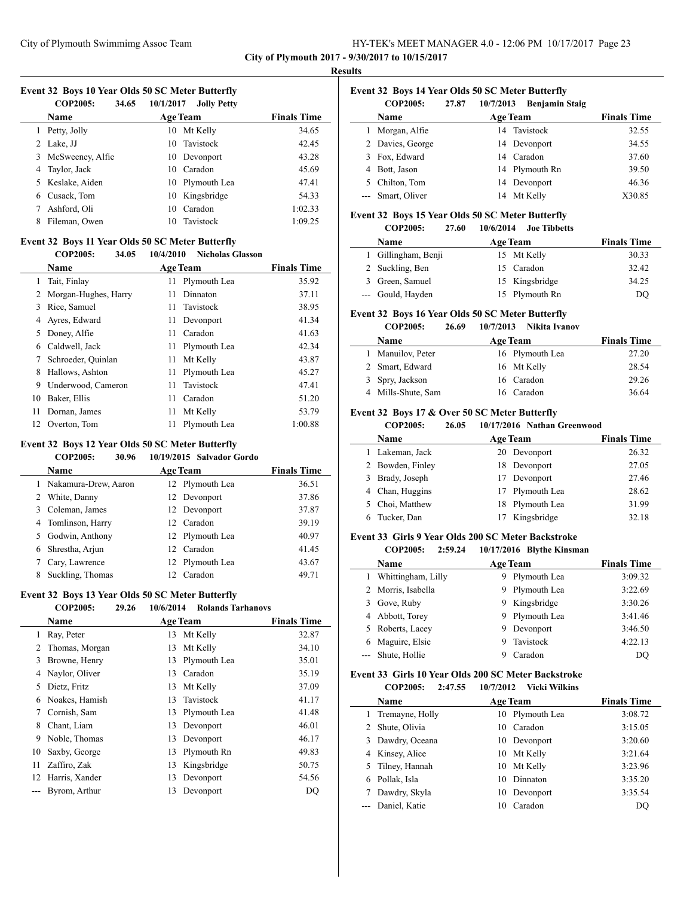City of Plymouth 2017 - 9/30/2017 to 10/15/2017

**Results**

### Event 32 Boys 10 Year Olds 50 SC Meter Butterfly

**COP2005: 34.65 10/1/2017 Jolly Petty**

| | Name | Age | Team | Finals Time |
|---|---|---|---|---|
| 1 | Petty, Jolly | 10 | Mt Kelly | 34.65 |
| 2 | Lake, JJ | 10 | Tavistock | 42.45 |
| 3 | McSweeney, Alfie | 10 | Devonport | 43.28 |
| 4 | Taylor, Jack | 10 | Caradon | 45.69 |
| 5 | Keslake, Aiden | 10 | Plymouth Lea | 47.41 |
| 6 | Cusack, Tom | 10 | Kingsbridge | 54.33 |
| 7 | Ashford, Oli | 10 | Caradon | 1:02.33 |
| 8 | Fileman, Owen | 10 | Tavistock | 1:09.25 |

### Event 32 Boys 11 Year Olds 50 SC Meter Butterfly

**COP2005: 34.05 10/4/2010 Nicholas Glasson**

| | Name | Age | Team | Finals Time |
|---|---|---|---|---|
| 1 | Tait, Finlay | 11 | Plymouth Lea | 35.92 |
| 2 | Morgan-Hughes, Harry | 11 | Dinnaton | 37.11 |
| 3 | Rice, Samuel | 11 | Tavistock | 38.95 |
| 4 | Ayres, Edward | 11 | Devonport | 41.34 |
| 5 | Doney, Alfie | 11 | Caradon | 41.63 |
| 6 | Caldwell, Jack | 11 | Plymouth Lea | 42.34 |
| 7 | Schroeder, Quinlan | 11 | Mt Kelly | 43.87 |
| 8 | Hallows, Ashton | 11 | Plymouth Lea | 45.27 |
| 9 | Underwood, Cameron | 11 | Tavistock | 47.41 |
| 10 | Baker, Ellis | 11 | Caradon | 51.20 |
| 11 | Dornan, James | 11 | Mt Kelly | 53.79 |
| 12 | Overton, Tom | 11 | Plymouth Lea | 1:00.88 |

### Event 32 Boys 12 Year Olds 50 SC Meter Butterfly

**COP2005: 30.96 10/19/2015 Salvador Gordo**

| | Name | Age | Team | Finals Time |
|---|---|---|---|---|
| 1 | Nakamura-Drew, Aaron | 12 | Plymouth Lea | 36.51 |
| 2 | White, Danny | 12 | Devonport | 37.86 |
| 3 | Coleman, James | 12 | Devonport | 37.87 |
| 4 | Tomlinson, Harry | 12 | Caradon | 39.19 |
| 5 | Godwin, Anthony | 12 | Plymouth Lea | 40.97 |
| 6 | Shrestha, Arjun | 12 | Caradon | 41.45 |
| 7 | Cary, Lawrence | 12 | Plymouth Lea | 43.67 |
| 8 | Suckling, Thomas | 12 | Caradon | 49.71 |

### Event 32 Boys 13 Year Olds 50 SC Meter Butterfly

**COP2005: 29.26 10/6/2014 Rolands Tarhanovs**

| | Name | Age | Team | Finals Time |
|---|---|---|---|---|
| 1 | Ray, Peter | 13 | Mt Kelly | 32.87 |
| 2 | Thomas, Morgan | 13 | Mt Kelly | 34.10 |
| 3 | Browne, Henry | 13 | Plymouth Lea | 35.01 |
| 4 | Naylor, Oliver | 13 | Caradon | 35.19 |
| 5 | Dietz, Fritz | 13 | Mt Kelly | 37.09 |
| 6 | Noakes, Hamish | 13 | Tavistock | 41.17 |
| 7 | Cornish, Sam | 13 | Plymouth Lea | 41.48 |
| 8 | Chant, Liam | 13 | Devonport | 46.01 |
| 9 | Noble, Thomas | 13 | Devonport | 46.17 |
| 10 | Saxby, George | 13 | Plymouth Rn | 49.83 |
| 11 | Zaffiro, Zak | 13 | Kingsbridge | 50.75 |
| 12 | Harris, Xander | 13 | Devonport | 54.56 |
| --- | Byrom, Arthur | 13 | Devonport | DQ |

### Event 32 Boys 14 Year Olds 50 SC Meter Butterfly

**COP2005: 27.87 10/7/2013 Benjamin Staig**

| | Name | Age | Team | Finals Time |
|---|---|---|---|---|
| 1 | Morgan, Alfie | 14 | Tavistock | 32.55 |
| 2 | Davies, George | 14 | Devonport | 34.55 |
| 3 | Fox, Edward | 14 | Caradon | 37.60 |
| 4 | Bott, Jason | 14 | Plymouth Rn | 39.50 |
| 5 | Chilton, Tom | 14 | Devonport | 46.36 |
| --- | Smart, Oliver | 14 | Mt Kelly | X30.85 |

### Event 32 Boys 15 Year Olds 50 SC Meter Butterfly

**COP2005: 27.60 10/6/2014 Joe Tibbetts**

| | Name | Age | Team | Finals Time |
|---|---|---|---|---|
| 1 | Gillingham, Benji | 15 | Mt Kelly | 30.33 |
| 2 | Suckling, Ben | 15 | Caradon | 32.42 |
| 3 | Green, Samuel | 15 | Kingsbridge | 34.25 |
| --- | Gould, Hayden | 15 | Plymouth Rn | DQ |

### Event 32 Boys 16 Year Olds 50 SC Meter Butterfly

**COP2005: 26.69 10/7/2013 Nikita Ivanov**

| | Name | Age | Team | Finals Time |
|---|---|---|---|---|
| 1 | Manuilov, Peter | 16 | Plymouth Lea | 27.20 |
| 2 | Smart, Edward | 16 | Mt Kelly | 28.54 |
| 3 | Spry, Jackson | 16 | Caradon | 29.26 |
| 4 | Mills-Shute, Sam | 16 | Caradon | 36.64 |

### Event 32 Boys 17 & Over 50 SC Meter Butterfly

**COP2005: 26.05 10/17/2016 Nathan Greenwood**

| | Name | Age | Team | Finals Time |
|---|---|---|---|---|
| 1 | Lakeman, Jack | 20 | Devonport | 26.32 |
| 2 | Bowden, Finley | 18 | Devonport | 27.05 |
| 3 | Brady, Joseph | 17 | Devonport | 27.46 |
| 4 | Chan, Huggins | 17 | Plymouth Lea | 28.62 |
| 5 | Choi, Matthew | 18 | Plymouth Lea | 31.99 |
| 6 | Tucker, Dan | 17 | Kingsbridge | 32.18 |

### Event 33 Girls 9 Year Olds 200 SC Meter Backstroke

**COP2005: 2:59.24 10/17/2016 Blythe Kinsman**

| | Name | Age | Team | Finals Time |
|---|---|---|---|---|
| 1 | Whittingham, Lilly | 9 | Plymouth Lea | 3:09.32 |
| 2 | Morris, Isabella | 9 | Plymouth Lea | 3:22.69 |
| 3 | Gove, Ruby | 9 | Kingsbridge | 3:30.26 |
| 4 | Abbott, Torey | 9 | Plymouth Lea | 3:41.46 |
| 5 | Roberts, Lacey | 9 | Devonport | 3:46.50 |
| 6 | Maguire, Elsie | 9 | Tavistock | 4:22.13 |
| --- | Shute, Hollie | 9 | Caradon | DQ |

### Event 33 Girls 10 Year Olds 200 SC Meter Backstroke

**COP2005: 2:47.55 10/7/2012 Vicki Wilkins**

| | Name | Age | Team | Finals Time |
|---|---|---|---|---|
| 1 | Tremayne, Holly | 10 | Plymouth Lea | 3:08.72 |
| 2 | Shute, Olivia | 10 | Caradon | 3:15.05 |
| 3 | Dawdry, Oceana | 10 | Devonport | 3:20.60 |
| 4 | Kinsey, Alice | 10 | Mt Kelly | 3:21.64 |
| 5 | Tilney, Hannah | 10 | Mt Kelly | 3:23.96 |
| 6 | Pollak, Isla | 10 | Dinnaton | 3:35.20 |
| 7 | Dawdry, Skyla | 10 | Devonport | 3:35.54 |
| --- | Daniel, Katie | 10 | Caradon | DQ |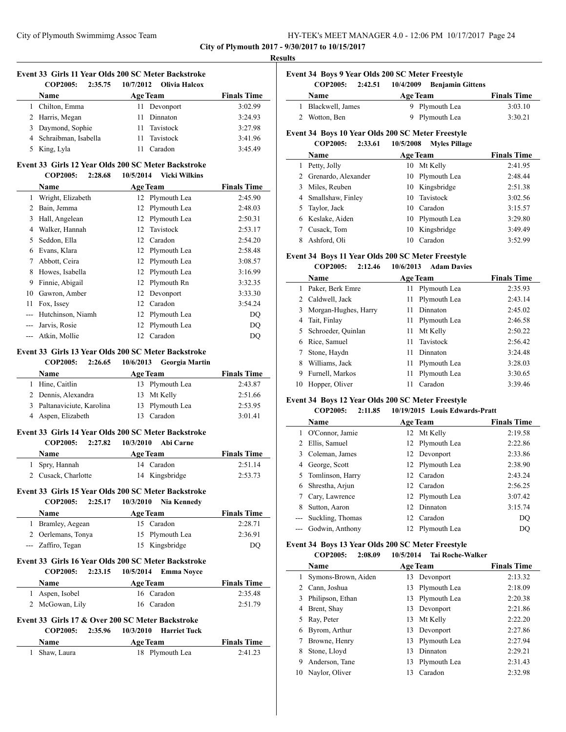**City of Plymouth 2017 - 9/30/2017 to 10/15/2017**

**Results**

### Event 33 Girls 11 Year Olds 200 SC Meter Backstroke

**COP2005: 2:35.75 10/7/2012 Olivia Halcox**

| | Name | Age | Team | Finals Time |
|---|---|---|---|---|
| 1 | Chilton, Emma | 11 | Devonport | 3:02.99 |
| 2 | Harris, Megan | 11 | Dinnaton | 3:24.93 |
| 3 | Daymond, Sophie | 11 | Tavistock | 3:27.98 |
| 4 | Schraibman, Isabella | 11 | Tavistock | 3:41.96 |
| 5 | King, Lyla | 11 | Caradon | 3:45.49 |

### Event 33 Girls 12 Year Olds 200 SC Meter Backstroke

**COP2005: 2:28.68 10/5/2014 Vicki Wilkins**

| | Name | Age | Team | Finals Time |
|---|---|---|---|---|
| 1 | Wright, Elizabeth | 12 | Plymouth Lea | 2:45.90 |
| 2 | Bain, Jemma | 12 | Plymouth Lea | 2:48.03 |
| 3 | Hall, Angelean | 12 | Plymouth Lea | 2:50.31 |
| 4 | Walker, Hannah | 12 | Tavistock | 2:53.17 |
| 5 | Seddon, Ella | 12 | Caradon | 2:54.20 |
| 6 | Evans, Klara | 12 | Plymouth Lea | 2:58.48 |
| 7 | Abbott, Ceira | 12 | Plymouth Lea | 3:08.57 |
| 8 | Howes, Isabella | 12 | Plymouth Lea | 3:16.99 |
| 9 | Finnie, Abigail | 12 | Plymouth Rn | 3:32.35 |
| 10 | Gawron, Amber | 12 | Devonport | 3:33.30 |
| 11 | Fox, Issey | 12 | Caradon | 3:54.24 |
| --- | Hutchinson, Niamh | 12 | Plymouth Lea | DQ |
| --- | Jarvis, Rosie | 12 | Plymouth Lea | DQ |
| --- | Atkin, Mollie | 12 | Caradon | DQ |

### Event 33 Girls 13 Year Olds 200 SC Meter Backstroke

**COP2005: 2:26.65 10/6/2013 Georgia Martin**

| | Name | Age | Team | Finals Time |
|---|---|---|---|---|
| 1 | Hine, Caitlin | 13 | Plymouth Lea | 2:43.87 |
| 2 | Dennis, Alexandra | 13 | Mt Kelly | 2:51.66 |
| 3 | Paltanaviciute, Karolina | 13 | Plymouth Lea | 2:53.95 |
| 4 | Aspen, Elizabeth | 13 | Caradon | 3:01.41 |

### Event 33 Girls 14 Year Olds 200 SC Meter Backstroke

**COP2005: 2:27.82 10/3/2010 Abi Carne**

| | Name | Age | Team | Finals Time |
|---|---|---|---|---|
| 1 | Spry, Hannah | 14 | Caradon | 2:51.14 |
| 2 | Cusack, Charlotte | 14 | Kingsbridge | 2:53.73 |

### Event 33 Girls 15 Year Olds 200 SC Meter Backstroke

**COP2005: 2:25.17 10/3/2010 Nia Kennedy**

| | Name | Age | Team | Finals Time |
|---|---|---|---|---|
| 1 | Bramley, Aegean | 15 | Caradon | 2:28.71 |
| 2 | Oerlemans, Tonya | 15 | Plymouth Lea | 2:36.91 |
| --- | Zaffiro, Tegan | 15 | Kingsbridge | DQ |

### Event 33 Girls 16 Year Olds 200 SC Meter Backstroke

**COP2005: 2:23.15 10/5/2014 Emma Noyce**

| | Name | Age | Team | Finals Time |
|---|---|---|---|---|
| 1 | Aspen, Isobel | 16 | Caradon | 2:35.48 |
| 2 | McGowan, Lily | 16 | Caradon | 2:51.79 |

### Event 33 Girls 17 & Over 200 SC Meter Backstroke

**COP2005: 2:35.96 10/3/2010 Harriet Tuck**

| | Name | Age | Team | Finals Time |
|---|---|---|---|---|
| 1 | Shaw, Laura | 18 | Plymouth Lea | 2:41.23 |

### Event 34 Boys 9 Year Olds 200 SC Meter Freestyle

**COP2005: 2:42.51 10/4/2009 Benjamin Gittens**

| | Name | Age | Team | Finals Time |
|---|---|---|---|---|
| 1 | Blackwell, James | 9 | Plymouth Lea | 3:03.10 |
| 2 | Wotton, Ben | 9 | Plymouth Lea | 3:30.21 |

### Event 34 Boys 10 Year Olds 200 SC Meter Freestyle

**COP2005: 2:33.61 10/5/2008 Myles Pillage**

| | Name | Age | Team | Finals Time |
|---|---|---|---|---|
| 1 | Petty, Jolly | 10 | Mt Kelly | 2:41.95 |
| 2 | Grenardo, Alexander | 10 | Plymouth Lea | 2:48.44 |
| 3 | Miles, Reuben | 10 | Kingsbridge | 2:51.38 |
| 4 | Smallshaw, Finley | 10 | Tavistock | 3:02.56 |
| 5 | Taylor, Jack | 10 | Caradon | 3:15.57 |
| 6 | Keslake, Aiden | 10 | Plymouth Lea | 3:29.80 |
| 7 | Cusack, Tom | 10 | Kingsbridge | 3:49.49 |
| 8 | Ashford, Oli | 10 | Caradon | 3:52.99 |

### Event 34 Boys 11 Year Olds 200 SC Meter Freestyle

**COP2005: 2:12.46 10/6/2013 Adam Davies**

| | Name | Age | Team | Finals Time |
|---|---|---|---|---|
| 1 | Paker, Berk Emre | 11 | Plymouth Lea | 2:35.93 |
| 2 | Caldwell, Jack | 11 | Plymouth Lea | 2:43.14 |
| 3 | Morgan-Hughes, Harry | 11 | Dinnaton | 2:45.02 |
| 4 | Tait, Finlay | 11 | Plymouth Lea | 2:46.58 |
| 5 | Schroeder, Quinlan | 11 | Mt Kelly | 2:50.22 |
| 6 | Rice, Samuel | 11 | Tavistock | 2:56.42 |
| 7 | Stone, Haydn | 11 | Dinnaton | 3:24.48 |
| 8 | Williams, Jack | 11 | Plymouth Lea | 3:28.03 |
| 9 | Furnell, Markos | 11 | Plymouth Lea | 3:30.65 |
| 10 | Hopper, Oliver | 11 | Caradon | 3:39.46 |

### Event 34 Boys 12 Year Olds 200 SC Meter Freestyle

**COP2005: 2:11.85 10/19/2015 Louis Edwards-Pratt**

| | Name | Age | Team | Finals Time |
|---|---|---|---|---|
| 1 | O'Connor, Jamie | 12 | Mt Kelly | 2:19.58 |
| 2 | Ellis, Samuel | 12 | Plymouth Lea | 2:22.86 |
| 3 | Coleman, James | 12 | Devonport | 2:33.86 |
| 4 | George, Scott | 12 | Plymouth Lea | 2:38.90 |
| 5 | Tomlinson, Harry | 12 | Caradon | 2:43.24 |
| 6 | Shrestha, Arjun | 12 | Caradon | 2:56.25 |
| 7 | Cary, Lawrence | 12 | Plymouth Lea | 3:07.42 |
| 8 | Sutton, Aaron | 12 | Dinnaton | 3:15.74 |
| --- | Suckling, Thomas | 12 | Caradon | DQ |
| --- | Godwin, Anthony | 12 | Plymouth Lea | DQ |

### Event 34 Boys 13 Year Olds 200 SC Meter Freestyle

**COP2005: 2:08.09 10/5/2014 Tai Roche-Walker**

| | Name | Age | Team | Finals Time |
|---|---|---|---|---|
| 1 | Symons-Brown, Aiden | 13 | Devonport | 2:13.32 |
| 2 | Cann, Joshua | 13 | Plymouth Lea | 2:18.09 |
| 3 | Philipson, Ethan | 13 | Plymouth Lea | 2:20.38 |
| 4 | Brent, Shay | 13 | Devonport | 2:21.86 |
| 5 | Ray, Peter | 13 | Mt Kelly | 2:22.20 |
| 6 | Byrom, Arthur | 13 | Devonport | 2:27.86 |
| 7 | Browne, Henry | 13 | Plymouth Lea | 2:27.94 |
| 8 | Stone, Lloyd | 13 | Dinnaton | 2:29.21 |
| 9 | Anderson, Tane | 13 | Plymouth Lea | 2:31.43 |
| 10 | Naylor, Oliver | 13 | Caradon | 2:32.98 |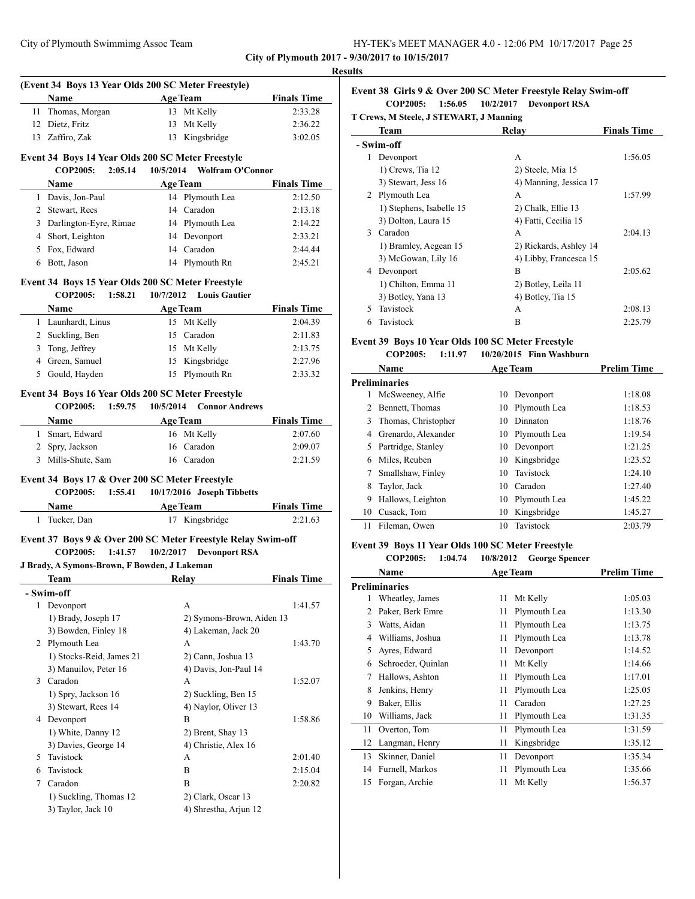## Results

### (Event 34 Boys 13 Year Olds 200 SC Meter Freestyle)

| | Name | Age | Team | Finals Time |
|---|---|---|---|---|
| 11 | Thomas, Morgan | 13 | Mt Kelly | 2:33.28 |
| 12 | Dietz, Fritz | 13 | Mt Kelly | 2:36.22 |
| 13 | Zaffiro, Zak | 13 | Kingsbridge | 3:02.05 |

### Event 34 Boys 14 Year Olds 200 SC Meter Freestyle

**COP2005: 2:05.14 10/5/2014 Wolfram O'Connor**

| | Name | Age | Team | Finals Time |
|---|---|---|---|---|
| 1 | Davis, Jon-Paul | 14 | Plymouth Lea | 2:12.50 |
| 2 | Stewart, Rees | 14 | Caradon | 2:13.18 |
| 3 | Darlington-Eyre, Rimae | 14 | Plymouth Lea | 2:14.22 |
| 4 | Short, Leighton | 14 | Devonport | 2:33.21 |
| 5 | Fox, Edward | 14 | Caradon | 2:44.44 |
| 6 | Bott, Jason | 14 | Plymouth Rn | 2:45.21 |

### Event 34 Boys 15 Year Olds 200 SC Meter Freestyle

**COP2005: 1:58.21 10/7/2012 Louis Gautier**

| | Name | Age | Team | Finals Time |
|---|---|---|---|---|
| 1 | Launhardt, Linus | 15 | Mt Kelly | 2:04.39 |
| 2 | Suckling, Ben | 15 | Caradon | 2:11.83 |
| 3 | Tong, Jeffrey | 15 | Mt Kelly | 2:13.75 |
| 4 | Green, Samuel | 15 | Kingsbridge | 2:27.96 |
| 5 | Gould, Hayden | 15 | Plymouth Rn | 2:33.32 |

### Event 34 Boys 16 Year Olds 200 SC Meter Freestyle

**COP2005: 1:59.75 10/5/2014 Connor Andrews**

| | Name | Age | Team | Finals Time |
|---|---|---|---|---|
| 1 | Smart, Edward | 16 | Mt Kelly | 2:07.60 |
| 2 | Spry, Jackson | 16 | Caradon | 2:09.07 |
| 3 | Mills-Shute, Sam | 16 | Caradon | 2:21.59 |

### Event 34 Boys 17 & Over 200 SC Meter Freestyle

**COP2005: 1:55.41 10/17/2016 Joseph Tibbetts**

| | Name | Age | Team | Finals Time |
|---|---|---|---|---|
| 1 | Tucker, Dan | 17 | Kingsbridge | 2:21.63 |

### Event 37 Boys 9 & Over 200 SC Meter Freestyle Relay Swim-off

**COP2005: 1:41.57 10/2/2017 Devonport RSA**

**J Brady, A Symons-Brown, F Bowden, J Lakeman**

| | Team | Relay | Finals Time |
|---|---|---|---|
| **- Swim-off** | | | |
| 1 | Devonport | A | 1:41.57 |
| | 1) Brady, Joseph 17 | 2) Symons-Brown, Aiden 13 | |
| | 3) Bowden, Finley 18 | 4) Lakeman, Jack 20 | |
| 2 | Plymouth Lea | A | 1:43.70 |
| | 1) Stocks-Reid, James 21 | 2) Cann, Joshua 13 | |
| | 3) Manuilov, Peter 16 | 4) Davis, Jon-Paul 14 | |
| 3 | Caradon | A | 1:52.07 |
| | 1) Spry, Jackson 16 | 2) Suckling, Ben 15 | |
| | 3) Stewart, Rees 14 | 4) Naylor, Oliver 13 | |
| 4 | Devonport | B | 1:58.86 |
| | 1) White, Danny 12 | 2) Brent, Shay 13 | |
| | 3) Davies, George 14 | 4) Christie, Alex 16 | |
| 5 | Tavistock | A | 2:01.40 |
| 6 | Tavistock | B | 2:15.04 |
| 7 | Caradon | B | 2:20.82 |
| | 1) Suckling, Thomas 12 | 2) Clark, Oscar 13 | |
| | 3) Taylor, Jack 10 | 4) Shrestha, Arjun 12 | |

### Event 38 Girls 9 & Over 200 SC Meter Freestyle Relay Swim-off

**COP2005: 1:56.05 10/2/2017 Devonport RSA**

**T Crews, M Steele, J STEWART, J Manning**

| | Team | Relay | Finals Time |
|---|---|---|---|
| **- Swim-off** | | | |
| 1 | Devonport | A | 1:56.05 |
| | 1) Crews, Tia 12 | 2) Steele, Mia 15 | |
| | 3) Stewart, Jess 16 | 4) Manning, Jessica 17 | |
| 2 | Plymouth Lea | A | 1:57.99 |
| | 1) Stephens, Isabelle 15 | 2) Chalk, Ellie 13 | |
| | 3) Dolton, Laura 15 | 4) Fatti, Cecilia 15 | |
| 3 | Caradon | A | 2:04.13 |
| | 1) Bramley, Aegean 15 | 2) Rickards, Ashley 14 | |
| | 3) McGowan, Lily 16 | 4) Libby, Francesca 15 | |
| 4 | Devonport | B | 2:05.62 |
| | 1) Chilton, Emma 11 | 2) Botley, Leila 11 | |
| | 3) Botley, Yana 13 | 4) Botley, Tia 15 | |
| 5 | Tavistock | A | 2:08.13 |
| 6 | Tavistock | B | 2:25.79 |

### Event 39 Boys 10 Year Olds 100 SC Meter Freestyle

**COP2005: 1:11.97 10/20/2015 Finn Washburn**

| | Name | Age | Team | Prelim Time |
|---|---|---|---|---|
| **Preliminaries** | | | | |
| 1 | McSweeney, Alfie | 10 | Devonport | 1:18.08 |
| 2 | Bennett, Thomas | 10 | Plymouth Lea | 1:18.53 |
| 3 | Thomas, Christopher | 10 | Dinnaton | 1:18.76 |
| 4 | Grenardo, Alexander | 10 | Plymouth Lea | 1:19.54 |
| 5 | Partridge, Stanley | 10 | Devonport | 1:21.25 |
| 6 | Miles, Reuben | 10 | Kingsbridge | 1:23.52 |
| 7 | Smallshaw, Finley | 10 | Tavistock | 1:24.10 |
| 8 | Taylor, Jack | 10 | Caradon | 1:27.40 |
| 9 | Hallows, Leighton | 10 | Plymouth Lea | 1:45.22 |
| 10 | Cusack, Tom | 10 | Kingsbridge | 1:45.27 |
| 11 | Fileman, Owen | 10 | Tavistock | 2:03.79 |

### Event 39 Boys 11 Year Olds 100 SC Meter Freestyle

**COP2005: 1:04.74 10/8/2012 George Spencer**

| | Name | Age | Team | Prelim Time |
|---|---|---|---|---|
| **Preliminaries** | | | | |
| 1 | Wheatley, James | 11 | Mt Kelly | 1:05.03 |
| 2 | Paker, Berk Emre | 11 | Plymouth Lea | 1:13.30 |
| 3 | Watts, Aidan | 11 | Plymouth Lea | 1:13.75 |
| 4 | Williams, Joshua | 11 | Plymouth Lea | 1:13.78 |
| 5 | Ayres, Edward | 11 | Devonport | 1:14.52 |
| 6 | Schroeder, Quinlan | 11 | Mt Kelly | 1:14.66 |
| 7 | Hallows, Ashton | 11 | Plymouth Lea | 1:17.01 |
| 8 | Jenkins, Henry | 11 | Plymouth Lea | 1:25.05 |
| 9 | Baker, Ellis | 11 | Caradon | 1:27.25 |
| 10 | Williams, Jack | 11 | Plymouth Lea | 1:31.35 |
| 11 | Overton, Tom | 11 | Plymouth Lea | 1:31.59 |
| 12 | Langman, Henry | 11 | Kingsbridge | 1:35.12 |
| 13 | Skinner, Daniel | 11 | Devonport | 1:35.34 |
| 14 | Furnell, Markos | 11 | Plymouth Lea | 1:35.66 |
| 15 | Forgan, Archie | 11 | Mt Kelly | 1:56.37 |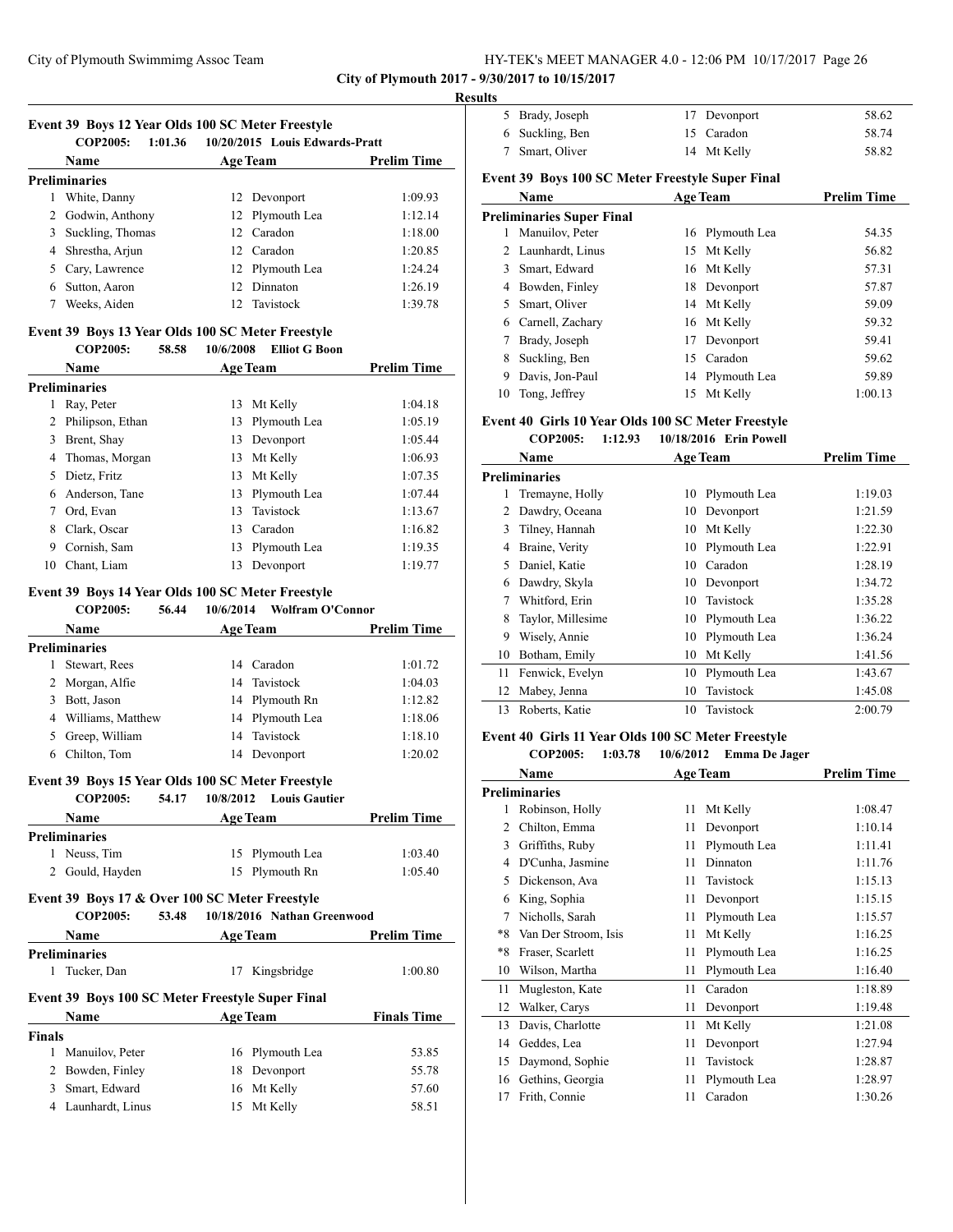**City of Plymouth 2017 - 9/30/2017 to 10/15/2017**

**Results**

### Event 39 Boys 12 Year Olds 100 SC Meter Freestyle

COP2005: 1:01.36 10/20/2015 Louis Edwards-Pratt

| | Name | Age | Team | Prelim Time |
|---|---|---|---|---|
| **Preliminaries** | | | | |
| 1 | White, Danny | 12 | Devonport | 1:09.93 |
| 2 | Godwin, Anthony | 12 | Plymouth Lea | 1:12.14 |
| 3 | Suckling, Thomas | 12 | Caradon | 1:18.00 |
| 4 | Shrestha, Arjun | 12 | Caradon | 1:20.85 |
| 5 | Cary, Lawrence | 12 | Plymouth Lea | 1:24.24 |
| 6 | Sutton, Aaron | 12 | Dinnaton | 1:26.19 |
| 7 | Weeks, Aiden | 12 | Tavistock | 1:39.78 |

### Event 39 Boys 13 Year Olds 100 SC Meter Freestyle

COP2005: 58.58 10/6/2008 Elliot G Boon

| | Name | Age | Team | Prelim Time |
|---|---|---|---|---|
| **Preliminaries** | | | | |
| 1 | Ray, Peter | 13 | Mt Kelly | 1:04.18 |
| 2 | Philipson, Ethan | 13 | Plymouth Lea | 1:05.19 |
| 3 | Brent, Shay | 13 | Devonport | 1:05.44 |
| 4 | Thomas, Morgan | 13 | Mt Kelly | 1:06.93 |
| 5 | Dietz, Fritz | 13 | Mt Kelly | 1:07.35 |
| 6 | Anderson, Tane | 13 | Plymouth Lea | 1:07.44 |
| 7 | Ord, Evan | 13 | Tavistock | 1:13.67 |
| 8 | Clark, Oscar | 13 | Caradon | 1:16.82 |
| 9 | Cornish, Sam | 13 | Plymouth Lea | 1:19.35 |
| 10 | Chant, Liam | 13 | Devonport | 1:19.77 |

### Event 39 Boys 14 Year Olds 100 SC Meter Freestyle

COP2005: 56.44 10/6/2014 Wolfram O'Connor

| | Name | Age | Team | Prelim Time |
|---|---|---|---|---|
| **Preliminaries** | | | | |
| 1 | Stewart, Rees | 14 | Caradon | 1:01.72 |
| 2 | Morgan, Alfie | 14 | Tavistock | 1:04.03 |
| 3 | Bott, Jason | 14 | Plymouth Rn | 1:12.82 |
| 4 | Williams, Matthew | 14 | Plymouth Lea | 1:18.06 |
| 5 | Greep, William | 14 | Tavistock | 1:18.10 |
| 6 | Chilton, Tom | 14 | Devonport | 1:20.02 |

### Event 39 Boys 15 Year Olds 100 SC Meter Freestyle

COP2005: 54.17 10/8/2012 Louis Gautier

| | Name | Age | Team | Prelim Time |
|---|---|---|---|---|
| **Preliminaries** | | | | |
| 1 | Neuss, Tim | 15 | Plymouth Lea | 1:03.40 |
| 2 | Gould, Hayden | 15 | Plymouth Rn | 1:05.40 |

### Event 39 Boys 17 & Over 100 SC Meter Freestyle

COP2005: 53.48 10/18/2016 Nathan Greenwood

| | Name | Age | Team | Prelim Time |
|---|---|---|---|---|
| **Preliminaries** | | | | |
| 1 | Tucker, Dan | 17 | Kingsbridge | 1:00.80 |

### Event 39 Boys 100 SC Meter Freestyle Super Final

| | Name | Age | Team | Finals Time |
|---|---|---|---|---|
| **Finals** | | | | |
| 1 | Manuilov, Peter | 16 | Plymouth Lea | 53.85 |
| 2 | Bowden, Finley | 18 | Devonport | 55.78 |
| 3 | Smart, Edward | 16 | Mt Kelly | 57.60 |
| 4 | Launhardt, Linus | 15 | Mt Kelly | 58.51 |
| 5 | Brady, Joseph | 17 | Devonport | 58.62 |
| 6 | Suckling, Ben | 15 | Caradon | 58.74 |
| 7 | Smart, Oliver | 14 | Mt Kelly | 58.82 |

### Event 39 Boys 100 SC Meter Freestyle Super Final

| | Name | Age | Team | Prelim Time |
|---|---|---|---|---|
| **Preliminaries Super Final** | | | | |
| 1 | Manuilov, Peter | 16 | Plymouth Lea | 54.35 |
| 2 | Launhardt, Linus | 15 | Mt Kelly | 56.82 |
| 3 | Smart, Edward | 16 | Mt Kelly | 57.31 |
| 4 | Bowden, Finley | 18 | Devonport | 57.87 |
| 5 | Smart, Oliver | 14 | Mt Kelly | 59.09 |
| 6 | Carnell, Zachary | 16 | Mt Kelly | 59.32 |
| 7 | Brady, Joseph | 17 | Devonport | 59.41 |
| 8 | Suckling, Ben | 15 | Caradon | 59.62 |
| 9 | Davis, Jon-Paul | 14 | Plymouth Lea | 59.89 |
| 10 | Tong, Jeffrey | 15 | Mt Kelly | 1:00.13 |

### Event 40 Girls 10 Year Olds 100 SC Meter Freestyle

COP2005: 1:12.93 10/18/2016 Erin Powell

| | Name | Age | Team | Prelim Time |
|---|---|---|---|---|
| **Preliminaries** | | | | |
| 1 | Tremayne, Holly | 10 | Plymouth Lea | 1:19.03 |
| 2 | Dawdry, Oceana | 10 | Devonport | 1:21.59 |
| 3 | Tilney, Hannah | 10 | Mt Kelly | 1:22.30 |
| 4 | Braine, Verity | 10 | Plymouth Lea | 1:22.91 |
| 5 | Daniel, Katie | 10 | Caradon | 1:28.19 |
| 6 | Dawdry, Skyla | 10 | Devonport | 1:34.72 |
| 7 | Whitford, Erin | 10 | Tavistock | 1:35.28 |
| 8 | Taylor, Millesime | 10 | Plymouth Lea | 1:36.22 |
| 9 | Wisely, Annie | 10 | Plymouth Lea | 1:36.24 |
| 10 | Botham, Emily | 10 | Mt Kelly | 1:41.56 |
| 11 | Fenwick, Evelyn | 10 | Plymouth Lea | 1:43.67 |
| 12 | Mabey, Jenna | 10 | Tavistock | 1:45.08 |
| 13 | Roberts, Katie | 10 | Tavistock | 2:00.79 |

### Event 40 Girls 11 Year Olds 100 SC Meter Freestyle

COP2005: 1:03.78 10/6/2012 Emma De Jager

| | Name | Age | Team | Prelim Time |
|---|---|---|---|---|
| **Preliminaries** | | | | |
| 1 | Robinson, Holly | 11 | Mt Kelly | 1:08.47 |
| 2 | Chilton, Emma | 11 | Devonport | 1:10.14 |
| 3 | Griffiths, Ruby | 11 | Plymouth Lea | 1:11.41 |
| 4 | D'Cunha, Jasmine | 11 | Dinnaton | 1:11.76 |
| 5 | Dickenson, Ava | 11 | Tavistock | 1:15.13 |
| 6 | King, Sophia | 11 | Devonport | 1:15.15 |
| 7 | Nicholls, Sarah | 11 | Plymouth Lea | 1:15.57 |
| *8 | Van Der Stroom, Isis | 11 | Mt Kelly | 1:16.25 |
| *8 | Fraser, Scarlett | 11 | Plymouth Lea | 1:16.25 |
| 10 | Wilson, Martha | 11 | Plymouth Lea | 1:16.40 |
| 11 | Mugleston, Kate | 11 | Caradon | 1:18.89 |
| 12 | Walker, Carys | 11 | Devonport | 1:19.48 |
| 13 | Davis, Charlotte | 11 | Mt Kelly | 1:21.08 |
| 14 | Geddes, Lea | 11 | Devonport | 1:27.94 |
| 15 | Daymond, Sophie | 11 | Tavistock | 1:28.87 |
| 16 | Gethins, Georgia | 11 | Plymouth Lea | 1:28.97 |
| 17 | Frith, Connie | 11 | Caradon | 1:30.26 |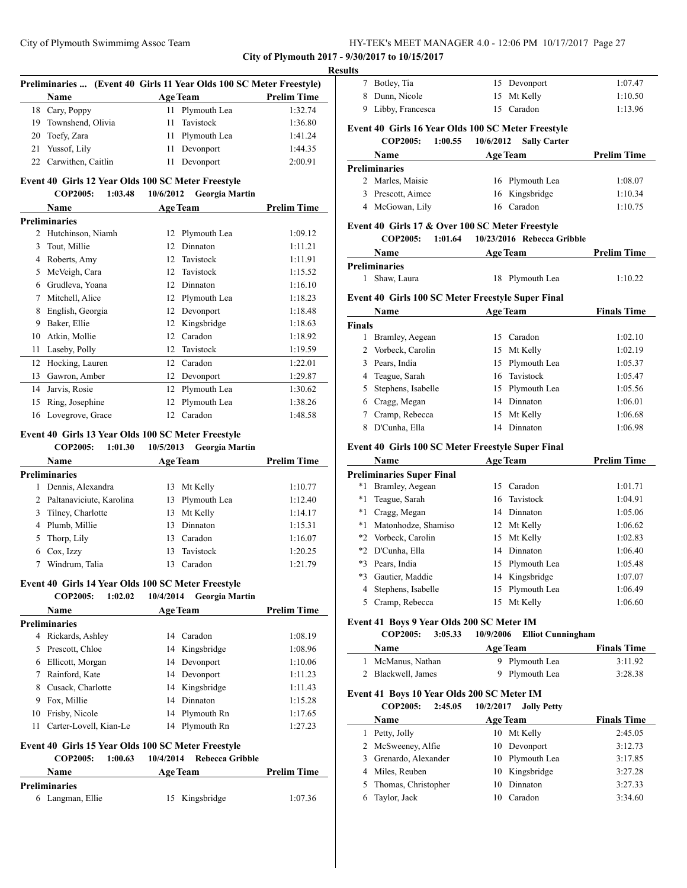**City of Plymouth 2017 - 9/30/2017 to 10/15/2017**

**Results**

### Preliminaries ... (Event 40 Girls 11 Year Olds 100 SC Meter Freestyle)

| | Name | Age | Team | Prelim Time |
|---|---|---|---|---|
| 18 | Cary, Poppy | 11 | Plymouth Lea | 1:32.74 |
| 19 | Townshend, Olivia | 11 | Tavistock | 1:36.80 |
| 20 | Toefy, Zara | 11 | Plymouth Lea | 1:41.24 |
| 21 | Yussof, Lily | 11 | Devonport | 1:44.35 |
| 22 | Carwithen, Caitlin | 11 | Devonport | 2:00.91 |

### Event 40 Girls 12 Year Olds 100 SC Meter Freestyle

**COP2005: 1:03.48 10/6/2012 Georgia Martin**

| | Name | Age | Team | Prelim Time |
|---|---|---|---|---|
| **Preliminaries** | | | | |
| 2 | Hutchinson, Niamh | 12 | Plymouth Lea | 1:09.12 |
| 3 | Tout, Millie | 12 | Dinnaton | 1:11.21 |
| 4 | Roberts, Amy | 12 | Tavistock | 1:11.91 |
| 5 | McVeigh, Cara | 12 | Tavistock | 1:15.52 |
| 6 | Grudleva, Yoana | 12 | Dinnaton | 1:16.10 |
| 7 | Mitchell, Alice | 12 | Plymouth Lea | 1:18.23 |
| 8 | English, Georgia | 12 | Devonport | 1:18.48 |
| 9 | Baker, Ellie | 12 | Kingsbridge | 1:18.63 |
| 10 | Atkin, Mollie | 12 | Caradon | 1:18.92 |
| 11 | Laseby, Polly | 12 | Tavistock | 1:19.59 |
| 12 | Hocking, Lauren | 12 | Caradon | 1:22.01 |
| 13 | Gawron, Amber | 12 | Devonport | 1:29.87 |
| 14 | Jarvis, Rosie | 12 | Plymouth Lea | 1:30.62 |
| 15 | Ring, Josephine | 12 | Plymouth Lea | 1:38.26 |
| 16 | Lovegrove, Grace | 12 | Caradon | 1:48.58 |

### Event 40 Girls 13 Year Olds 100 SC Meter Freestyle

**COP2005: 1:01.30 10/5/2013 Georgia Martin**

| | Name | Age | Team | Prelim Time |
|---|---|---|---|---|
| **Preliminaries** | | | | |
| 1 | Dennis, Alexandra | 13 | Mt Kelly | 1:10.77 |
| 2 | Paltanaviciute, Karolina | 13 | Plymouth Lea | 1:12.40 |
| 3 | Tilney, Charlotte | 13 | Mt Kelly | 1:14.17 |
| 4 | Plumb, Millie | 13 | Dinnaton | 1:15.31 |
| 5 | Thorp, Lily | 13 | Caradon | 1:16.07 |
| 6 | Cox, Izzy | 13 | Tavistock | 1:20.25 |
| 7 | Windrum, Talia | 13 | Caradon | 1:21.79 |

### Event 40 Girls 14 Year Olds 100 SC Meter Freestyle

**COP2005: 1:02.02 10/4/2014 Georgia Martin**

| | Name | Age | Team | Prelim Time |
|---|---|---|---|---|
| **Preliminaries** | | | | |
| 4 | Rickards, Ashley | 14 | Caradon | 1:08.19 |
| 5 | Prescott, Chloe | 14 | Kingsbridge | 1:08.96 |
| 6 | Ellicott, Morgan | 14 | Devonport | 1:10.06 |
| 7 | Rainford, Kate | 14 | Devonport | 1:11.23 |
| 8 | Cusack, Charlotte | 14 | Kingsbridge | 1:11.43 |
| 9 | Fox, Millie | 14 | Dinnaton | 1:15.28 |
| 10 | Frisby, Nicole | 14 | Plymouth Rn | 1:17.65 |
| 11 | Carter-Lovell, Kian-Le | 14 | Plymouth Rn | 1:27.23 |

### Event 40 Girls 15 Year Olds 100 SC Meter Freestyle

**COP2005: 1:00.63 10/4/2014 Rebecca Gribble**

| | Name | Age | Team | Prelim Time |
|---|---|---|---|---|
| **Preliminaries** | | | | |
| 6 | Langman, Ellie | 15 | Kingsbridge | 1:07.36 |
| 7 | Botley, Tia | 15 | Devonport | 1:07.47 |
| 8 | Dunn, Nicole | 15 | Mt Kelly | 1:10.50 |
| 9 | Libby, Francesca | 15 | Caradon | 1:13.96 |

### Event 40 Girls 16 Year Olds 100 SC Meter Freestyle

**COP2005: 1:00.55 10/6/2012 Sally Carter**

| | Name | Age | Team | Prelim Time |
|---|---|---|---|---|
| **Preliminaries** | | | | |
| 2 | Marles, Maisie | 16 | Plymouth Lea | 1:08.07 |
| 3 | Prescott, Aimee | 16 | Kingsbridge | 1:10.34 |
| 4 | McGowan, Lily | 16 | Caradon | 1:10.75 |

### Event 40 Girls 17 & Over 100 SC Meter Freestyle

**COP2005: 1:01.64 10/23/2016 Rebecca Gribble**

| | Name | Age | Team | Prelim Time |
|---|---|---|---|---|
| **Preliminaries** | | | | |
| 1 | Shaw, Laura | 18 | Plymouth Lea | 1:10.22 |

### Event 40 Girls 100 SC Meter Freestyle Super Final

| | Name | Age | Team | Finals Time |
|---|---|---|---|---|
| **Finals** | | | | |
| 1 | Bramley, Aegean | 15 | Caradon | 1:02.10 |
| 2 | Vorbeck, Carolin | 15 | Mt Kelly | 1:02.19 |
| 3 | Pears, India | 15 | Plymouth Lea | 1:05.37 |
| 4 | Teague, Sarah | 16 | Tavistock | 1:05.47 |
| 5 | Stephens, Isabelle | 15 | Plymouth Lea | 1:05.56 |
| 6 | Cragg, Megan | 14 | Dinnaton | 1:06.01 |
| 7 | Cramp, Rebecca | 15 | Mt Kelly | 1:06.68 |
| 8 | D'Cunha, Ella | 14 | Dinnaton | 1:06.98 |

### Event 40 Girls 100 SC Meter Freestyle Super Final

| | Name | Age | Team | Prelim Time |
|---|---|---|---|---|
| **Preliminaries Super Final** | | | | |
| *1 | Bramley, Aegean | 15 | Caradon | 1:01.71 |
| *1 | Teague, Sarah | 16 | Tavistock | 1:04.91 |
| *1 | Cragg, Megan | 14 | Dinnaton | 1:05.06 |
| *1 | Matonhodze, Shamiso | 12 | Mt Kelly | 1:06.62 |
| *2 | Vorbeck, Carolin | 15 | Mt Kelly | 1:02.83 |
| *2 | D'Cunha, Ella | 14 | Dinnaton | 1:06.40 |
| *3 | Pears, India | 15 | Plymouth Lea | 1:05.48 |
| *3 | Gautier, Maddie | 14 | Kingsbridge | 1:07.07 |
| 4 | Stephens, Isabelle | 15 | Plymouth Lea | 1:06.49 |
| 5 | Cramp, Rebecca | 15 | Mt Kelly | 1:06.60 |

### Event 41 Boys 9 Year Olds 200 SC Meter IM

**COP2005: 3:05.33 10/9/2006 Elliot Cunningham**

| | Name | Age | Team | Finals Time |
|---|---|---|---|---|
| 1 | McManus, Nathan | 9 | Plymouth Lea | 3:11.92 |
| 2 | Blackwell, James | 9 | Plymouth Lea | 3:28.38 |

### Event 41 Boys 10 Year Olds 200 SC Meter IM

**COP2005: 2:45.05 10/2/2017 Jolly Petty**

| | Name | Age | Team | Finals Time |
|---|---|---|---|---|
| 1 | Petty, Jolly | 10 | Mt Kelly | 2:45.05 |
| 2 | McSweeney, Alfie | 10 | Devonport | 3:12.73 |
| 3 | Grenardo, Alexander | 10 | Plymouth Lea | 3:17.85 |
| 4 | Miles, Reuben | 10 | Kingsbridge | 3:27.28 |
| 5 | Thomas, Christopher | 10 | Dinnaton | 3:27.33 |
| 6 | Taylor, Jack | 10 | Caradon | 3:34.60 |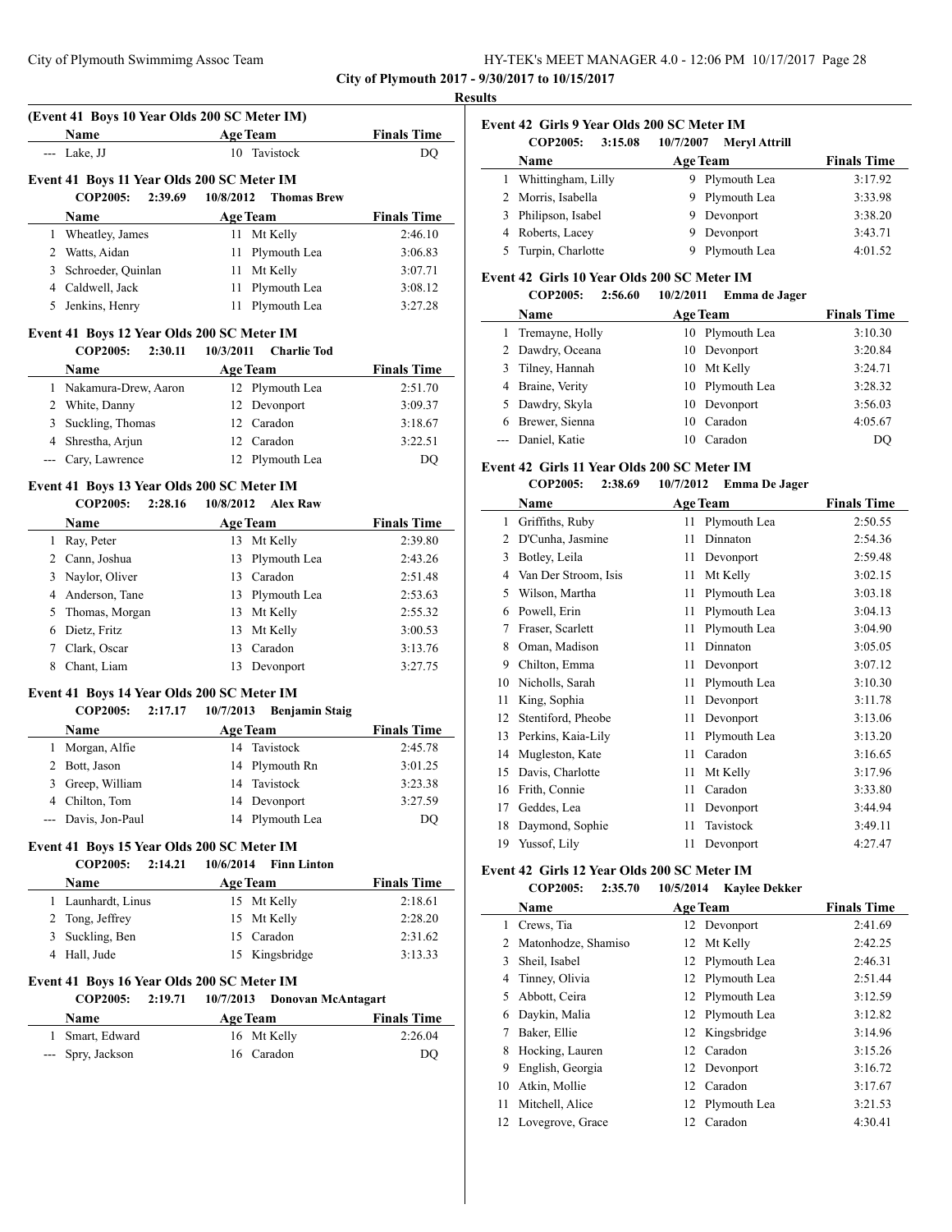**City of Plymouth 2017 - 9/30/2017 to 10/15/2017**

**Results**

### (Event 41 Boys 10 Year Olds 200 SC Meter IM)

| | Name | Age | Team | Finals Time |
|---|---|---|---|---|
| --- | Lake, JJ | 10 | Tavistock | DQ |

### Event 41 Boys 11 Year Olds 200 SC Meter IM

COP2005: 2:39.69 10/8/2012 Thomas Brew

| | Name | Age | Team | Finals Time |
|---|---|---|---|---|
| 1 | Wheatley, James | 11 | Mt Kelly | 2:46.10 |
| 2 | Watts, Aidan | 11 | Plymouth Lea | 3:06.83 |
| 3 | Schroeder, Quinlan | 11 | Mt Kelly | 3:07.71 |
| 4 | Caldwell, Jack | 11 | Plymouth Lea | 3:08.12 |
| 5 | Jenkins, Henry | 11 | Plymouth Lea | 3:27.28 |

### Event 41 Boys 12 Year Olds 200 SC Meter IM

COP2005: 2:30.11 10/3/2011 Charlie Tod

| | Name | Age | Team | Finals Time |
|---|---|---|---|---|
| 1 | Nakamura-Drew, Aaron | 12 | Plymouth Lea | 2:51.70 |
| 2 | White, Danny | 12 | Devonport | 3:09.37 |
| 3 | Suckling, Thomas | 12 | Caradon | 3:18.67 |
| 4 | Shrestha, Arjun | 12 | Caradon | 3:22.51 |
| --- | Cary, Lawrence | 12 | Plymouth Lea | DQ |

### Event 41 Boys 13 Year Olds 200 SC Meter IM

COP2005: 2:28.16 10/8/2012 Alex Raw

| | Name | Age | Team | Finals Time |
|---|---|---|---|---|
| 1 | Ray, Peter | 13 | Mt Kelly | 2:39.80 |
| 2 | Cann, Joshua | 13 | Plymouth Lea | 2:43.26 |
| 3 | Naylor, Oliver | 13 | Caradon | 2:51.48 |
| 4 | Anderson, Tane | 13 | Plymouth Lea | 2:53.63 |
| 5 | Thomas, Morgan | 13 | Mt Kelly | 2:55.32 |
| 6 | Dietz, Fritz | 13 | Mt Kelly | 3:00.53 |
| 7 | Clark, Oscar | 13 | Caradon | 3:13.76 |
| 8 | Chant, Liam | 13 | Devonport | 3:27.75 |

### Event 41 Boys 14 Year Olds 200 SC Meter IM

COP2005: 2:17.17 10/7/2013 Benjamin Staig

| | Name | Age | Team | Finals Time |
|---|---|---|---|---|
| 1 | Morgan, Alfie | 14 | Tavistock | 2:45.78 |
| 2 | Bott, Jason | 14 | Plymouth Rn | 3:01.25 |
| 3 | Greep, William | 14 | Tavistock | 3:23.38 |
| 4 | Chilton, Tom | 14 | Devonport | 3:27.59 |
| --- | Davis, Jon-Paul | 14 | Plymouth Lea | DQ |

### Event 41 Boys 15 Year Olds 200 SC Meter IM

COP2005: 2:14.21 10/6/2014 Finn Linton

| | Name | Age | Team | Finals Time |
|---|---|---|---|---|
| 1 | Launhardt, Linus | 15 | Mt Kelly | 2:18.61 |
| 2 | Tong, Jeffrey | 15 | Mt Kelly | 2:28.20 |
| 3 | Suckling, Ben | 15 | Caradon | 2:31.62 |
| 4 | Hall, Jude | 15 | Kingsbridge | 3:13.33 |

### Event 41 Boys 16 Year Olds 200 SC Meter IM

COP2005: 2:19.71 10/7/2013 Donovan McAntagart

| | Name | Age | Team | Finals Time |
|---|---|---|---|---|
| 1 | Smart, Edward | 16 | Mt Kelly | 2:26.04 |
| --- | Spry, Jackson | 16 | Caradon | DQ |

### Event 42 Girls 9 Year Olds 200 SC Meter IM

COP2005: 3:15.08 10/7/2007 Meryl Attrill

| | Name | Age | Team | Finals Time |
|---|---|---|---|---|
| 1 | Whittingham, Lilly | 9 | Plymouth Lea | 3:17.92 |
| 2 | Morris, Isabella | 9 | Plymouth Lea | 3:33.98 |
| 3 | Philipson, Isabel | 9 | Devonport | 3:38.20 |
| 4 | Roberts, Lacey | 9 | Devonport | 3:43.71 |
| 5 | Turpin, Charlotte | 9 | Plymouth Lea | 4:01.52 |

### Event 42 Girls 10 Year Olds 200 SC Meter IM

COP2005: 2:56.60 10/2/2011 Emma de Jager

| | Name | Age | Team | Finals Time |
|---|---|---|---|---|
| 1 | Tremayne, Holly | 10 | Plymouth Lea | 3:10.30 |
| 2 | Dawdry, Oceana | 10 | Devonport | 3:20.84 |
| 3 | Tilney, Hannah | 10 | Mt Kelly | 3:24.71 |
| 4 | Braine, Verity | 10 | Plymouth Lea | 3:28.32 |
| 5 | Dawdry, Skyla | 10 | Devonport | 3:56.03 |
| 6 | Brewer, Sienna | 10 | Caradon | 4:05.67 |
| --- | Daniel, Katie | 10 | Caradon | DQ |

### Event 42 Girls 11 Year Olds 200 SC Meter IM

COP2005: 2:38.69 10/7/2012 Emma De Jager

| | Name | Age | Team | Finals Time |
|---|---|---|---|---|
| 1 | Griffiths, Ruby | 11 | Plymouth Lea | 2:50.55 |
| 2 | D'Cunha, Jasmine | 11 | Dinnaton | 2:54.36 |
| 3 | Botley, Leila | 11 | Devonport | 2:59.48 |
| 4 | Van Der Stroom, Isis | 11 | Mt Kelly | 3:02.15 |
| 5 | Wilson, Martha | 11 | Plymouth Lea | 3:03.18 |
| 6 | Powell, Erin | 11 | Plymouth Lea | 3:04.13 |
| 7 | Fraser, Scarlett | 11 | Plymouth Lea | 3:04.90 |
| 8 | Oman, Madison | 11 | Dinnaton | 3:05.05 |
| 9 | Chilton, Emma | 11 | Devonport | 3:07.12 |
| 10 | Nicholls, Sarah | 11 | Plymouth Lea | 3:10.30 |
| 11 | King, Sophia | 11 | Devonport | 3:11.78 |
| 12 | Stentiford, Pheobe | 11 | Devonport | 3:13.06 |
| 13 | Perkins, Kaia-Lily | 11 | Plymouth Lea | 3:13.20 |
| 14 | Mugleston, Kate | 11 | Caradon | 3:16.65 |
| 15 | Davis, Charlotte | 11 | Mt Kelly | 3:17.96 |
| 16 | Frith, Connie | 11 | Caradon | 3:33.80 |
| 17 | Geddes, Lea | 11 | Devonport | 3:44.94 |
| 18 | Daymond, Sophie | 11 | Tavistock | 3:49.11 |
| 19 | Yussof, Lily | 11 | Devonport | 4:27.47 |

### Event 42 Girls 12 Year Olds 200 SC Meter IM

COP2005: 2:35.70 10/5/2014 Kaylee Dekker

| | Name | Age | Team | Finals Time |
|---|---|---|---|---|
| 1 | Crews, Tia | 12 | Devonport | 2:41.69 |
| 2 | Matonhodze, Shamiso | 12 | Mt Kelly | 2:42.25 |
| 3 | Sheil, Isabel | 12 | Plymouth Lea | 2:46.31 |
| 4 | Tinney, Olivia | 12 | Plymouth Lea | 2:51.44 |
| 5 | Abbott, Ceira | 12 | Plymouth Lea | 3:12.59 |
| 6 | Daykin, Malia | 12 | Plymouth Lea | 3:12.82 |
| 7 | Baker, Ellie | 12 | Kingsbridge | 3:14.96 |
| 8 | Hocking, Lauren | 12 | Caradon | 3:15.26 |
| 9 | English, Georgia | 12 | Devonport | 3:16.72 |
| 10 | Atkin, Mollie | 12 | Caradon | 3:17.67 |
| 11 | Mitchell, Alice | 12 | Plymouth Lea | 3:21.53 |
| 12 | Lovegrove, Grace | 12 | Caradon | 4:30.41 |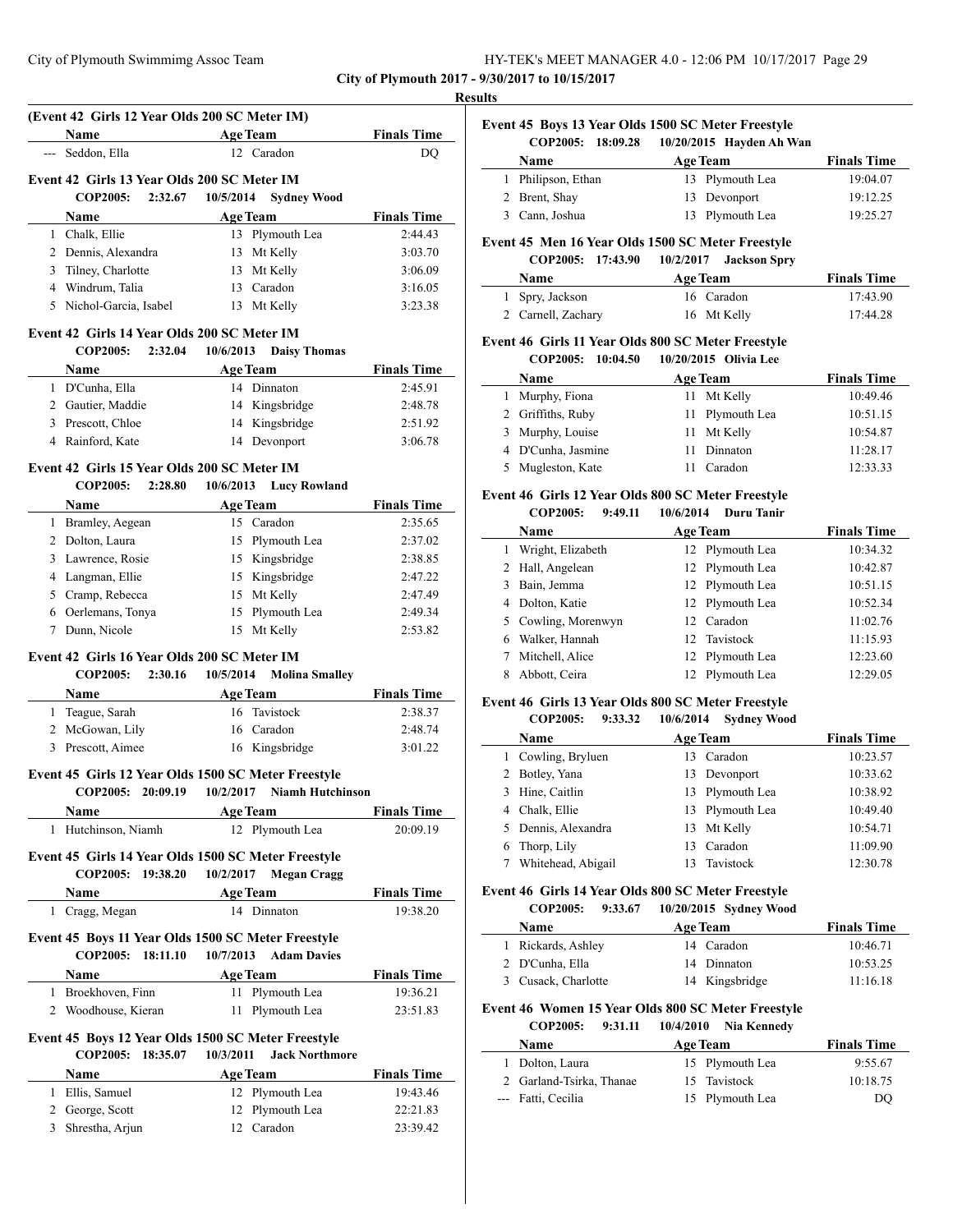**City of Plymouth 2017 - 9/30/2017 to 10/15/2017**

**Results**

### (Event 42 Girls 12 Year Olds 200 SC Meter IM)

| | Name | Age | Team | Finals Time |
|---|---|---|---|---|
| --- | Seddon, Ella | 12 | Caradon | DQ |

### Event 42 Girls 13 Year Olds 200 SC Meter IM

COP2005: 2:32.67 10/5/2014 Sydney Wood

| | Name | Age | Team | Finals Time |
|---|---|---|---|---|
| 1 | Chalk, Ellie | 13 | Plymouth Lea | 2:44.43 |
| 2 | Dennis, Alexandra | 13 | Mt Kelly | 3:03.70 |
| 3 | Tilney, Charlotte | 13 | Mt Kelly | 3:06.09 |
| 4 | Windrum, Talia | 13 | Caradon | 3:16.05 |
| 5 | Nichol-Garcia, Isabel | 13 | Mt Kelly | 3:23.38 |

### Event 42 Girls 14 Year Olds 200 SC Meter IM

COP2005: 2:32.04 10/6/2013 Daisy Thomas

| | Name | Age | Team | Finals Time |
|---|---|---|---|---|
| 1 | D'Cunha, Ella | 14 | Dinnaton | 2:45.91 |
| 2 | Gautier, Maddie | 14 | Kingsbridge | 2:48.78 |
| 3 | Prescott, Chloe | 14 | Kingsbridge | 2:51.92 |
| 4 | Rainford, Kate | 14 | Devonport | 3:06.78 |

### Event 42 Girls 15 Year Olds 200 SC Meter IM

COP2005: 2:28.80 10/6/2013 Lucy Rowland

| | Name | Age | Team | Finals Time |
|---|---|---|---|---|
| 1 | Bramley, Aegean | 15 | Caradon | 2:35.65 |
| 2 | Dolton, Laura | 15 | Plymouth Lea | 2:37.02 |
| 3 | Lawrence, Rosie | 15 | Kingsbridge | 2:38.85 |
| 4 | Langman, Ellie | 15 | Kingsbridge | 2:47.22 |
| 5 | Cramp, Rebecca | 15 | Mt Kelly | 2:47.49 |
| 6 | Oerlemans, Tonya | 15 | Plymouth Lea | 2:49.34 |
| 7 | Dunn, Nicole | 15 | Mt Kelly | 2:53.82 |

### Event 42 Girls 16 Year Olds 200 SC Meter IM

COP2005: 2:30.16 10/5/2014 Molina Smalley

| | Name | Age | Team | Finals Time |
|---|---|---|---|---|
| 1 | Teague, Sarah | 16 | Tavistock | 2:38.37 |
| 2 | McGowan, Lily | 16 | Caradon | 2:48.74 |
| 3 | Prescott, Aimee | 16 | Kingsbridge | 3:01.22 |

### Event 45 Girls 12 Year Olds 1500 SC Meter Freestyle

COP2005: 20:09.19 10/2/2017 Niamh Hutchinson

| | Name | Age | Team | Finals Time |
|---|---|---|---|---|
| 1 | Hutchinson, Niamh | 12 | Plymouth Lea | 20:09.19 |

### Event 45 Girls 14 Year Olds 1500 SC Meter Freestyle

COP2005: 19:38.20 10/2/2017 Megan Cragg

| | Name | Age | Team | Finals Time |
|---|---|---|---|---|
| 1 | Cragg, Megan | 14 | Dinnaton | 19:38.20 |

### Event 45 Boys 11 Year Olds 1500 SC Meter Freestyle

COP2005: 18:11.10 10/7/2013 Adam Davies

| | Name | Age | Team | Finals Time |
|---|---|---|---|---|
| 1 | Broekhoven, Finn | 11 | Plymouth Lea | 19:36.21 |
| 2 | Woodhouse, Kieran | 11 | Plymouth Lea | 23:51.83 |

### Event 45 Boys 12 Year Olds 1500 SC Meter Freestyle

COP2005: 18:35.07 10/3/2011 Jack Northmore

| | Name | Age | Team | Finals Time |
|---|---|---|---|---|
| 1 | Ellis, Samuel | 12 | Plymouth Lea | 19:43.46 |
| 2 | George, Scott | 12 | Plymouth Lea | 22:21.83 |
| 3 | Shrestha, Arjun | 12 | Caradon | 23:39.42 |

### Event 45 Boys 13 Year Olds 1500 SC Meter Freestyle

COP2005: 18:09.28 10/20/2015 Hayden Ah Wan

| | Name | Age | Team | Finals Time |
|---|---|---|---|---|
| 1 | Philipson, Ethan | 13 | Plymouth Lea | 19:04.07 |
| 2 | Brent, Shay | 13 | Devonport | 19:12.25 |
| 3 | Cann, Joshua | 13 | Plymouth Lea | 19:25.27 |

### Event 45 Men 16 Year Olds 1500 SC Meter Freestyle

COP2005: 17:43.90 10/2/2017 Jackson Spry

| | Name | Age | Team | Finals Time |
|---|---|---|---|---|
| 1 | Spry, Jackson | 16 | Caradon | 17:43.90 |
| 2 | Carnell, Zachary | 16 | Mt Kelly | 17:44.28 |

### Event 46 Girls 11 Year Olds 800 SC Meter Freestyle

COP2005: 10:04.50 10/20/2015 Olivia Lee

| | Name | Age | Team | Finals Time |
|---|---|---|---|---|
| 1 | Murphy, Fiona | 11 | Mt Kelly | 10:49.46 |
| 2 | Griffiths, Ruby | 11 | Plymouth Lea | 10:51.15 |
| 3 | Murphy, Louise | 11 | Mt Kelly | 10:54.87 |
| 4 | D'Cunha, Jasmine | 11 | Dinnaton | 11:28.17 |
| 5 | Mugleston, Kate | 11 | Caradon | 12:33.33 |

### Event 46 Girls 12 Year Olds 800 SC Meter Freestyle

COP2005: 9:49.11 10/6/2014 Duru Tanir

| | Name | Age | Team | Finals Time |
|---|---|---|---|---|
| 1 | Wright, Elizabeth | 12 | Plymouth Lea | 10:34.32 |
| 2 | Hall, Angelean | 12 | Plymouth Lea | 10:42.87 |
| 3 | Bain, Jemma | 12 | Plymouth Lea | 10:51.15 |
| 4 | Dolton, Katie | 12 | Plymouth Lea | 10:52.34 |
| 5 | Cowling, Morenwyn | 12 | Caradon | 11:02.76 |
| 6 | Walker, Hannah | 12 | Tavistock | 11:15.93 |
| 7 | Mitchell, Alice | 12 | Plymouth Lea | 12:23.60 |
| 8 | Abbott, Ceira | 12 | Plymouth Lea | 12:29.05 |

### Event 46 Girls 13 Year Olds 800 SC Meter Freestyle

COP2005: 9:33.32 10/6/2014 Sydney Wood

| | Name | Age | Team | Finals Time |
|---|---|---|---|---|
| 1 | Cowling, Bryluen | 13 | Caradon | 10:23.57 |
| 2 | Botley, Yana | 13 | Devonport | 10:33.62 |
| 3 | Hine, Caitlin | 13 | Plymouth Lea | 10:38.92 |
| 4 | Chalk, Ellie | 13 | Plymouth Lea | 10:49.40 |
| 5 | Dennis, Alexandra | 13 | Mt Kelly | 10:54.71 |
| 6 | Thorp, Lily | 13 | Caradon | 11:09.90 |
| 7 | Whitehead, Abigail | 13 | Tavistock | 12:30.78 |

### Event 46 Girls 14 Year Olds 800 SC Meter Freestyle

COP2005: 9:33.67 10/20/2015 Sydney Wood

| | Name | Age | Team | Finals Time |
|---|---|---|---|---|
| 1 | Rickards, Ashley | 14 | Caradon | 10:46.71 |
| 2 | D'Cunha, Ella | 14 | Dinnaton | 10:53.25 |
| 3 | Cusack, Charlotte | 14 | Kingsbridge | 11:16.18 |

### Event 46 Women 15 Year Olds 800 SC Meter Freestyle

COP2005: 9:31.11 10/4/2010 Nia Kennedy

| | Name | Age | Team | Finals Time |
|---|---|---|---|---|
| 1 | Dolton, Laura | 15 | Plymouth Lea | 9:55.67 |
| 2 | Garland-Tsirka, Thanae | 15 | Tavistock | 10:18.75 |
| --- | Fatti, Cecilia | 15 | Plymouth Lea | DQ |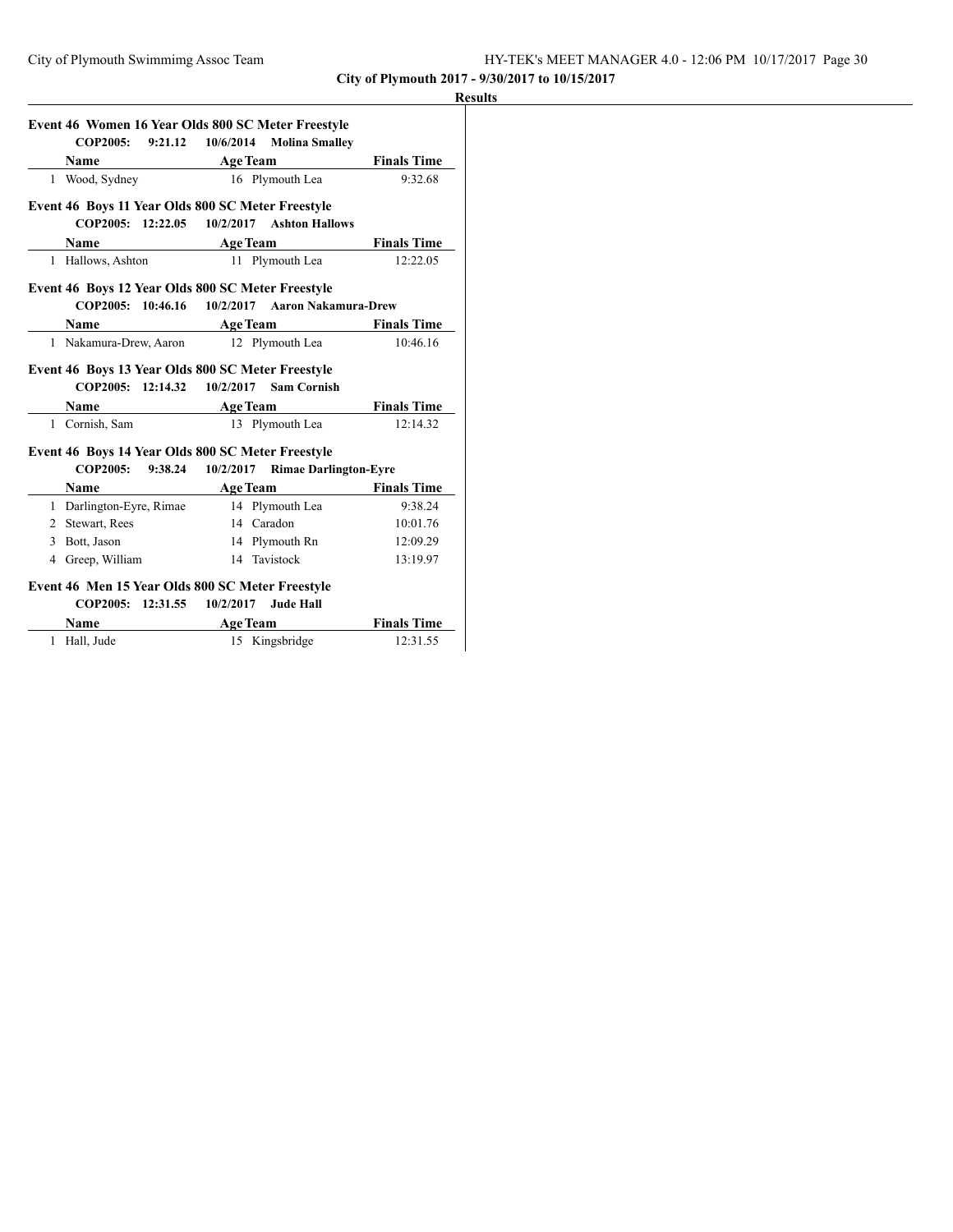**Results**

### Event 46 Women 16 Year Olds 800 SC Meter Freestyle

**COP2005: 9:21.12 10/6/2014 Molina Smalley**

| | Name | Age | Team | Finals Time |
|---|---|---|---|---|
| 1 | Wood, Sydney | 16 | Plymouth Lea | 9:32.68 |

### Event 46 Boys 11 Year Olds 800 SC Meter Freestyle

**COP2005: 12:22.05 10/2/2017 Ashton Hallows**

| | Name | Age | Team | Finals Time |
|---|---|---|---|---|
| 1 | Hallows, Ashton | 11 | Plymouth Lea | 12:22.05 |

### Event 46 Boys 12 Year Olds 800 SC Meter Freestyle

**COP2005: 10:46.16 10/2/2017 Aaron Nakamura-Drew**

| | Name | Age | Team | Finals Time |
|---|---|---|---|---|
| 1 | Nakamura-Drew, Aaron | 12 | Plymouth Lea | 10:46.16 |

### Event 46 Boys 13 Year Olds 800 SC Meter Freestyle

**COP2005: 12:14.32 10/2/2017 Sam Cornish**

| | Name | Age | Team | Finals Time |
|---|---|---|---|---|
| 1 | Cornish, Sam | 13 | Plymouth Lea | 12:14.32 |

### Event 46 Boys 14 Year Olds 800 SC Meter Freestyle

**COP2005: 9:38.24 10/2/2017 Rimae Darlington-Eyre**

| | Name | Age | Team | Finals Time |
|---|---|---|---|---|
| 1 | Darlington-Eyre, Rimae | 14 | Plymouth Lea | 9:38.24 |
| 2 | Stewart, Rees | 14 | Caradon | 10:01.76 |
| 3 | Bott, Jason | 14 | Plymouth Rn | 12:09.29 |
| 4 | Greep, William | 14 | Tavistock | 13:19.97 |

### Event 46 Men 15 Year Olds 800 SC Meter Freestyle

**COP2005: 12:31.55 10/2/2017 Jude Hall**

| | Name | Age | Team | Finals Time |
|---|---|---|---|---|
| 1 | Hall, Jude | 15 | Kingsbridge | 12:31.55 |